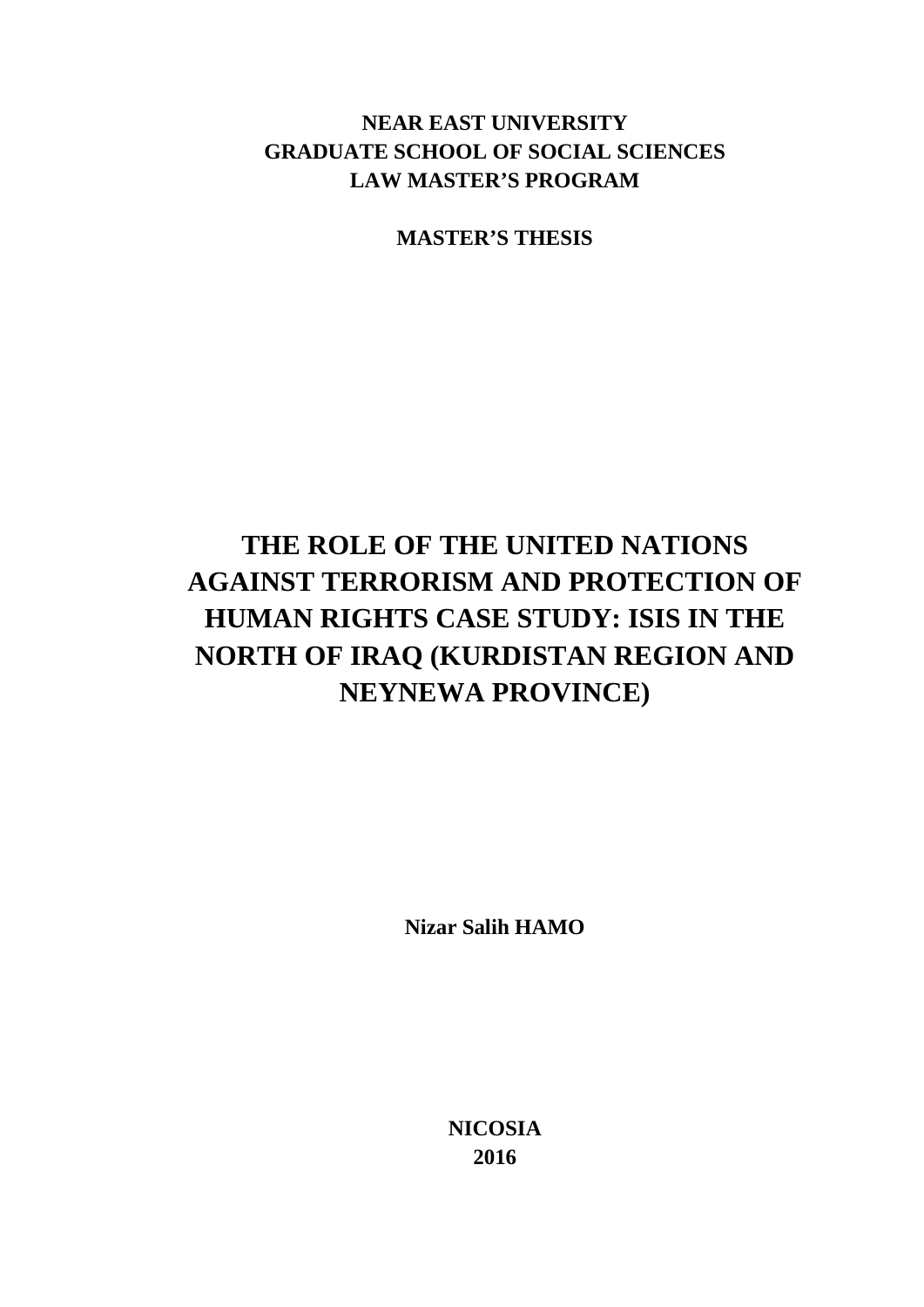**NEAR EAST UNIVERSITY**
**GRADUATE SCHOOL OF SOCIAL SCIENCES**
**LAW MASTER'S PROGRAM**

**MASTER'S THESIS**

# THE ROLE OF THE UNITED NATIONS AGAINST TERRORISM AND PROTECTION OF HUMAN RIGHTS CASE STUDY: ISIS IN THE NORTH OF IRAQ (KURDISTAN REGION AND NEYNEWA PROVINCE)

**Nizar Salih HAMO**

**NICOSIA**
**2016**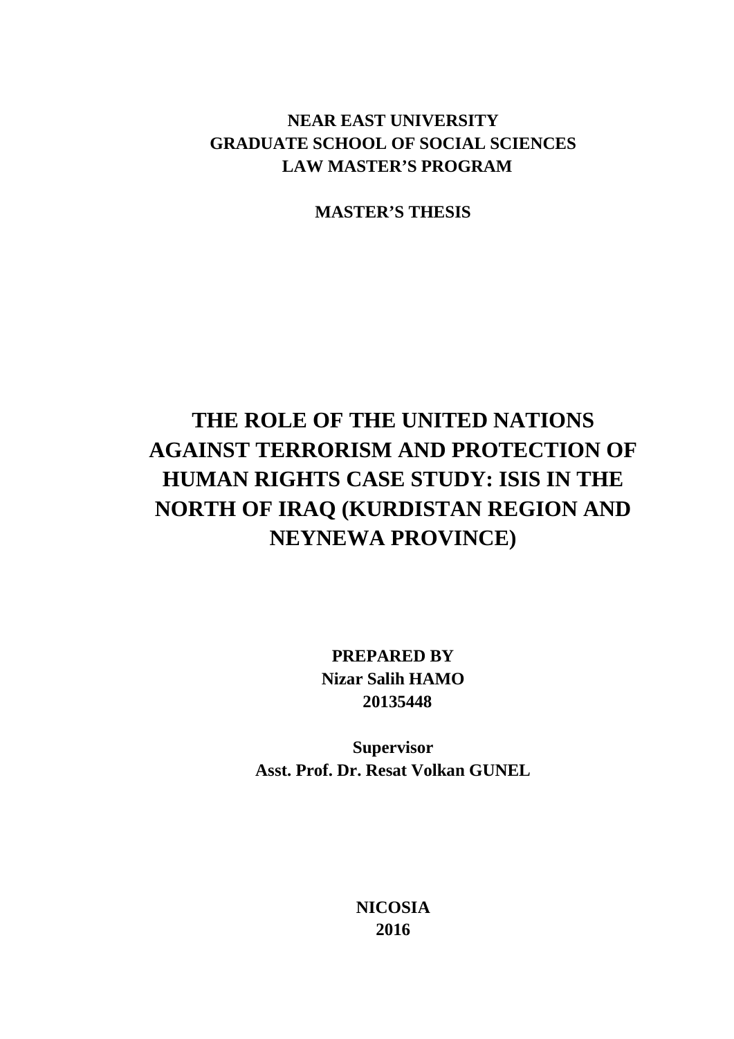**NEAR EAST UNIVERSITY**
**GRADUATE SCHOOL OF SOCIAL SCIENCES**
**LAW MASTER'S PROGRAM**

**MASTER'S THESIS**

# THE ROLE OF THE UNITED NATIONS AGAINST TERRORISM AND PROTECTION OF HUMAN RIGHTS CASE STUDY: ISIS IN THE NORTH OF IRAQ (KURDISTAN REGION AND NEYNEWA PROVINCE)

**PREPARED BY**
**Nizar Salih HAMO**
**20135448**

**Supervisor**
**Asst. Prof. Dr. Resat Volkan GUNEL**

**NICOSIA**
**2016**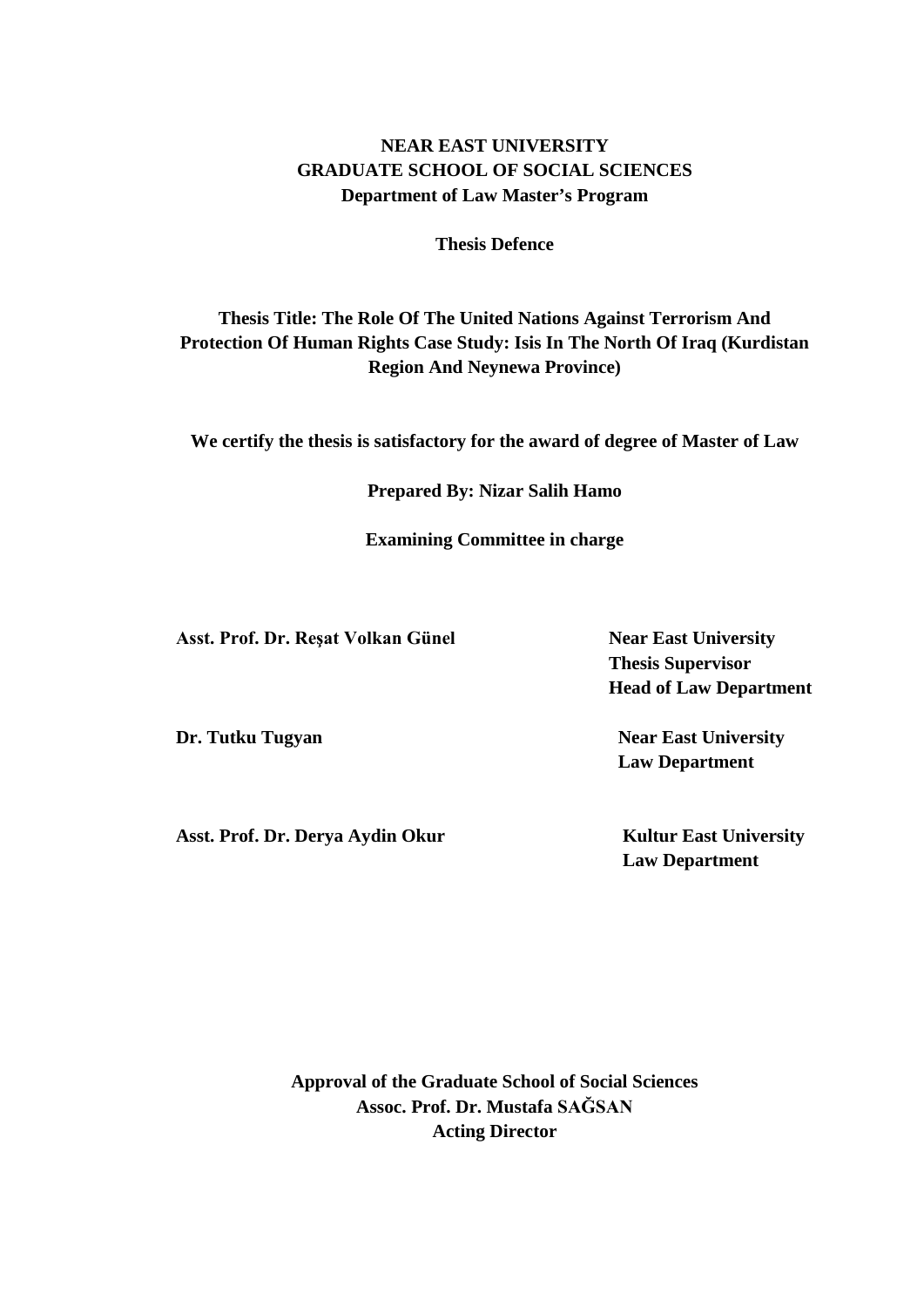**NEAR EAST UNIVERSITY**
**GRADUATE SCHOOL OF SOCIAL SCIENCES**
**Department of Law Master's Program**

**Thesis Defence**

**Thesis Title: The Role Of The United Nations Against Terrorism And Protection Of Human Rights Case Study: Isis In The North Of Iraq (Kurdistan Region And Neynewa Province)**

**We certify the thesis is satisfactory for the award of degree of Master of Law**

**Prepared By: Nizar Salih Hamo**

**Examining Committee in charge**

**Asst. Prof. Dr. Reşat Volkan Günel** — **Near East University**, **Thesis Supervisor**, **Head of Law Department**

**Dr. Tutku Tugyan** — **Near East University**, **Law Department**

**Asst. Prof. Dr. Derya Aydin Okur** — **Kultur East University**, **Law Department**

**Approval of the Graduate School of Social Sciences**
**Assoc. Prof. Dr. Mustafa SAĞSAN**
**Acting Director**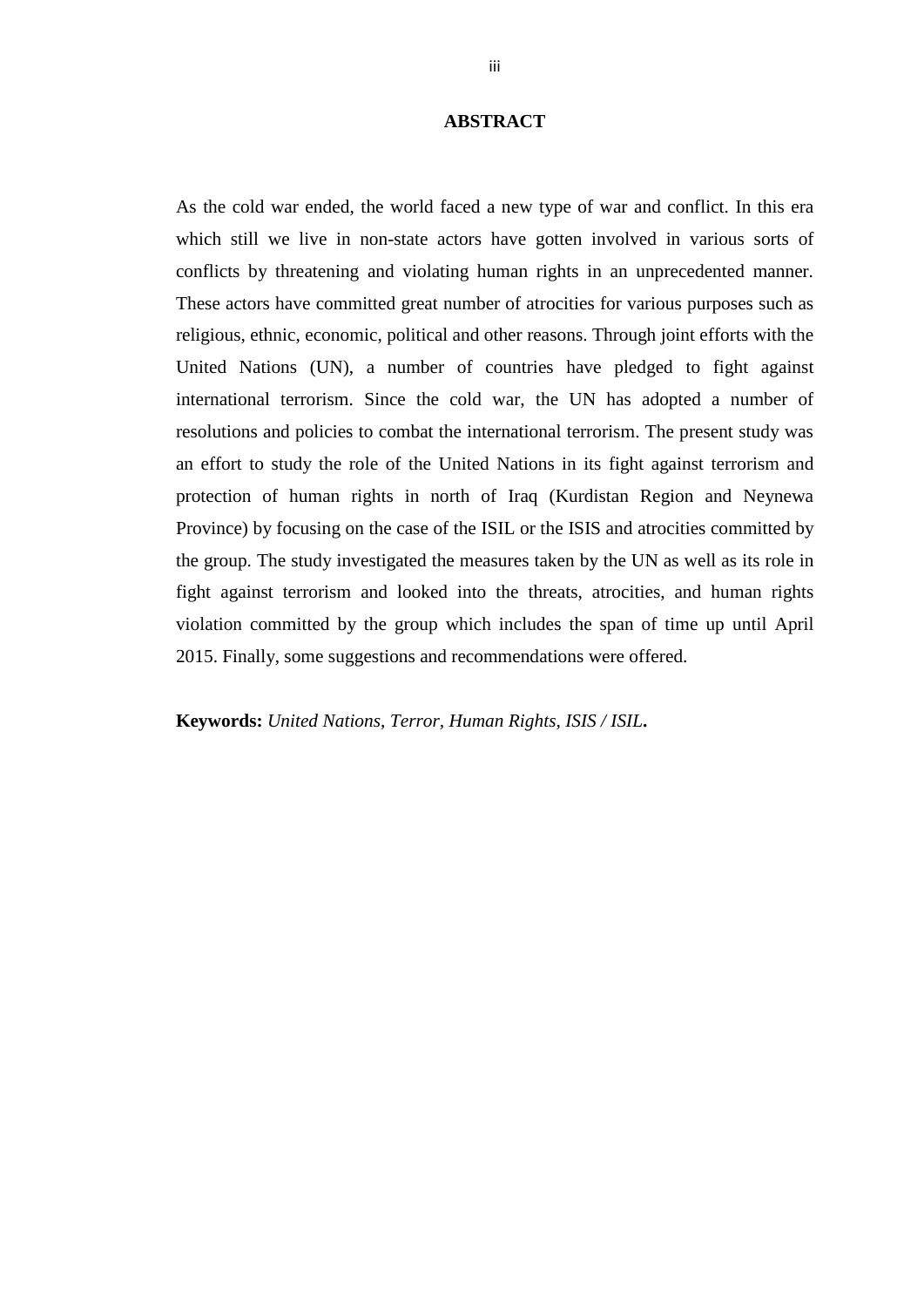## ABSTRACT

As the cold war ended, the world faced a new type of war and conflict. In this era which still we live in non-state actors have gotten involved in various sorts of conflicts by threatening and violating human rights in an unprecedented manner. These actors have committed great number of atrocities for various purposes such as religious, ethnic, economic, political and other reasons. Through joint efforts with the United Nations (UN), a number of countries have pledged to fight against international terrorism. Since the cold war, the UN has adopted a number of resolutions and policies to combat the international terrorism. The present study was an effort to study the role of the United Nations in its fight against terrorism and protection of human rights in north of Iraq (Kurdistan Region and Neynewa Province) by focusing on the case of the ISIL or the ISIS and atrocities committed by the group. The study investigated the measures taken by the UN as well as its role in fight against terrorism and looked into the threats, atrocities, and human rights violation committed by the group which includes the span of time up until April 2015. Finally, some suggestions and recommendations were offered.

**Keywords:** *United Nations, Terror, Human Rights, ISIS / ISIL***.**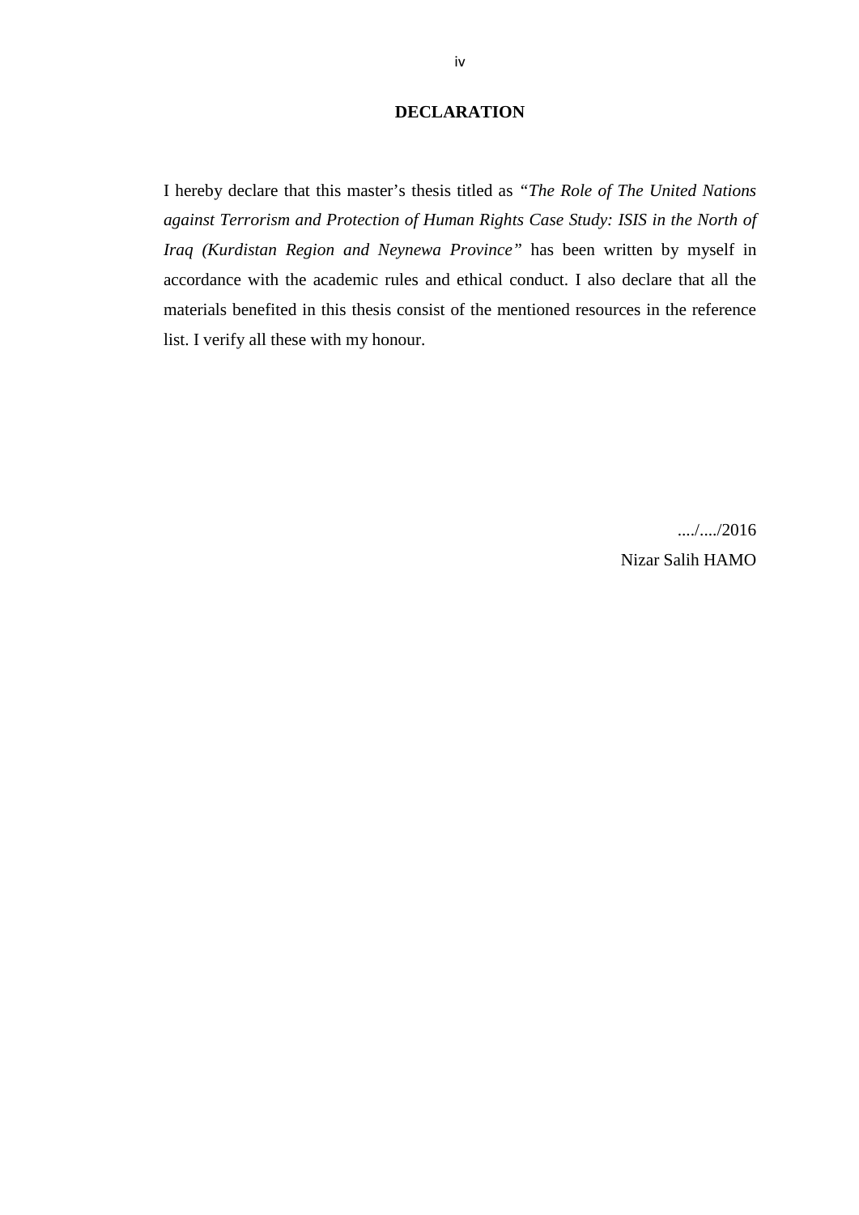# DECLARATION

I hereby declare that this master's thesis titled as *"The Role of The United Nations against Terrorism and Protection of Human Rights Case Study: ISIS in the North of Iraq (Kurdistan Region and Neynewa Province"* has been written by myself in accordance with the academic rules and ethical conduct. I also declare that all the materials benefited in this thesis consist of the mentioned resources in the reference list. I verify all these with my honour.

..../..../2016

Nizar Salih HAMO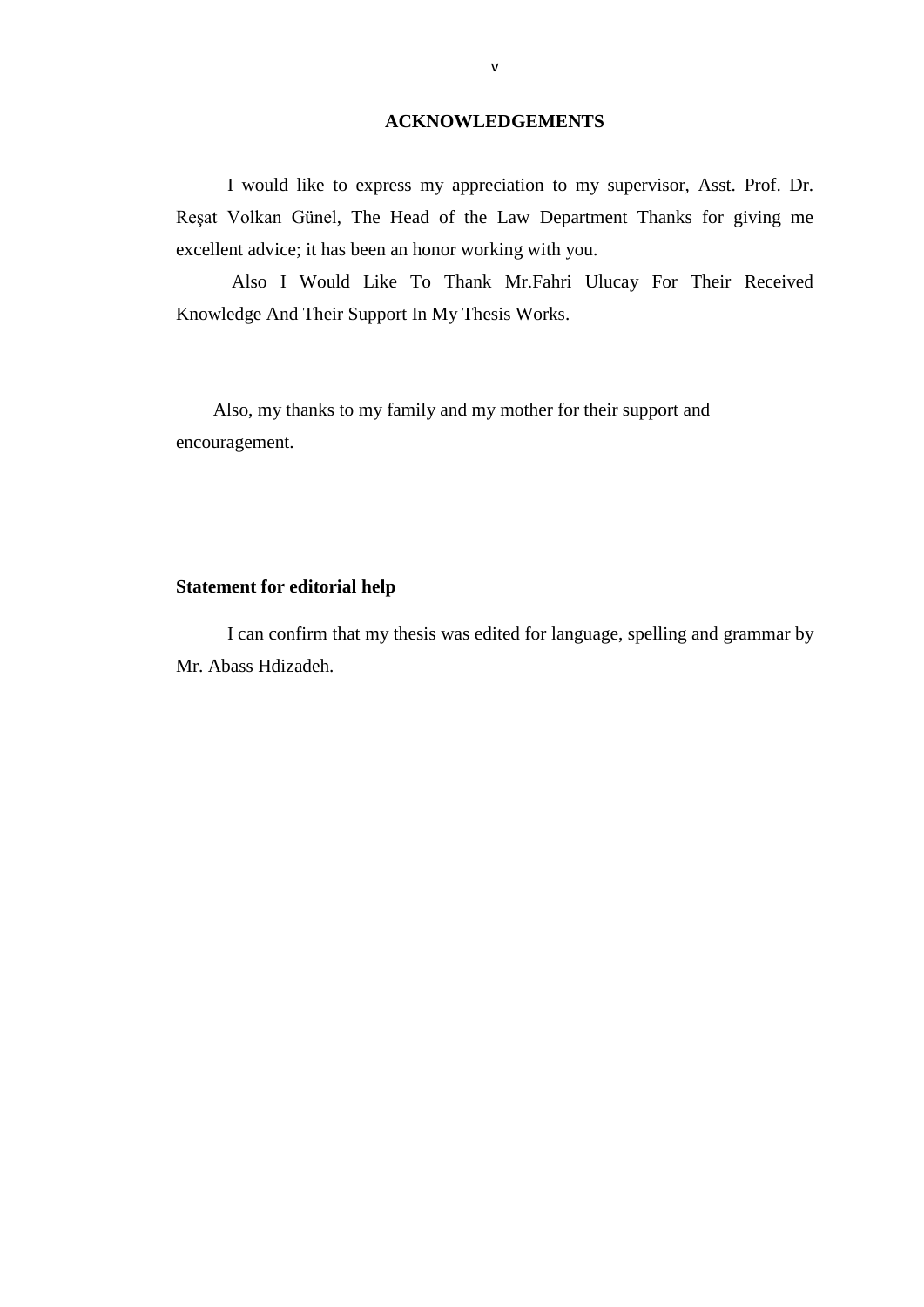## ACKNOWLEDGEMENTS

I would like to express my appreciation to my supervisor, Asst. Prof. Dr. Reşat Volkan Günel, The Head of the Law Department Thanks for giving me excellent advice; it has been an honor working with you.

Also I Would Like To Thank Mr.Fahri Ulucay For Their Received Knowledge And Their Support In My Thesis Works.

Also, my thanks to my family and my mother for their support and encouragement.

**Statement for editorial help**

I can confirm that my thesis was edited for language, spelling and grammar by Mr. Abass Hdizadeh.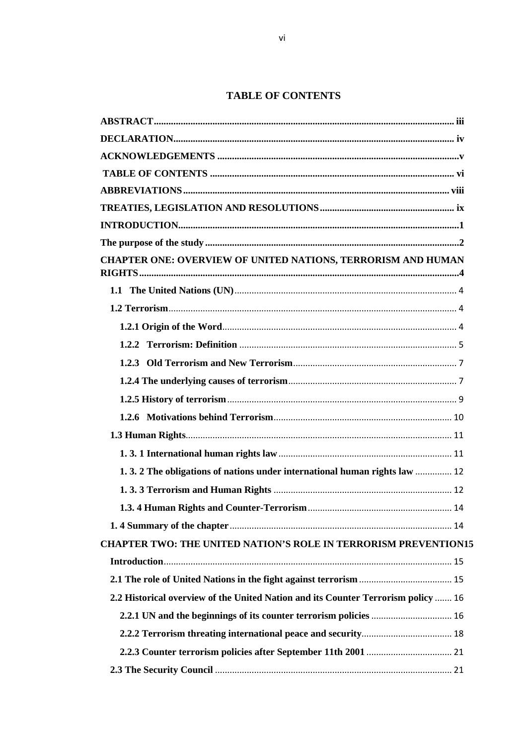# TABLE OF CONTENTS

**ABSTRACT** .......... iii

**DECLARATION** .......... iv

**ACKNOWLEDGEMENTS** .......... v

**TABLE OF CONTENTS** .......... vi

**ABBREVIATIONS** .......... viii

**TREATIES, LEGISLATION AND RESOLUTIONS** .......... ix

**INTRODUCTION** .......... 1

**The purpose of the study** .......... 2

**CHAPTER ONE: OVERVIEW OF UNITED NATIONS, TERRORISM AND HUMAN RIGHTS** .......... 4

- **1.1 The United Nations (UN)** .......... 4
- **1.2 Terrorism** .......... 4
  - **1.2.1 Origin of the Word** .......... 4
  - **1.2.2 Terrorism: Definition** .......... 5
  - **1.2.3 Old Terrorism and New Terrorism** .......... 7
  - **1.2.4 The underlying causes of terrorism** .......... 7
  - **1.2.5 History of terrorism** .......... 9
  - **1.2.6 Motivations behind Terrorism** .......... 10
- **1.3 Human Rights** .......... 11
  - **1. 3. 1 International human rights law** .......... 11
  - **1. 3. 2 The obligations of nations under international human rights law** .......... 12
  - **1. 3. 3 Terrorism and Human Rights** .......... 12
  - **1.3. 4 Human Rights and Counter-Terrorism** .......... 14
- **1. 4 Summary of the chapter** .......... 14

**CHAPTER TWO: THE UNITED NATION'S ROLE IN TERRORISM PREVENTION** .......... 15

- **Introduction** .......... 15
- **2.1 The role of United Nations in the fight against terrorism** .......... 15
- **2.2 Historical overview of the United Nation and its Counter Terrorism policy** .......... 16
  - **2.2.1 UN and the beginnings of its counter terrorism policies** .......... 16
  - **2.2.2 Terrorism threating international peace and security** .......... 18
  - **2.2.3 Counter terrorism policies after September 11th 2001** .......... 21
- **2.3 The Security Council** .......... 21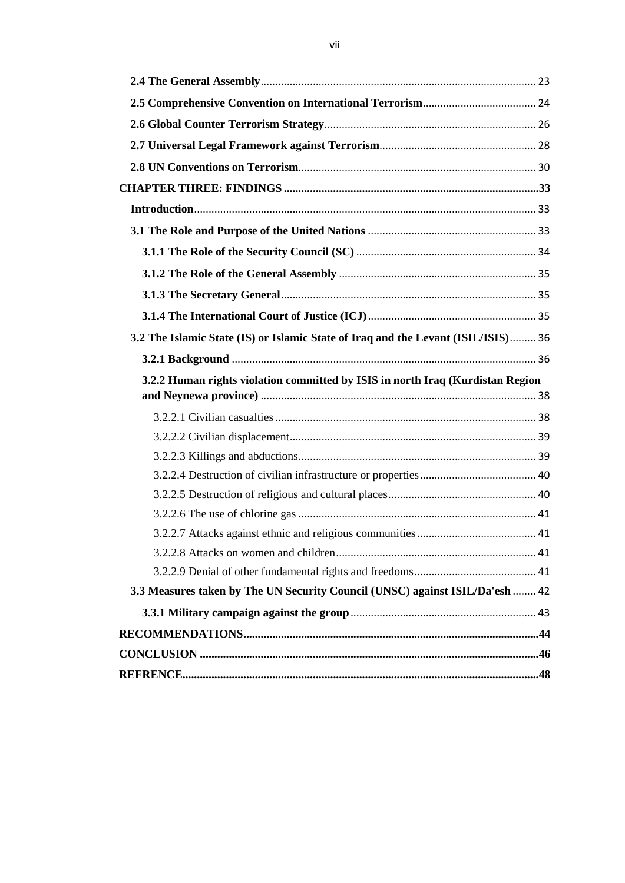**2.4 The General Assembly** 23

**2.5 Comprehensive Convention on International Terrorism** 24

**2.6 Global Counter Terrorism Strategy** 26

**2.7 Universal Legal Framework against Terrorism** 28

**2.8 UN Conventions on Terrorism** 30

**CHAPTER THREE: FINDINGS 33**

**Introduction** 33

**3.1 The Role and Purpose of the United Nations** 33

**3.1.1 The Role of the Security Council (SC)** 34

**3.1.2 The Role of the General Assembly** 35

**3.1.3 The Secretary General** 35

**3.1.4 The International Court of Justice (ICJ)** 35

**3.2 The Islamic State (IS) or Islamic State of Iraq and the Levant (ISIL/ISIS)** 36

**3.2.1 Background** 36

**3.2.2 Human rights violation committed by ISIS in north Iraq (Kurdistan Region and Neynewa province)** 38

3.2.2.1 Civilian casualties 38

3.2.2.2 Civilian displacement 39

3.2.2.3 Killings and abductions 39

3.2.2.4 Destruction of civilian infrastructure or properties 40

3.2.2.5 Destruction of religious and cultural places 40

3.2.2.6 The use of chlorine gas 41

3.2.2.7 Attacks against ethnic and religious communities 41

3.2.2.8 Attacks on women and children 41

3.2.2.9 Denial of other fundamental rights and freedoms 41

**3.3 Measures taken by The UN Security Council (UNSC) against ISIL/Da'esh** 42

**3.3.1 Military campaign against the group** 43

**RECOMMENDATIONS 44**

**CONCLUSION 46**

**REFRENCE 48**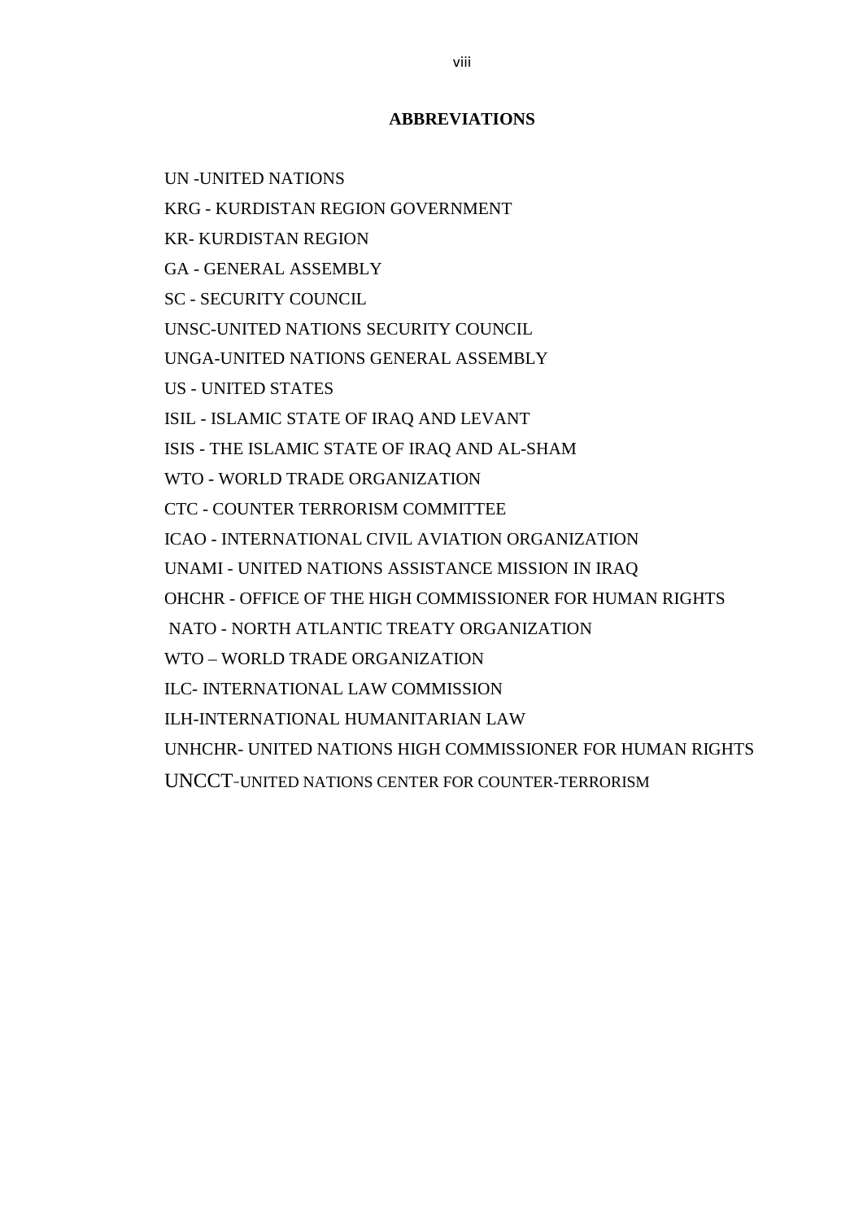## ABBREVIATIONS

UN -UNITED NATIONS

KRG - KURDISTAN REGION GOVERNMENT

KR- KURDISTAN REGION

GA - GENERAL ASSEMBLY

SC - SECURITY COUNCIL

UNSC-UNITED NATIONS SECURITY COUNCIL

UNGA-UNITED NATIONS GENERAL ASSEMBLY

US - UNITED STATES

ISIL - ISLAMIC STATE OF IRAQ AND LEVANT

ISIS - THE ISLAMIC STATE OF IRAQ AND AL-SHAM

WTO - WORLD TRADE ORGANIZATION

CTC - COUNTER TERRORISM COMMITTEE

ICAO - INTERNATIONAL CIVIL AVIATION ORGANIZATION

UNAMI - UNITED NATIONS ASSISTANCE MISSION IN IRAQ

OHCHR - OFFICE OF THE HIGH COMMISSIONER FOR HUMAN RIGHTS

NATO - NORTH ATLANTIC TREATY ORGANIZATION

WTO – WORLD TRADE ORGANIZATION

ILC- INTERNATIONAL LAW COMMISSION

ILH-INTERNATIONAL HUMANITARIAN LAW

UNHCHR- UNITED NATIONS HIGH COMMISSIONER FOR HUMAN RIGHTS

UNCCT-UNITED NATIONS CENTER FOR COUNTER-TERRORISM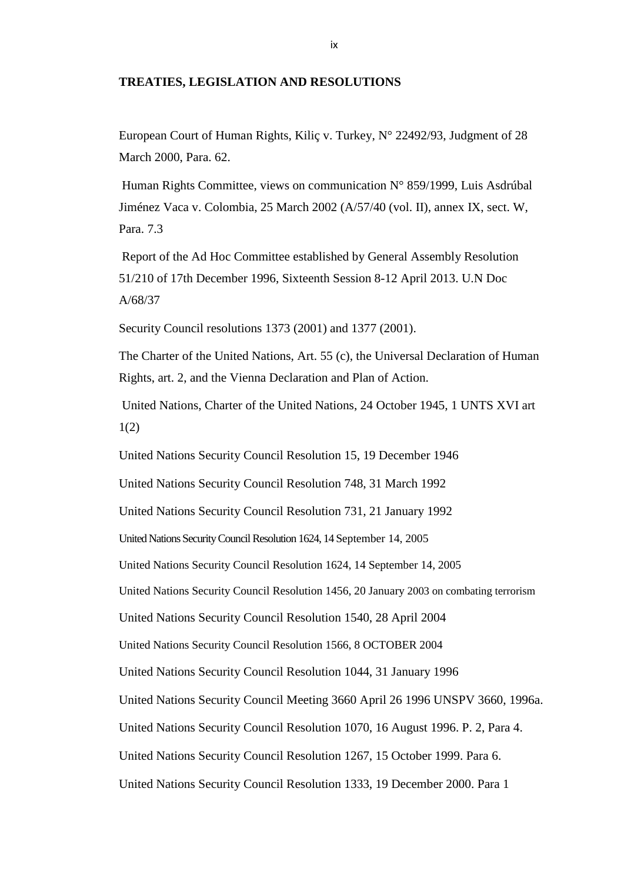**TREATIES, LEGISLATION AND RESOLUTIONS**

European Court of Human Rights, Kiliç v. Turkey, N° 22492/93, Judgment of 28 March 2000, Para. 62.

Human Rights Committee, views on communication N° 859/1999, Luis Asdrúbal Jiménez Vaca v. Colombia, 25 March 2002 (A/57/40 (vol. II), annex IX, sect. W, Para. 7.3

Report of the Ad Hoc Committee established by General Assembly Resolution 51/210 of 17th December 1996, Sixteenth Session 8-12 April 2013. U.N Doc A/68/37

Security Council resolutions 1373 (2001) and 1377 (2001).

The Charter of the United Nations, Art. 55 (c), the Universal Declaration of Human Rights, art. 2, and the Vienna Declaration and Plan of Action.

United Nations, Charter of the United Nations, 24 October 1945, 1 UNTS XVI art 1(2)

United Nations Security Council Resolution 15, 19 December 1946

United Nations Security Council Resolution 748, 31 March 1992

United Nations Security Council Resolution 731, 21 January 1992

United Nations Security Council Resolution 1624, 14 September 14, 2005

United Nations Security Council Resolution 1624, 14 September 14, 2005

United Nations Security Council Resolution 1456, 20 January 2003 on combating terrorism

United Nations Security Council Resolution 1540, 28 April 2004

United Nations Security Council Resolution 1566, 8 OCTOBER 2004

United Nations Security Council Resolution 1044, 31 January 1996

United Nations Security Council Meeting 3660 April 26 1996 UNSPV 3660, 1996a.

United Nations Security Council Resolution 1070, 16 August 1996. P. 2, Para 4.

United Nations Security Council Resolution 1267, 15 October 1999. Para 6.

United Nations Security Council Resolution 1333, 19 December 2000. Para 1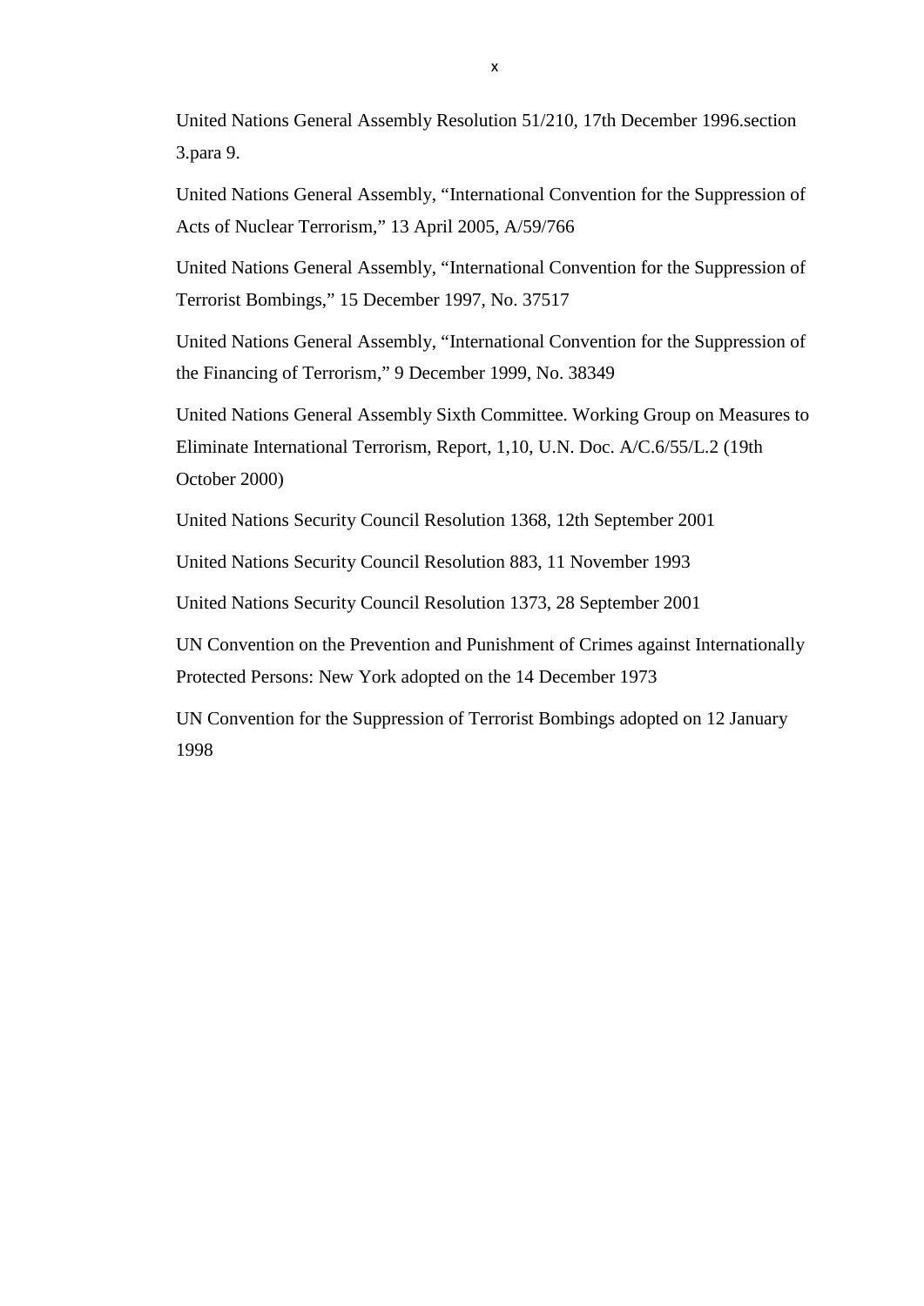United Nations General Assembly Resolution 51/210, 17th December 1996.section 3.para 9.

United Nations General Assembly, "International Convention for the Suppression of Acts of Nuclear Terrorism," 13 April 2005, A/59/766

United Nations General Assembly, "International Convention for the Suppression of Terrorist Bombings," 15 December 1997, No. 37517

United Nations General Assembly, "International Convention for the Suppression of the Financing of Terrorism," 9 December 1999, No. 38349

United Nations General Assembly Sixth Committee. Working Group on Measures to Eliminate International Terrorism, Report, 1,10, U.N. Doc. A/C.6/55/L.2 (19th October 2000)

United Nations Security Council Resolution 1368, 12th September 2001

United Nations Security Council Resolution 883, 11 November 1993

United Nations Security Council Resolution 1373, 28 September 2001

UN Convention on the Prevention and Punishment of Crimes against Internationally Protected Persons: New York adopted on the 14 December 1973

UN Convention for the Suppression of Terrorist Bombings adopted on 12 January 1998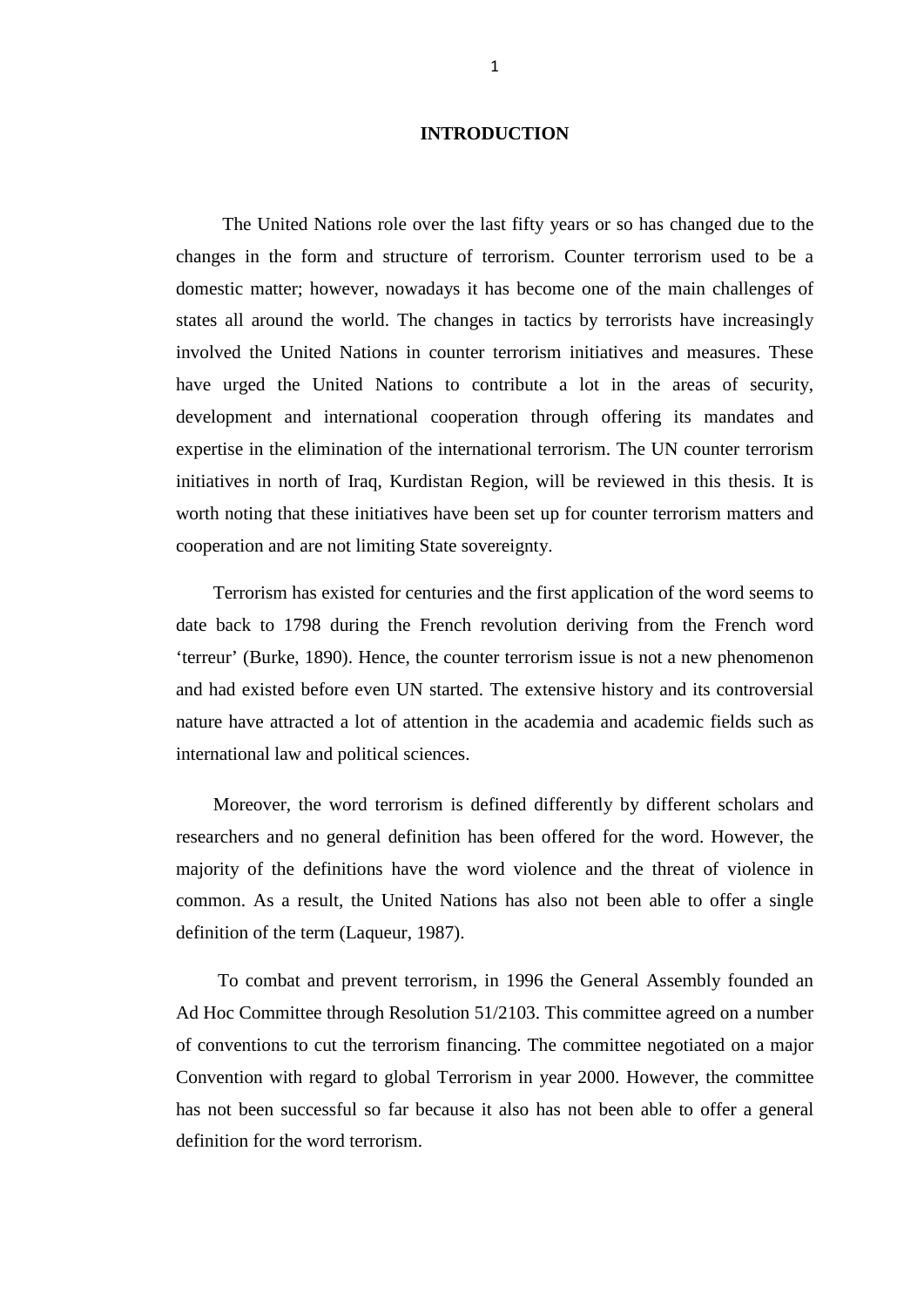# INTRODUCTION

The United Nations role over the last fifty years or so has changed due to the changes in the form and structure of terrorism. Counter terrorism used to be a domestic matter; however, nowadays it has become one of the main challenges of states all around the world. The changes in tactics by terrorists have increasingly involved the United Nations in counter terrorism initiatives and measures. These have urged the United Nations to contribute a lot in the areas of security, development and international cooperation through offering its mandates and expertise in the elimination of the international terrorism. The UN counter terrorism initiatives in north of Iraq, Kurdistan Region, will be reviewed in this thesis. It is worth noting that these initiatives have been set up for counter terrorism matters and cooperation and are not limiting State sovereignty.

Terrorism has existed for centuries and the first application of the word seems to date back to 1798 during the French revolution deriving from the French word 'terreur' (Burke, 1890). Hence, the counter terrorism issue is not a new phenomenon and had existed before even UN started. The extensive history and its controversial nature have attracted a lot of attention in the academia and academic fields such as international law and political sciences.

Moreover, the word terrorism is defined differently by different scholars and researchers and no general definition has been offered for the word. However, the majority of the definitions have the word violence and the threat of violence in common. As a result, the United Nations has also not been able to offer a single definition of the term (Laqueur, 1987).

To combat and prevent terrorism, in 1996 the General Assembly founded an Ad Hoc Committee through Resolution 51/2103. This committee agreed on a number of conventions to cut the terrorism financing. The committee negotiated on a major Convention with regard to global Terrorism in year 2000. However, the committee has not been successful so far because it also has not been able to offer a general definition for the word terrorism.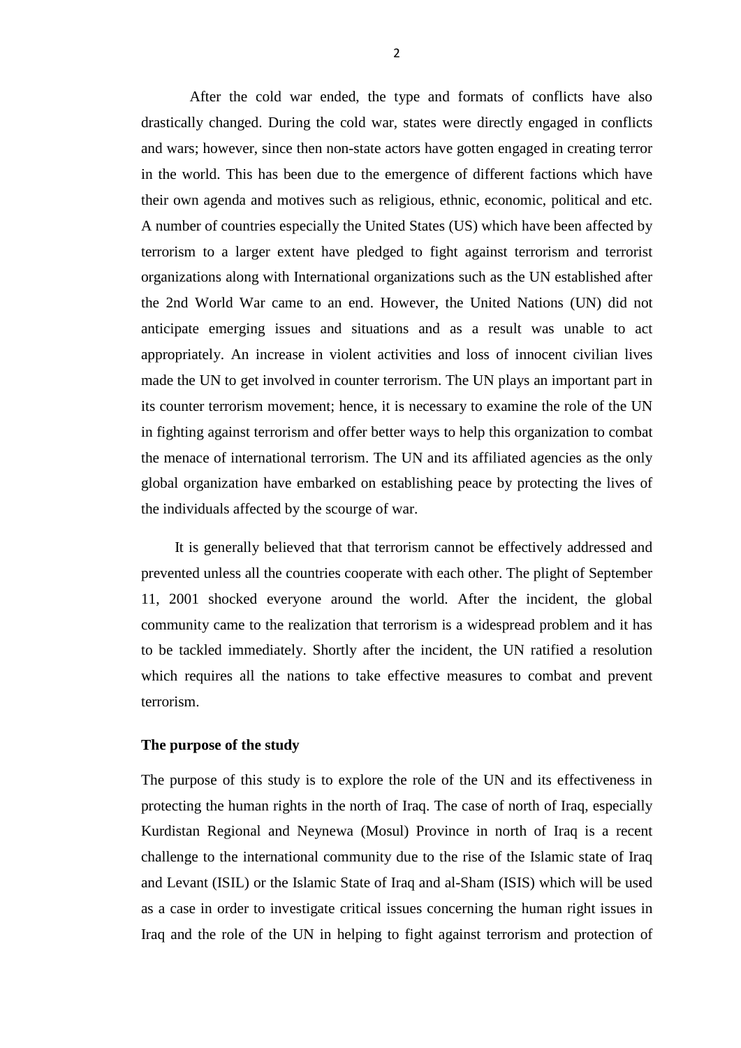After the cold war ended, the type and formats of conflicts have also drastically changed. During the cold war, states were directly engaged in conflicts and wars; however, since then non-state actors have gotten engaged in creating terror in the world. This has been due to the emergence of different factions which have their own agenda and motives such as religious, ethnic, economic, political and etc. A number of countries especially the United States (US) which have been affected by terrorism to a larger extent have pledged to fight against terrorism and terrorist organizations along with International organizations such as the UN established after the 2nd World War came to an end. However, the United Nations (UN) did not anticipate emerging issues and situations and as a result was unable to act appropriately. An increase in violent activities and loss of innocent civilian lives made the UN to get involved in counter terrorism. The UN plays an important part in its counter terrorism movement; hence, it is necessary to examine the role of the UN in fighting against terrorism and offer better ways to help this organization to combat the menace of international terrorism. The UN and its affiliated agencies as the only global organization have embarked on establishing peace by protecting the lives of the individuals affected by the scourge of war.

It is generally believed that that terrorism cannot be effectively addressed and prevented unless all the countries cooperate with each other. The plight of September 11, 2001 shocked everyone around the world. After the incident, the global community came to the realization that terrorism is a widespread problem and it has to be tackled immediately. Shortly after the incident, the UN ratified a resolution which requires all the nations to take effective measures to combat and prevent terrorism.

**The purpose of the study**

The purpose of this study is to explore the role of the UN and its effectiveness in protecting the human rights in the north of Iraq. The case of north of Iraq, especially Kurdistan Regional and Neynewa (Mosul) Province in north of Iraq is a recent challenge to the international community due to the rise of the Islamic state of Iraq and Levant (ISIL) or the Islamic State of Iraq and al-Sham (ISIS) which will be used as a case in order to investigate critical issues concerning the human right issues in Iraq and the role of the UN in helping to fight against terrorism and protection of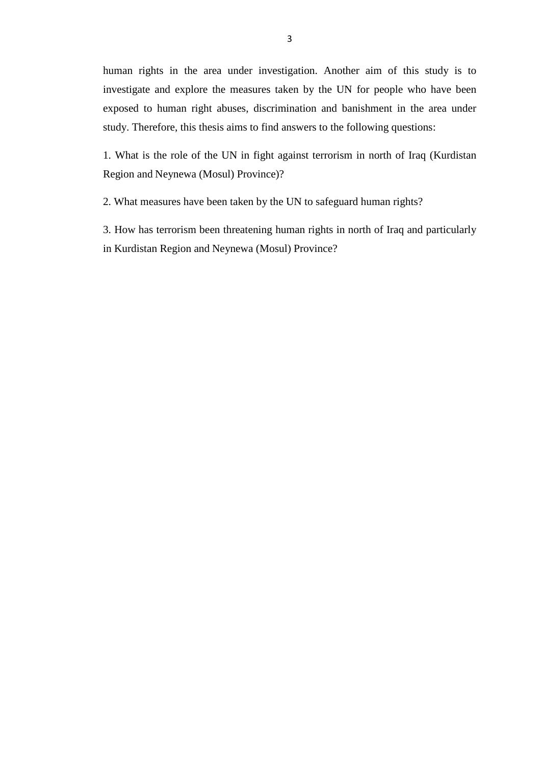human rights in the area under investigation. Another aim of this study is to investigate and explore the measures taken by the UN for people who have been exposed to human right abuses, discrimination and banishment in the area under study. Therefore, this thesis aims to find answers to the following questions:

1. What is the role of the UN in fight against terrorism in north of Iraq (Kurdistan Region and Neynewa (Mosul) Province)?

2. What measures have been taken by the UN to safeguard human rights?

3. How has terrorism been threatening human rights in north of Iraq and particularly in Kurdistan Region and Neynewa (Mosul) Province?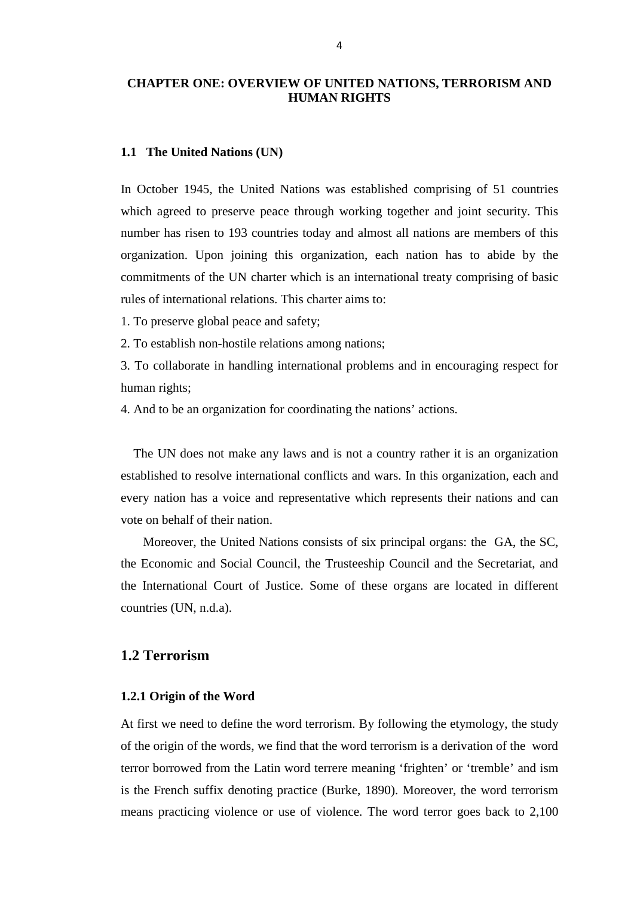# CHAPTER ONE: OVERVIEW OF UNITED NATIONS, TERRORISM AND HUMAN RIGHTS

### 1.1 The United Nations (UN)

In October 1945, the United Nations was established comprising of 51 countries which agreed to preserve peace through working together and joint security. This number has risen to 193 countries today and almost all nations are members of this organization. Upon joining this organization, each nation has to abide by the commitments of the UN charter which is an international treaty comprising of basic rules of international relations. This charter aims to:

1. To preserve global peace and safety;
2. To establish non-hostile relations among nations;
3. To collaborate in handling international problems and in encouraging respect for human rights;
4. And to be an organization for coordinating the nations' actions.

The UN does not make any laws and is not a country rather it is an organization established to resolve international conflicts and wars. In this organization, each and every nation has a voice and representative which represents their nations and can vote on behalf of their nation.

Moreover, the United Nations consists of six principal organs: the GA, the SC, the Economic and Social Council, the Trusteeship Council and the Secretariat, and the International Court of Justice. Some of these organs are located in different countries (UN, n.d.a).

## 1.2 Terrorism

### 1.2.1 Origin of the Word

At first we need to define the word terrorism. By following the etymology, the study of the origin of the words, we find that the word terrorism is a derivation of the word terror borrowed from the Latin word terrere meaning 'frighten' or 'tremble' and ism is the French suffix denoting practice (Burke, 1890). Moreover, the word terrorism means practicing violence or use of violence. The word terror goes back to 2,100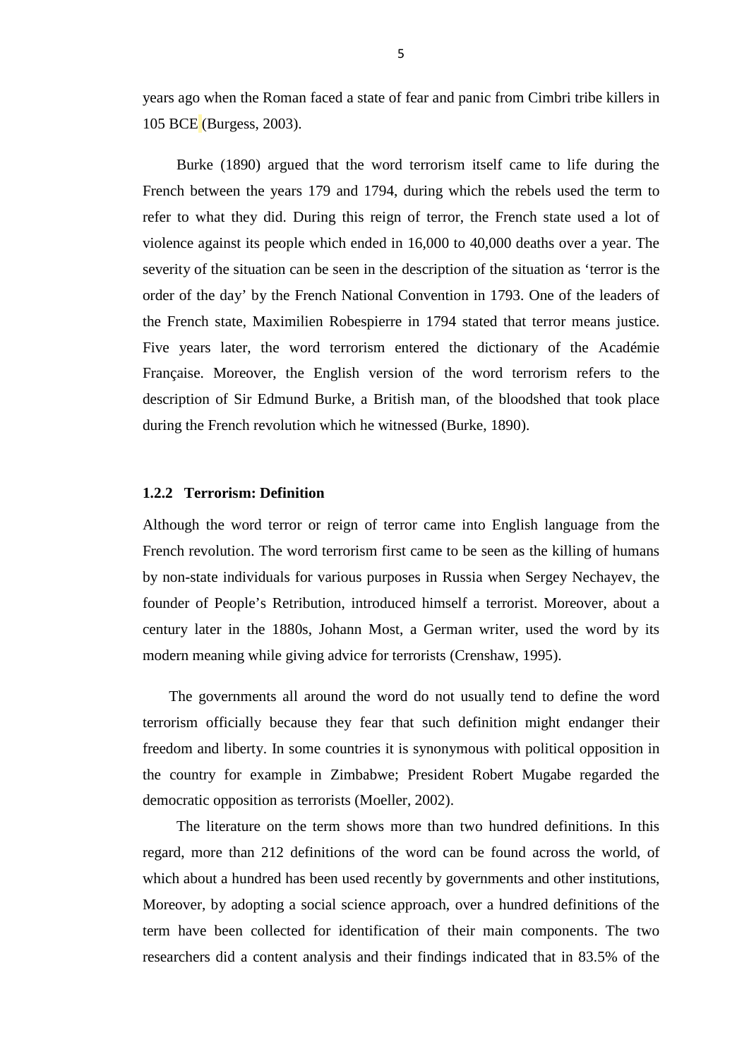years ago when the Roman faced a state of fear and panic from Cimbri tribe killers in 105 BCE (Burgess, 2003).

Burke (1890) argued that the word terrorism itself came to life during the French between the years 179 and 1794, during which the rebels used the term to refer to what they did. During this reign of terror, the French state used a lot of violence against its people which ended in 16,000 to 40,000 deaths over a year. The severity of the situation can be seen in the description of the situation as 'terror is the order of the day' by the French National Convention in 1793. One of the leaders of the French state, Maximilien Robespierre in 1794 stated that terror means justice. Five years later, the word terrorism entered the dictionary of the Académie Française. Moreover, the English version of the word terrorism refers to the description of Sir Edmund Burke, a British man, of the bloodshed that took place during the French revolution which he witnessed (Burke, 1890).

### 1.2.2 Terrorism: Definition

Although the word terror or reign of terror came into English language from the French revolution. The word terrorism first came to be seen as the killing of humans by non-state individuals for various purposes in Russia when Sergey Nechayev, the founder of People's Retribution, introduced himself a terrorist. Moreover, about a century later in the 1880s, Johann Most, a German writer, used the word by its modern meaning while giving advice for terrorists (Crenshaw, 1995).

The governments all around the word do not usually tend to define the word terrorism officially because they fear that such definition might endanger their freedom and liberty. In some countries it is synonymous with political opposition in the country for example in Zimbabwe; President Robert Mugabe regarded the democratic opposition as terrorists (Moeller, 2002).

The literature on the term shows more than two hundred definitions. In this regard, more than 212 definitions of the word can be found across the world, of which about a hundred has been used recently by governments and other institutions, Moreover, by adopting a social science approach, over a hundred definitions of the term have been collected for identification of their main components. The two researchers did a content analysis and their findings indicated that in 83.5% of the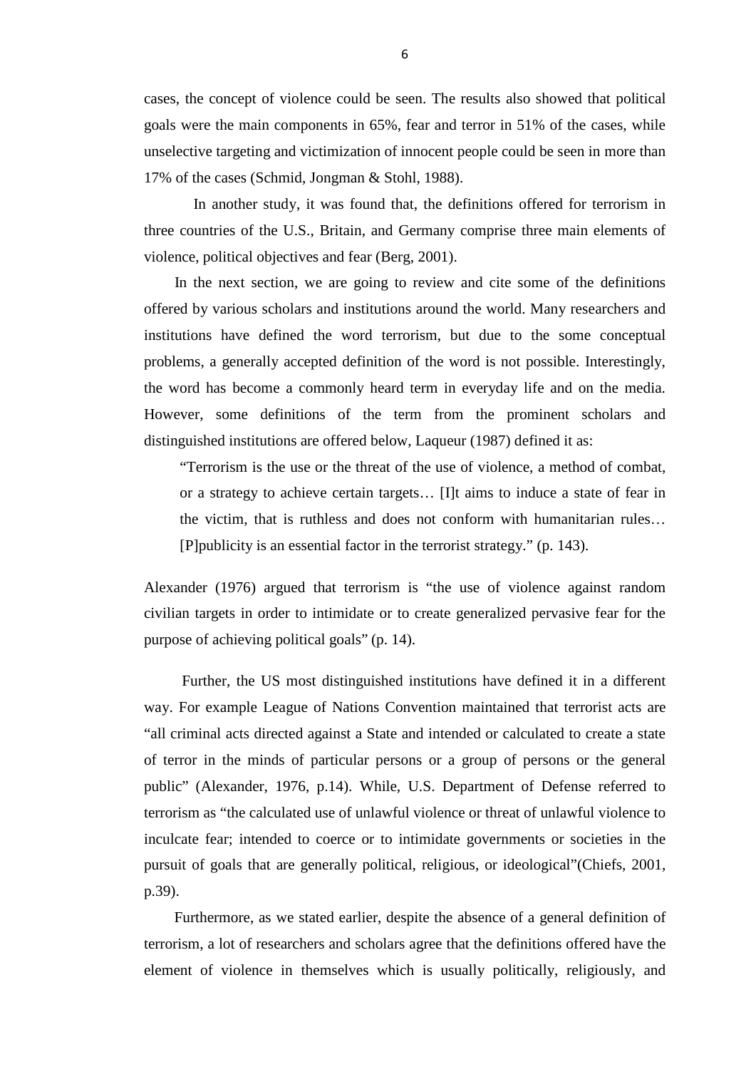cases, the concept of violence could be seen. The results also showed that political goals were the main components in 65%, fear and terror in 51% of the cases, while unselective targeting and victimization of innocent people could be seen in more than 17% of the cases (Schmid, Jongman & Stohl, 1988).

In another study, it was found that, the definitions offered for terrorism in three countries of the U.S., Britain, and Germany comprise three main elements of violence, political objectives and fear (Berg, 2001).

In the next section, we are going to review and cite some of the definitions offered by various scholars and institutions around the world. Many researchers and institutions have defined the word terrorism, but due to the some conceptual problems, a generally accepted definition of the word is not possible. Interestingly, the word has become a commonly heard term in everyday life and on the media. However, some definitions of the term from the prominent scholars and distinguished institutions are offered below, Laqueur (1987) defined it as:

> "Terrorism is the use or the threat of the use of violence, a method of combat, or a strategy to achieve certain targets… [I]t aims to induce a state of fear in the victim, that is ruthless and does not conform with humanitarian rules… [P]publicity is an essential factor in the terrorist strategy." (p. 143).

Alexander (1976) argued that terrorism is "the use of violence against random civilian targets in order to intimidate or to create generalized pervasive fear for the purpose of achieving political goals" (p. 14).

Further, the US most distinguished institutions have defined it in a different way. For example League of Nations Convention maintained that terrorist acts are "all criminal acts directed against a State and intended or calculated to create a state of terror in the minds of particular persons or a group of persons or the general public" (Alexander, 1976, p.14). While, U.S. Department of Defense referred to terrorism as "the calculated use of unlawful violence or threat of unlawful violence to inculcate fear; intended to coerce or to intimidate governments or societies in the pursuit of goals that are generally political, religious, or ideological"(Chiefs, 2001, p.39).

Furthermore, as we stated earlier, despite the absence of a general definition of terrorism, a lot of researchers and scholars agree that the definitions offered have the element of violence in themselves which is usually politically, religiously, and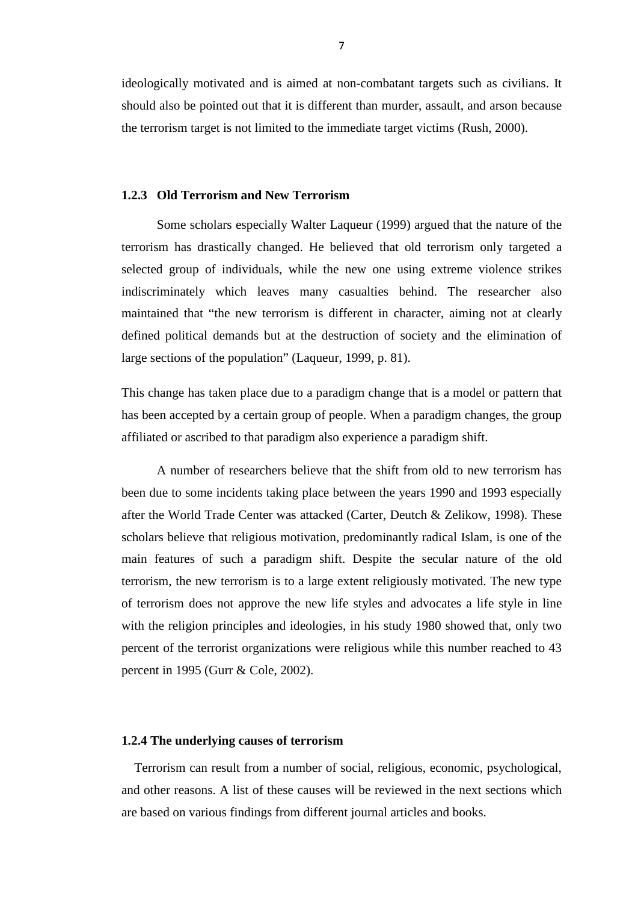ideologically motivated and is aimed at non-combatant targets such as civilians. It should also be pointed out that it is different than murder, assault, and arson because the terrorism target is not limited to the immediate target victims (Rush, 2000).

### 1.2.3 Old Terrorism and New Terrorism

Some scholars especially Walter Laqueur (1999) argued that the nature of the terrorism has drastically changed. He believed that old terrorism only targeted a selected group of individuals, while the new one using extreme violence strikes indiscriminately which leaves many casualties behind. The researcher also maintained that "the new terrorism is different in character, aiming not at clearly defined political demands but at the destruction of society and the elimination of large sections of the population" (Laqueur, 1999, p. 81).

This change has taken place due to a paradigm change that is a model or pattern that has been accepted by a certain group of people. When a paradigm changes, the group affiliated or ascribed to that paradigm also experience a paradigm shift.

A number of researchers believe that the shift from old to new terrorism has been due to some incidents taking place between the years 1990 and 1993 especially after the World Trade Center was attacked (Carter, Deutch & Zelikow, 1998). These scholars believe that religious motivation, predominantly radical Islam, is one of the main features of such a paradigm shift. Despite the secular nature of the old terrorism, the new terrorism is to a large extent religiously motivated. The new type of terrorism does not approve the new life styles and advocates a life style in line with the religion principles and ideologies, in his study 1980 showed that, only two percent of the terrorist organizations were religious while this number reached to 43 percent in 1995 (Gurr & Cole, 2002).

### 1.2.4 The underlying causes of terrorism

Terrorism can result from a number of social, religious, economic, psychological, and other reasons. A list of these causes will be reviewed in the next sections which are based on various findings from different journal articles and books.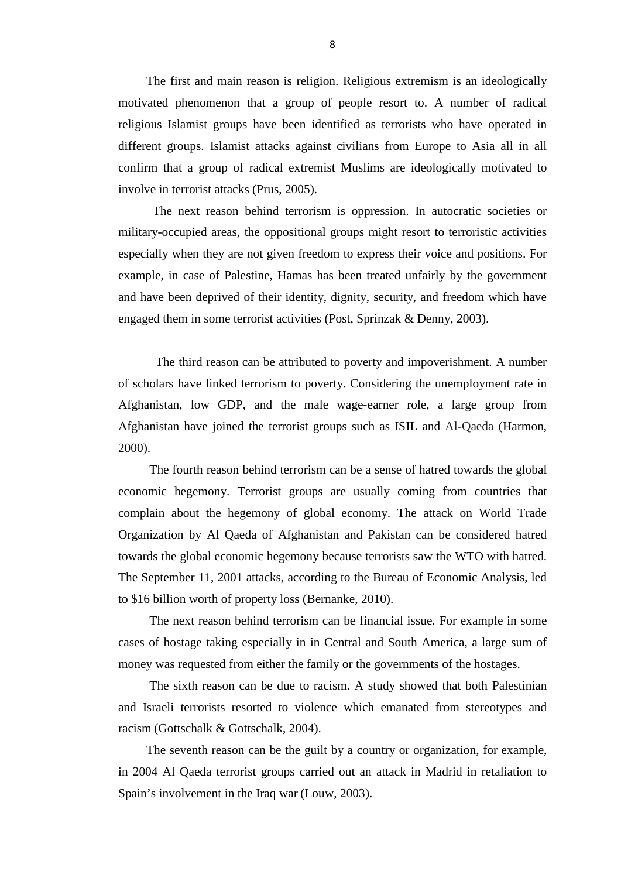The first and main reason is religion. Religious extremism is an ideologically motivated phenomenon that a group of people resort to. A number of radical religious Islamist groups have been identified as terrorists who have operated in different groups. Islamist attacks against civilians from Europe to Asia all in all confirm that a group of radical extremist Muslims are ideologically motivated to involve in terrorist attacks (Prus, 2005).

The next reason behind terrorism is oppression. In autocratic societies or military-occupied areas, the oppositional groups might resort to terroristic activities especially when they are not given freedom to express their voice and positions. For example, in case of Palestine, Hamas has been treated unfairly by the government and have been deprived of their identity, dignity, security, and freedom which have engaged them in some terrorist activities (Post, Sprinzak & Denny, 2003).

The third reason can be attributed to poverty and impoverishment. A number of scholars have linked terrorism to poverty. Considering the unemployment rate in Afghanistan, low GDP, and the male wage-earner role, a large group from Afghanistan have joined the terrorist groups such as ISIL and Al-Qaeda (Harmon, 2000).

The fourth reason behind terrorism can be a sense of hatred towards the global economic hegemony. Terrorist groups are usually coming from countries that complain about the hegemony of global economy. The attack on World Trade Organization by Al Qaeda of Afghanistan and Pakistan can be considered hatred towards the global economic hegemony because terrorists saw the WTO with hatred. The September 11, 2001 attacks, according to the Bureau of Economic Analysis, led to $16 billion worth of property loss (Bernanke, 2010).

The next reason behind terrorism can be financial issue. For example in some cases of hostage taking especially in in Central and South America, a large sum of money was requested from either the family or the governments of the hostages.

The sixth reason can be due to racism. A study showed that both Palestinian and Israeli terrorists resorted to violence which emanated from stereotypes and racism (Gottschalk & Gottschalk, 2004).

The seventh reason can be the guilt by a country or organization, for example, in 2004 Al Qaeda terrorist groups carried out an attack in Madrid in retaliation to Spain's involvement in the Iraq war (Louw, 2003).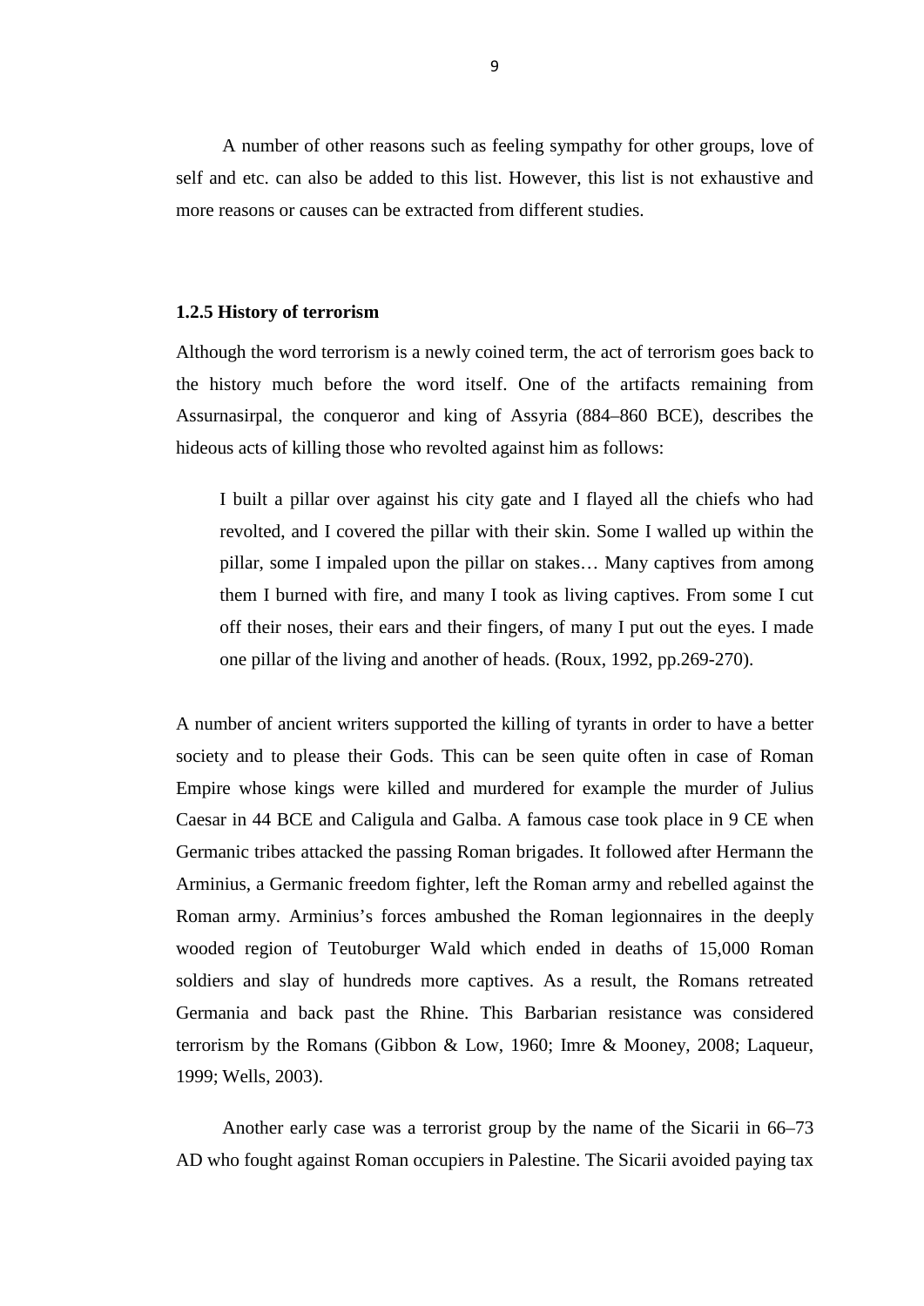A number of other reasons such as feeling sympathy for other groups, love of self and etc. can also be added to this list. However, this list is not exhaustive and more reasons or causes can be extracted from different studies.

### 1.2.5 History of terrorism

Although the word terrorism is a newly coined term, the act of terrorism goes back to the history much before the word itself. One of the artifacts remaining from Assurnasirpal, the conqueror and king of Assyria (884–860 BCE), describes the hideous acts of killing those who revolted against him as follows:

> I built a pillar over against his city gate and I flayed all the chiefs who had revolted, and I covered the pillar with their skin. Some I walled up within the pillar, some I impaled upon the pillar on stakes… Many captives from among them I burned with fire, and many I took as living captives. From some I cut off their noses, their ears and their fingers, of many I put out the eyes. I made one pillar of the living and another of heads. (Roux, 1992, pp.269-270).

A number of ancient writers supported the killing of tyrants in order to have a better society and to please their Gods. This can be seen quite often in case of Roman Empire whose kings were killed and murdered for example the murder of Julius Caesar in 44 BCE and Caligula and Galba. A famous case took place in 9 CE when Germanic tribes attacked the passing Roman brigades. It followed after Hermann the Arminius, a Germanic freedom fighter, left the Roman army and rebelled against the Roman army. Arminius's forces ambushed the Roman legionnaires in the deeply wooded region of Teutoburger Wald which ended in deaths of 15,000 Roman soldiers and slay of hundreds more captives. As a result, the Romans retreated Germania and back past the Rhine. This Barbarian resistance was considered terrorism by the Romans (Gibbon & Low, 1960; Imre & Mooney, 2008; Laqueur, 1999; Wells, 2003).

Another early case was a terrorist group by the name of the Sicarii in 66–73 AD who fought against Roman occupiers in Palestine. The Sicarii avoided paying tax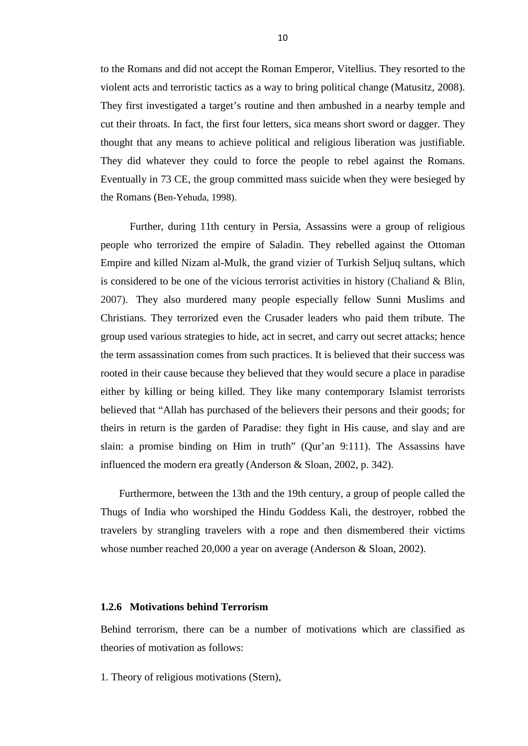to the Romans and did not accept the Roman Emperor, Vitellius. They resorted to the violent acts and terroristic tactics as a way to bring political change (Matusitz, 2008). They first investigated a target's routine and then ambushed in a nearby temple and cut their throats. In fact, the first four letters, sica means short sword or dagger. They thought that any means to achieve political and religious liberation was justifiable. They did whatever they could to force the people to rebel against the Romans. Eventually in 73 CE, the group committed mass suicide when they were besieged by the Romans (Ben-Yehuda, 1998).

Further, during 11th century in Persia, Assassins were a group of religious people who terrorized the empire of Saladin. They rebelled against the Ottoman Empire and killed Nizam al-Mulk, the grand vizier of Turkish Seljuq sultans, which is considered to be one of the vicious terrorist activities in history (Chaliand & Blin, 2007). They also murdered many people especially fellow Sunni Muslims and Christians. They terrorized even the Crusader leaders who paid them tribute. The group used various strategies to hide, act in secret, and carry out secret attacks; hence the term assassination comes from such practices. It is believed that their success was rooted in their cause because they believed that they would secure a place in paradise either by killing or being killed. They like many contemporary Islamist terrorists believed that "Allah has purchased of the believers their persons and their goods; for theirs in return is the garden of Paradise: they fight in His cause, and slay and are slain: a promise binding on Him in truth" (Qur'an 9:111). The Assassins have influenced the modern era greatly (Anderson & Sloan, 2002, p. 342).

Furthermore, between the 13th and the 19th century, a group of people called the Thugs of India who worshiped the Hindu Goddess Kali, the destroyer, robbed the travelers by strangling travelers with a rope and then dismembered their victims whose number reached 20,000 a year on average (Anderson & Sloan, 2002).

### 1.2.6 Motivations behind Terrorism

Behind terrorism, there can be a number of motivations which are classified as theories of motivation as follows:

1. Theory of religious motivations (Stern),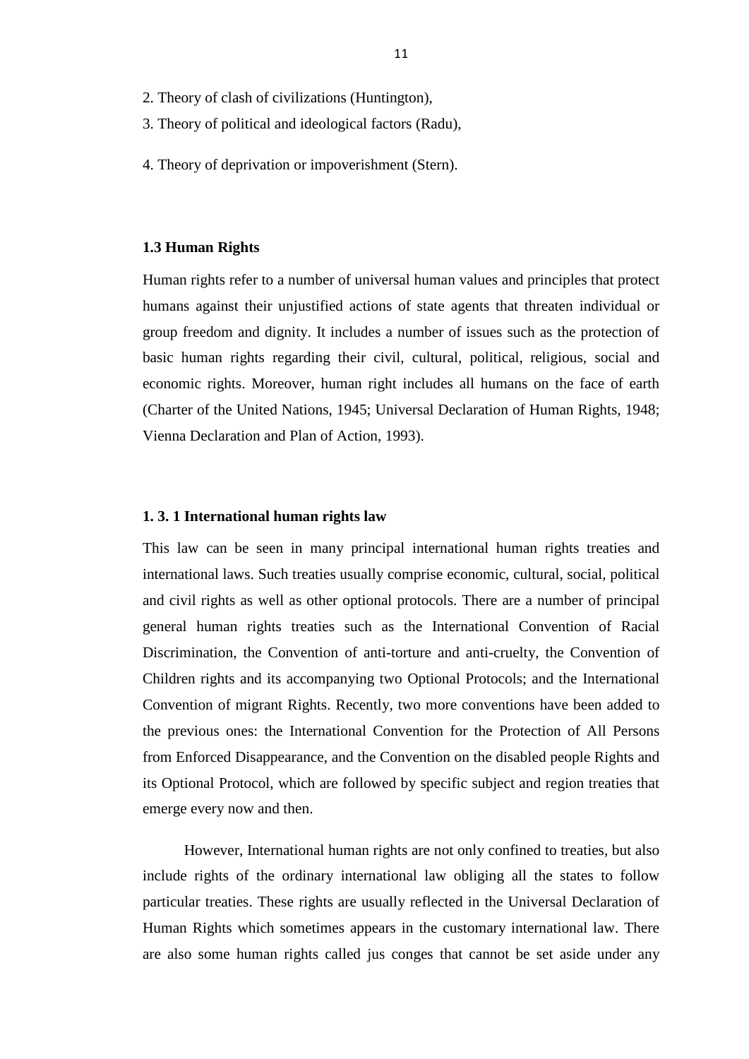2. Theory of clash of civilizations (Huntington),
3. Theory of political and ideological factors (Radu),
4. Theory of deprivation or impoverishment (Stern).

### 1.3 Human Rights

Human rights refer to a number of universal human values and principles that protect humans against their unjustified actions of state agents that threaten individual or group freedom and dignity. It includes a number of issues such as the protection of basic human rights regarding their civil, cultural, political, religious, social and economic rights. Moreover, human right includes all humans on the face of earth (Charter of the United Nations, 1945; Universal Declaration of Human Rights, 1948; Vienna Declaration and Plan of Action, 1993).

#### 1. 3. 1 International human rights law

This law can be seen in many principal international human rights treaties and international laws. Such treaties usually comprise economic, cultural, social, political and civil rights as well as other optional protocols. There are a number of principal general human rights treaties such as the International Convention of Racial Discrimination, the Convention of anti-torture and anti-cruelty, the Convention of Children rights and its accompanying two Optional Protocols; and the International Convention of migrant Rights. Recently, two more conventions have been added to the previous ones: the International Convention for the Protection of All Persons from Enforced Disappearance, and the Convention on the disabled people Rights and its Optional Protocol, which are followed by specific subject and region treaties that emerge every now and then.

However, International human rights are not only confined to treaties, but also include rights of the ordinary international law obliging all the states to follow particular treaties. These rights are usually reflected in the Universal Declaration of Human Rights which sometimes appears in the customary international law. There are also some human rights called jus conges that cannot be set aside under any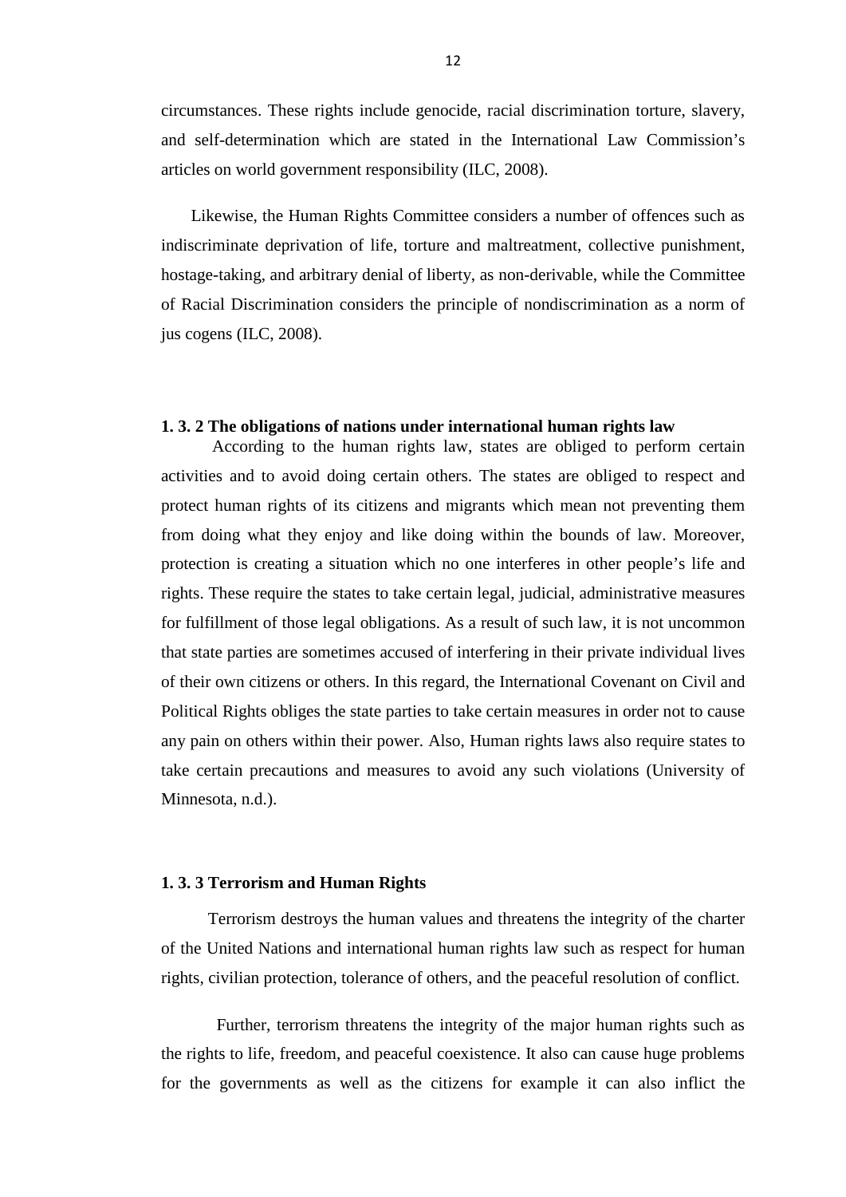circumstances. These rights include genocide, racial discrimination torture, slavery, and self-determination which are stated in the International Law Commission's articles on world government responsibility (ILC, 2008).

Likewise, the Human Rights Committee considers a number of offences such as indiscriminate deprivation of life, torture and maltreatment, collective punishment, hostage-taking, and arbitrary denial of liberty, as non-derivable, while the Committee of Racial Discrimination considers the principle of nondiscrimination as a norm of jus cogens (ILC, 2008).

### 1. 3. 2 The obligations of nations under international human rights law

According to the human rights law, states are obliged to perform certain activities and to avoid doing certain others. The states are obliged to respect and protect human rights of its citizens and migrants which mean not preventing them from doing what they enjoy and like doing within the bounds of law. Moreover, protection is creating a situation which no one interferes in other people's life and rights. These require the states to take certain legal, judicial, administrative measures for fulfillment of those legal obligations. As a result of such law, it is not uncommon that state parties are sometimes accused of interfering in their private individual lives of their own citizens or others. In this regard, the International Covenant on Civil and Political Rights obliges the state parties to take certain measures in order not to cause any pain on others within their power. Also, Human rights laws also require states to take certain precautions and measures to avoid any such violations (University of Minnesota, n.d.).

### 1. 3. 3 Terrorism and Human Rights

Terrorism destroys the human values and threatens the integrity of the charter of the United Nations and international human rights law such as respect for human rights, civilian protection, tolerance of others, and the peaceful resolution of conflict.

Further, terrorism threatens the integrity of the major human rights such as the rights to life, freedom, and peaceful coexistence. It also can cause huge problems for the governments as well as the citizens for example it can also inflict the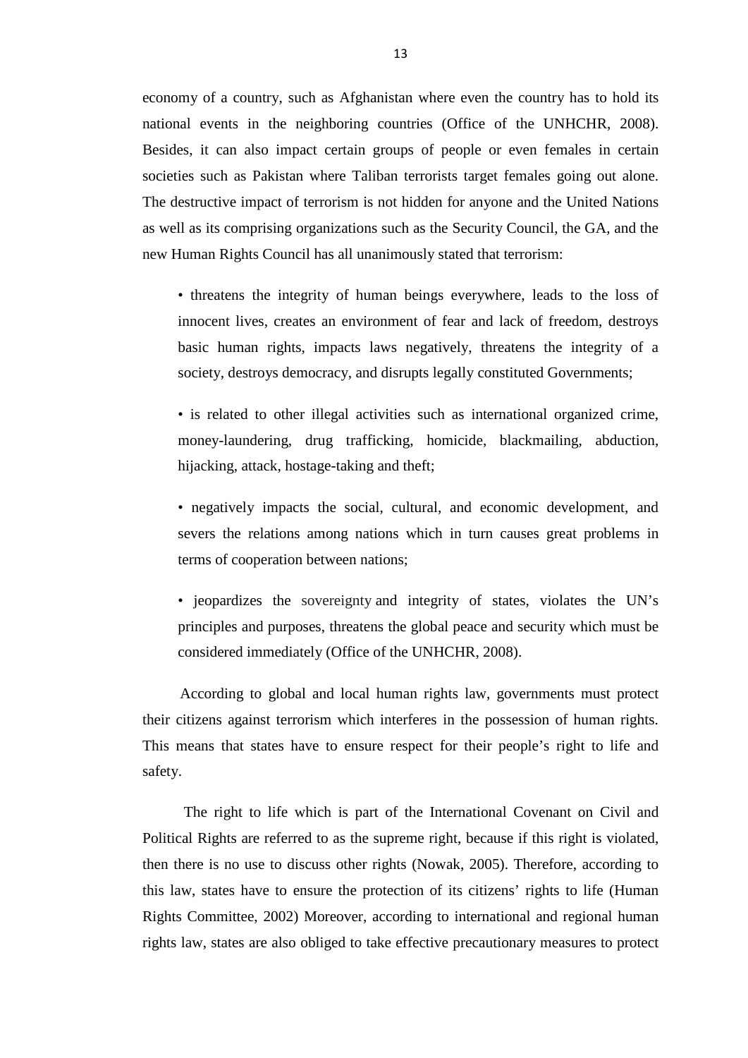economy of a country, such as Afghanistan where even the country has to hold its national events in the neighboring countries (Office of the UNHCHR, 2008). Besides, it can also impact certain groups of people or even females in certain societies such as Pakistan where Taliban terrorists target females going out alone. The destructive impact of terrorism is not hidden for anyone and the United Nations as well as its comprising organizations such as the Security Council, the GA, and the new Human Rights Council has all unanimously stated that terrorism:

- threatens the integrity of human beings everywhere, leads to the loss of innocent lives, creates an environment of fear and lack of freedom, destroys basic human rights, impacts laws negatively, threatens the integrity of a society, destroys democracy, and disrupts legally constituted Governments;

- is related to other illegal activities such as international organized crime, money-laundering, drug trafficking, homicide, blackmailing, abduction, hijacking, attack, hostage-taking and theft;

- negatively impacts the social, cultural, and economic development, and severs the relations among nations which in turn causes great problems in terms of cooperation between nations;

- jeopardizes the sovereignty and integrity of states, violates the UN's principles and purposes, threatens the global peace and security which must be considered immediately (Office of the UNHCHR, 2008).

According to global and local human rights law, governments must protect their citizens against terrorism which interferes in the possession of human rights. This means that states have to ensure respect for their people's right to life and safety.

The right to life which is part of the International Covenant on Civil and Political Rights are referred to as the supreme right, because if this right is violated, then there is no use to discuss other rights (Nowak, 2005). Therefore, according to this law, states have to ensure the protection of its citizens' rights to life (Human Rights Committee, 2002) Moreover, according to international and regional human rights law, states are also obliged to take effective precautionary measures to protect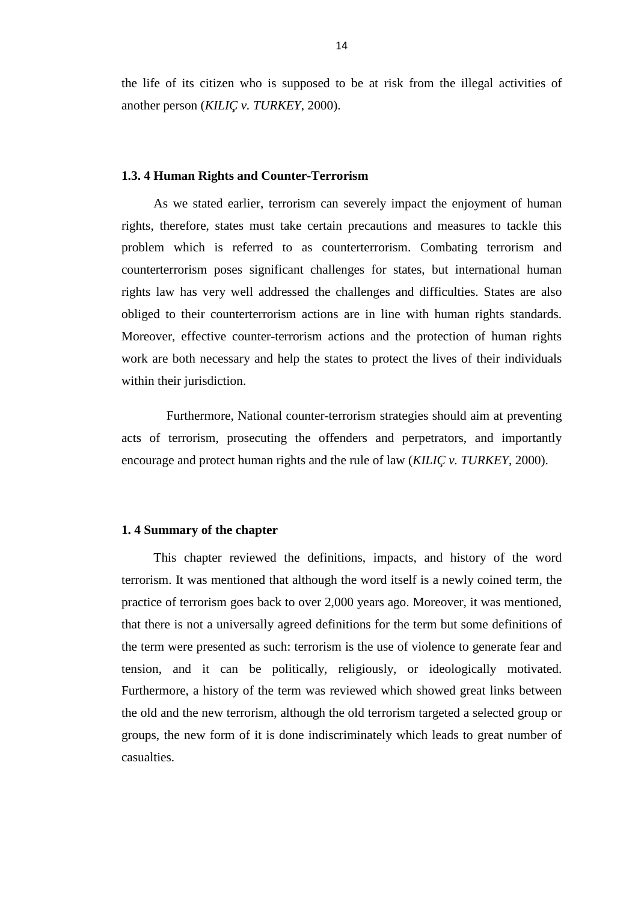the life of its citizen who is supposed to be at risk from the illegal activities of another person (*KILIÇ v. TURKEY*, 2000).

### 1.3. 4 Human Rights and Counter-Terrorism

As we stated earlier, terrorism can severely impact the enjoyment of human rights, therefore, states must take certain precautions and measures to tackle this problem which is referred to as counterterrorism. Combating terrorism and counterterrorism poses significant challenges for states, but international human rights law has very well addressed the challenges and difficulties. States are also obliged to their counterterrorism actions are in line with human rights standards. Moreover, effective counter-terrorism actions and the protection of human rights work are both necessary and help the states to protect the lives of their individuals within their jurisdiction.

Furthermore, National counter-terrorism strategies should aim at preventing acts of terrorism, prosecuting the offenders and perpetrators, and importantly encourage and protect human rights and the rule of law (*KILIÇ v. TURKEY*, 2000).

## 1. 4 Summary of the chapter

This chapter reviewed the definitions, impacts, and history of the word terrorism. It was mentioned that although the word itself is a newly coined term, the practice of terrorism goes back to over 2,000 years ago. Moreover, it was mentioned, that there is not a universally agreed definitions for the term but some definitions of the term were presented as such: terrorism is the use of violence to generate fear and tension, and it can be politically, religiously, or ideologically motivated. Furthermore, a history of the term was reviewed which showed great links between the old and the new terrorism, although the old terrorism targeted a selected group or groups, the new form of it is done indiscriminately which leads to great number of casualties.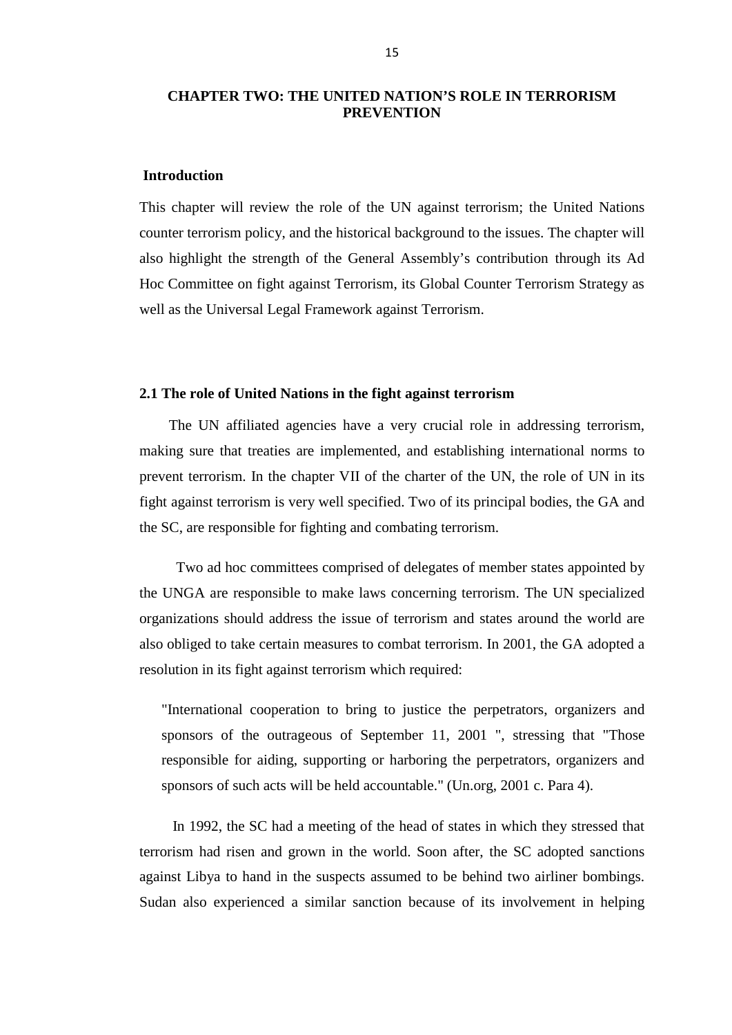# CHAPTER TWO: THE UNITED NATION'S ROLE IN TERRORISM PREVENTION

**Introduction**

This chapter will review the role of the UN against terrorism; the United Nations counter terrorism policy, and the historical background to the issues. The chapter will also highlight the strength of the General Assembly's contribution through its Ad Hoc Committee on fight against Terrorism, its Global Counter Terrorism Strategy as well as the Universal Legal Framework against Terrorism.

## 2.1 The role of United Nations in the fight against terrorism

The UN affiliated agencies have a very crucial role in addressing terrorism, making sure that treaties are implemented, and establishing international norms to prevent terrorism. In the chapter VII of the charter of the UN, the role of UN in its fight against terrorism is very well specified. Two of its principal bodies, the GA and the SC, are responsible for fighting and combating terrorism.

Two ad hoc committees comprised of delegates of member states appointed by the UNGA are responsible to make laws concerning terrorism. The UN specialized organizations should address the issue of terrorism and states around the world are also obliged to take certain measures to combat terrorism. In 2001, the GA adopted a resolution in its fight against terrorism which required:

> "International cooperation to bring to justice the perpetrators, organizers and sponsors of the outrageous of September 11, 2001 ", stressing that "Those responsible for aiding, supporting or harboring the perpetrators, organizers and sponsors of such acts will be held accountable." (Un.org, 2001 c. Para 4).

In 1992, the SC had a meeting of the head of states in which they stressed that terrorism had risen and grown in the world. Soon after, the SC adopted sanctions against Libya to hand in the suspects assumed to be behind two airliner bombings. Sudan also experienced a similar sanction because of its involvement in helping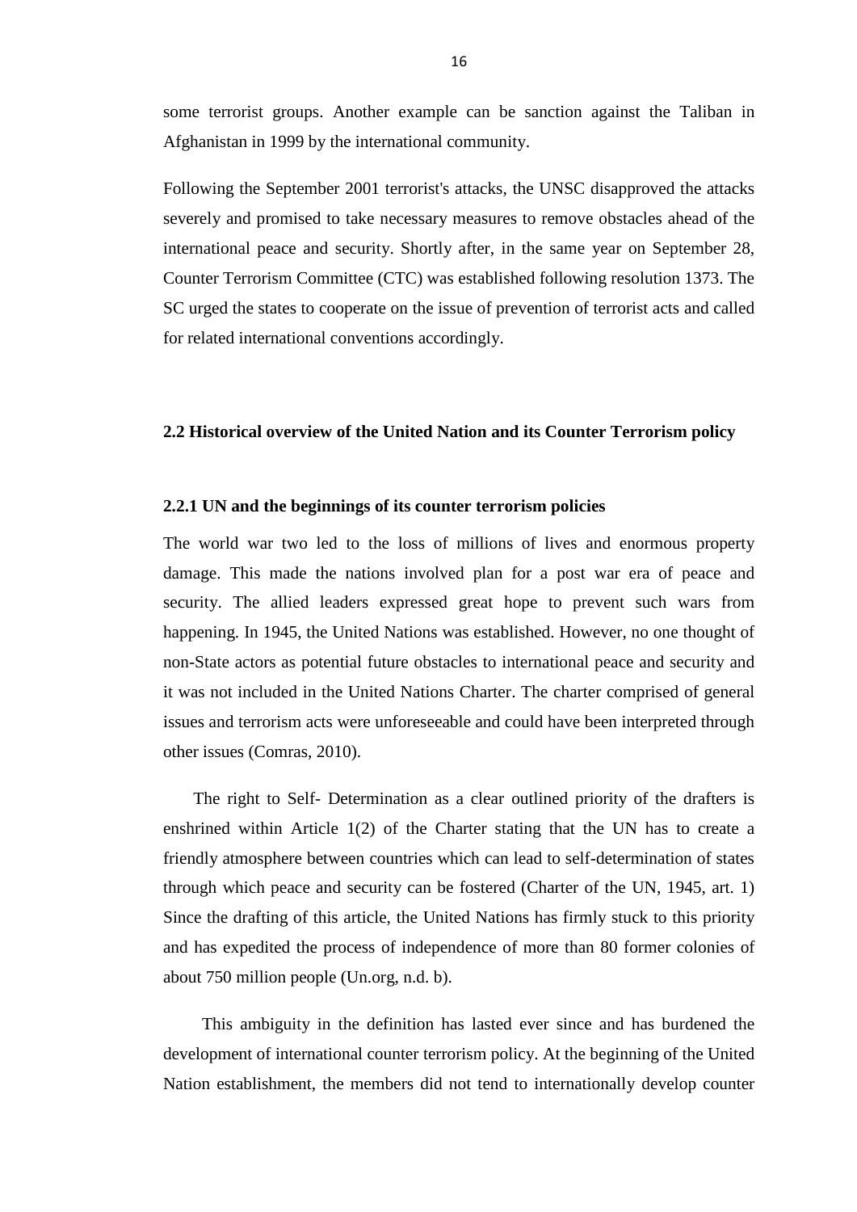some terrorist groups. Another example can be sanction against the Taliban in Afghanistan in 1999 by the international community.

Following the September 2001 terrorist's attacks, the UNSC disapproved the attacks severely and promised to take necessary measures to remove obstacles ahead of the international peace and security. Shortly after, in the same year on September 28, Counter Terrorism Committee (CTC) was established following resolution 1373. The SC urged the states to cooperate on the issue of prevention of terrorist acts and called for related international conventions accordingly.

## 2.2 Historical overview of the United Nation and its Counter Terrorism policy

### 2.2.1 UN and the beginnings of its counter terrorism policies

The world war two led to the loss of millions of lives and enormous property damage. This made the nations involved plan for a post war era of peace and security. The allied leaders expressed great hope to prevent such wars from happening. In 1945, the United Nations was established. However, no one thought of non-State actors as potential future obstacles to international peace and security and it was not included in the United Nations Charter. The charter comprised of general issues and terrorism acts were unforeseeable and could have been interpreted through other issues (Comras, 2010).

The right to Self- Determination as a clear outlined priority of the drafters is enshrined within Article 1(2) of the Charter stating that the UN has to create a friendly atmosphere between countries which can lead to self-determination of states through which peace and security can be fostered (Charter of the UN, 1945, art. 1) Since the drafting of this article, the United Nations has firmly stuck to this priority and has expedited the process of independence of more than 80 former colonies of about 750 million people (Un.org, n.d. b).

This ambiguity in the definition has lasted ever since and has burdened the development of international counter terrorism policy. At the beginning of the United Nation establishment, the members did not tend to internationally develop counter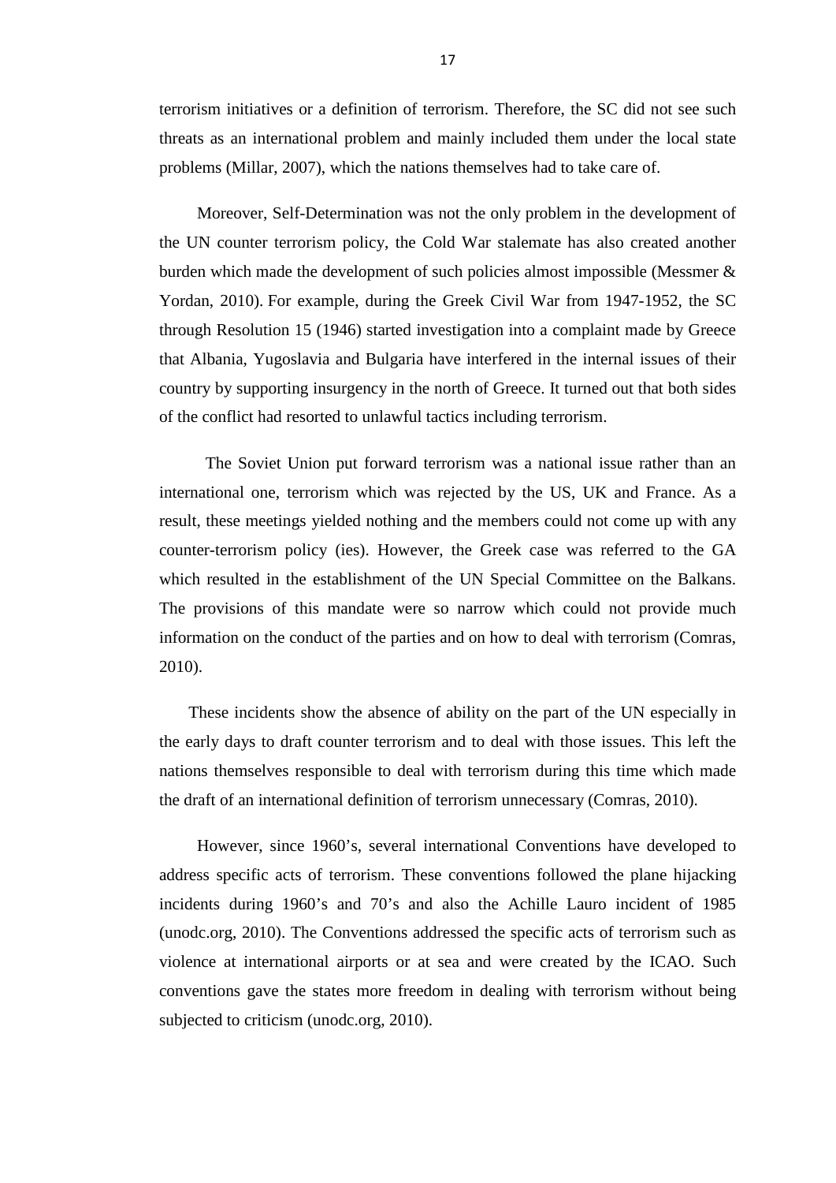terrorism initiatives or a definition of terrorism. Therefore, the SC did not see such threats as an international problem and mainly included them under the local state problems (Millar, 2007), which the nations themselves had to take care of.

Moreover, Self-Determination was not the only problem in the development of the UN counter terrorism policy, the Cold War stalemate has also created another burden which made the development of such policies almost impossible (Messmer & Yordan, 2010). For example, during the Greek Civil War from 1947-1952, the SC through Resolution 15 (1946) started investigation into a complaint made by Greece that Albania, Yugoslavia and Bulgaria have interfered in the internal issues of their country by supporting insurgency in the north of Greece. It turned out that both sides of the conflict had resorted to unlawful tactics including terrorism.

The Soviet Union put forward terrorism was a national issue rather than an international one, terrorism which was rejected by the US, UK and France. As a result, these meetings yielded nothing and the members could not come up with any counter-terrorism policy (ies). However, the Greek case was referred to the GA which resulted in the establishment of the UN Special Committee on the Balkans. The provisions of this mandate were so narrow which could not provide much information on the conduct of the parties and on how to deal with terrorism (Comras, 2010).

These incidents show the absence of ability on the part of the UN especially in the early days to draft counter terrorism and to deal with those issues. This left the nations themselves responsible to deal with terrorism during this time which made the draft of an international definition of terrorism unnecessary (Comras, 2010).

However, since 1960's, several international Conventions have developed to address specific acts of terrorism. These conventions followed the plane hijacking incidents during 1960's and 70's and also the Achille Lauro incident of 1985 (unodc.org, 2010). The Conventions addressed the specific acts of terrorism such as violence at international airports or at sea and were created by the ICAO. Such conventions gave the states more freedom in dealing with terrorism without being subjected to criticism (unodc.org, 2010).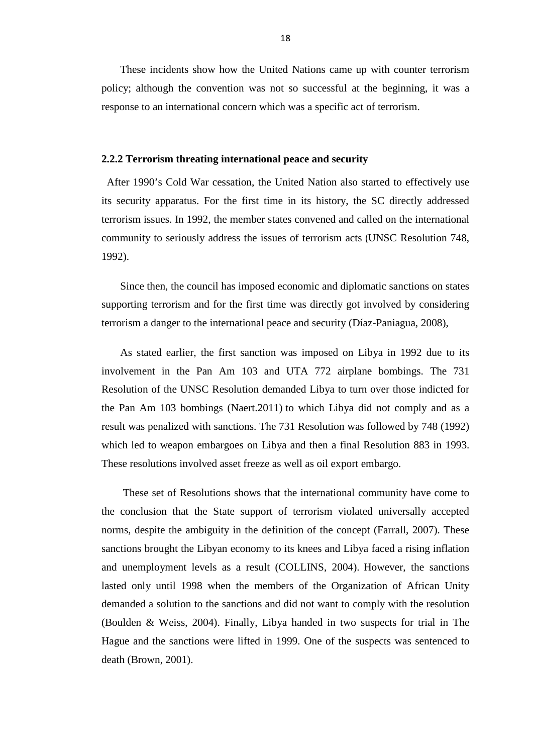These incidents show how the United Nations came up with counter terrorism policy; although the convention was not so successful at the beginning, it was a response to an international concern which was a specific act of terrorism.

### 2.2.2 Terrorism threating international peace and security

After 1990's Cold War cessation, the United Nation also started to effectively use its security apparatus. For the first time in its history, the SC directly addressed terrorism issues. In 1992, the member states convened and called on the international community to seriously address the issues of terrorism acts (UNSC Resolution 748, 1992).

Since then, the council has imposed economic and diplomatic sanctions on states supporting terrorism and for the first time was directly got involved by considering terrorism a danger to the international peace and security (Díaz-Paniagua, 2008),

As stated earlier, the first sanction was imposed on Libya in 1992 due to its involvement in the Pan Am 103 and UTA 772 airplane bombings. The 731 Resolution of the UNSC Resolution demanded Libya to turn over those indicted for the Pan Am 103 bombings (Naert.2011) to which Libya did not comply and as a result was penalized with sanctions. The 731 Resolution was followed by 748 (1992) which led to weapon embargoes on Libya and then a final Resolution 883 in 1993. These resolutions involved asset freeze as well as oil export embargo.

These set of Resolutions shows that the international community have come to the conclusion that the State support of terrorism violated universally accepted norms, despite the ambiguity in the definition of the concept (Farrall, 2007). These sanctions brought the Libyan economy to its knees and Libya faced a rising inflation and unemployment levels as a result (COLLINS, 2004). However, the sanctions lasted only until 1998 when the members of the Organization of African Unity demanded a solution to the sanctions and did not want to comply with the resolution (Boulden & Weiss, 2004). Finally, Libya handed in two suspects for trial in The Hague and the sanctions were lifted in 1999. One of the suspects was sentenced to death (Brown, 2001).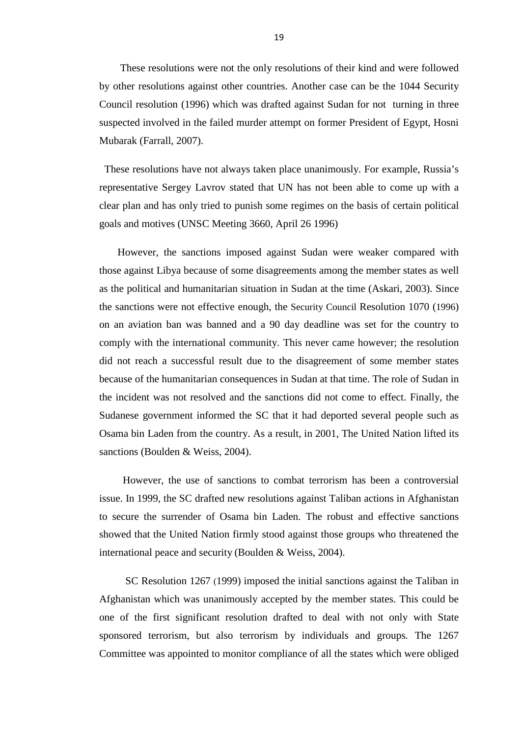These resolutions were not the only resolutions of their kind and were followed by other resolutions against other countries. Another case can be the 1044 Security Council resolution (1996) which was drafted against Sudan for not turning in three suspected involved in the failed murder attempt on former President of Egypt, Hosni Mubarak (Farrall, 2007).

These resolutions have not always taken place unanimously. For example, Russia's representative Sergey Lavrov stated that UN has not been able to come up with a clear plan and has only tried to punish some regimes on the basis of certain political goals and motives (UNSC Meeting 3660, April 26 1996)

However, the sanctions imposed against Sudan were weaker compared with those against Libya because of some disagreements among the member states as well as the political and humanitarian situation in Sudan at the time (Askari, 2003). Since the sanctions were not effective enough, the Security Council Resolution 1070 (1996) on an aviation ban was banned and a 90 day deadline was set for the country to comply with the international community. This never came however; the resolution did not reach a successful result due to the disagreement of some member states because of the humanitarian consequences in Sudan at that time. The role of Sudan in the incident was not resolved and the sanctions did not come to effect. Finally, the Sudanese government informed the SC that it had deported several people such as Osama bin Laden from the country. As a result, in 2001, The United Nation lifted its sanctions (Boulden & Weiss, 2004).

However, the use of sanctions to combat terrorism has been a controversial issue. In 1999, the SC drafted new resolutions against Taliban actions in Afghanistan to secure the surrender of Osama bin Laden. The robust and effective sanctions showed that the United Nation firmly stood against those groups who threatened the international peace and security (Boulden & Weiss, 2004).

SC Resolution 1267 (1999) imposed the initial sanctions against the Taliban in Afghanistan which was unanimously accepted by the member states. This could be one of the first significant resolution drafted to deal with not only with State sponsored terrorism, but also terrorism by individuals and groups. The 1267 Committee was appointed to monitor compliance of all the states which were obliged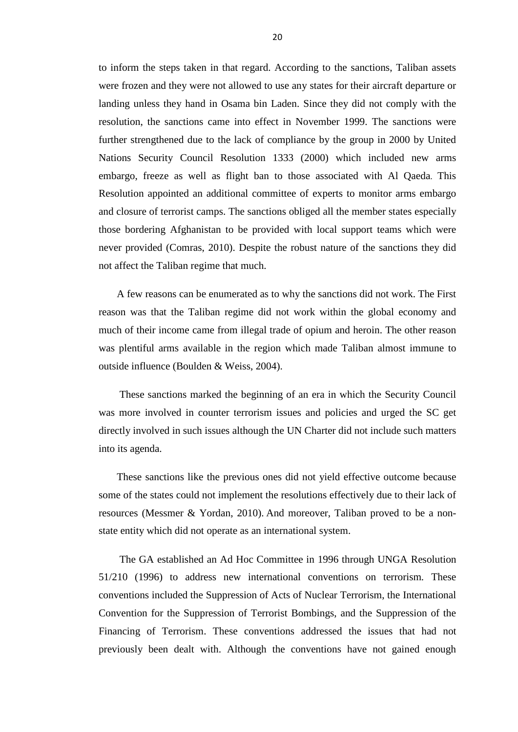to inform the steps taken in that regard. According to the sanctions, Taliban assets were frozen and they were not allowed to use any states for their aircraft departure or landing unless they hand in Osama bin Laden. Since they did not comply with the resolution, the sanctions came into effect in November 1999. The sanctions were further strengthened due to the lack of compliance by the group in 2000 by United Nations Security Council Resolution 1333 (2000) which included new arms embargo, freeze as well as flight ban to those associated with Al Qaeda. This Resolution appointed an additional committee of experts to monitor arms embargo and closure of terrorist camps. The sanctions obliged all the member states especially those bordering Afghanistan to be provided with local support teams which were never provided (Comras, 2010). Despite the robust nature of the sanctions they did not affect the Taliban regime that much.

A few reasons can be enumerated as to why the sanctions did not work. The First reason was that the Taliban regime did not work within the global economy and much of their income came from illegal trade of opium and heroin. The other reason was plentiful arms available in the region which made Taliban almost immune to outside influence (Boulden & Weiss, 2004).

These sanctions marked the beginning of an era in which the Security Council was more involved in counter terrorism issues and policies and urged the SC get directly involved in such issues although the UN Charter did not include such matters into its agenda.

These sanctions like the previous ones did not yield effective outcome because some of the states could not implement the resolutions effectively due to their lack of resources (Messmer & Yordan, 2010). And moreover, Taliban proved to be a non-state entity which did not operate as an international system.

The GA established an Ad Hoc Committee in 1996 through UNGA Resolution 51/210 (1996) to address new international conventions on terrorism. These conventions included the Suppression of Acts of Nuclear Terrorism, the International Convention for the Suppression of Terrorist Bombings, and the Suppression of the Financing of Terrorism. These conventions addressed the issues that had not previously been dealt with. Although the conventions have not gained enough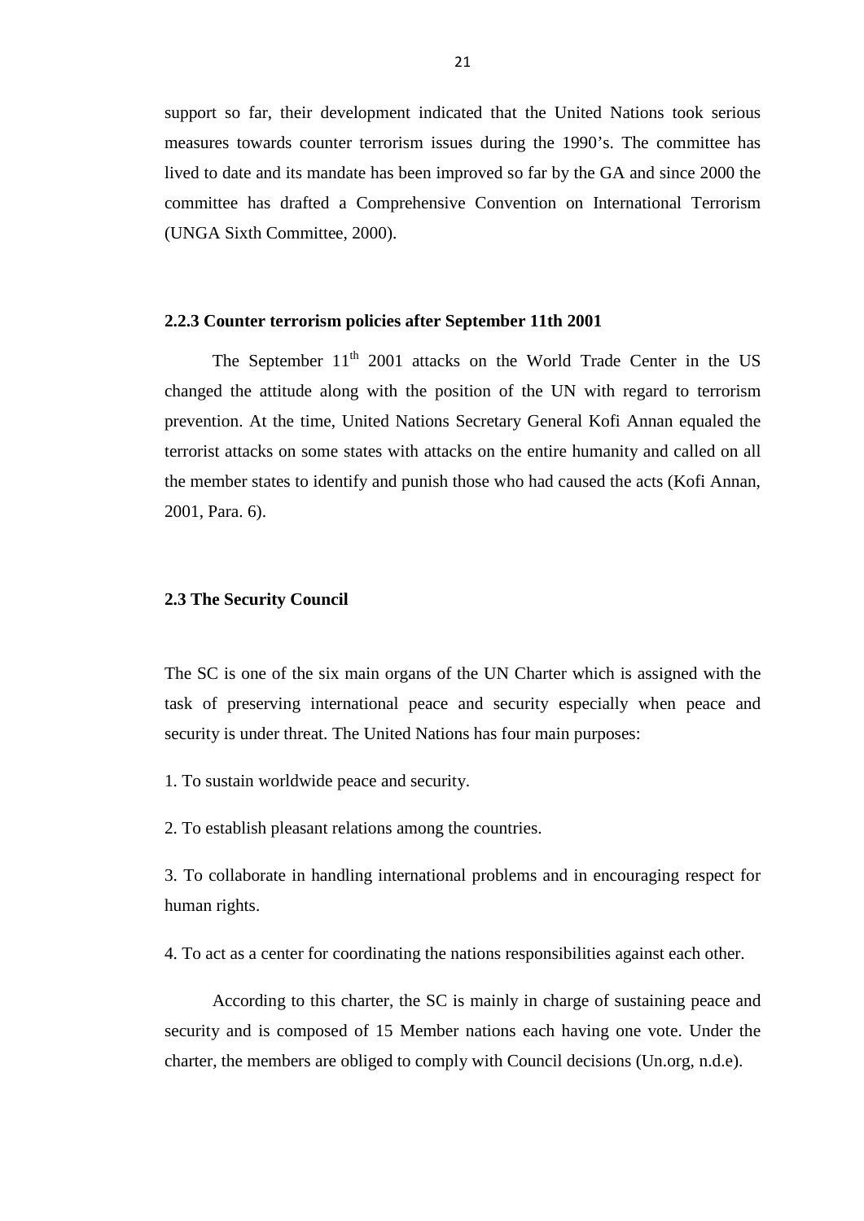support so far, their development indicated that the United Nations took serious measures towards counter terrorism issues during the 1990's. The committee has lived to date and its mandate has been improved so far by the GA and since 2000 the committee has drafted a Comprehensive Convention on International Terrorism (UNGA Sixth Committee, 2000).

### 2.2.3 Counter terrorism policies after September 11th 2001

The September 11th 2001 attacks on the World Trade Center in the US changed the attitude along with the position of the UN with regard to terrorism prevention. At the time, United Nations Secretary General Kofi Annan equaled the terrorist attacks on some states with attacks on the entire humanity and called on all the member states to identify and punish those who had caused the acts (Kofi Annan, 2001, Para. 6).

## 2.3 The Security Council

The SC is one of the six main organs of the UN Charter which is assigned with the task of preserving international peace and security especially when peace and security is under threat. The United Nations has four main purposes:

1. To sustain worldwide peace and security.

2. To establish pleasant relations among the countries.

3. To collaborate in handling international problems and in encouraging respect for human rights.

4. To act as a center for coordinating the nations responsibilities against each other.

According to this charter, the SC is mainly in charge of sustaining peace and security and is composed of 15 Member nations each having one vote. Under the charter, the members are obliged to comply with Council decisions (Un.org, n.d.e).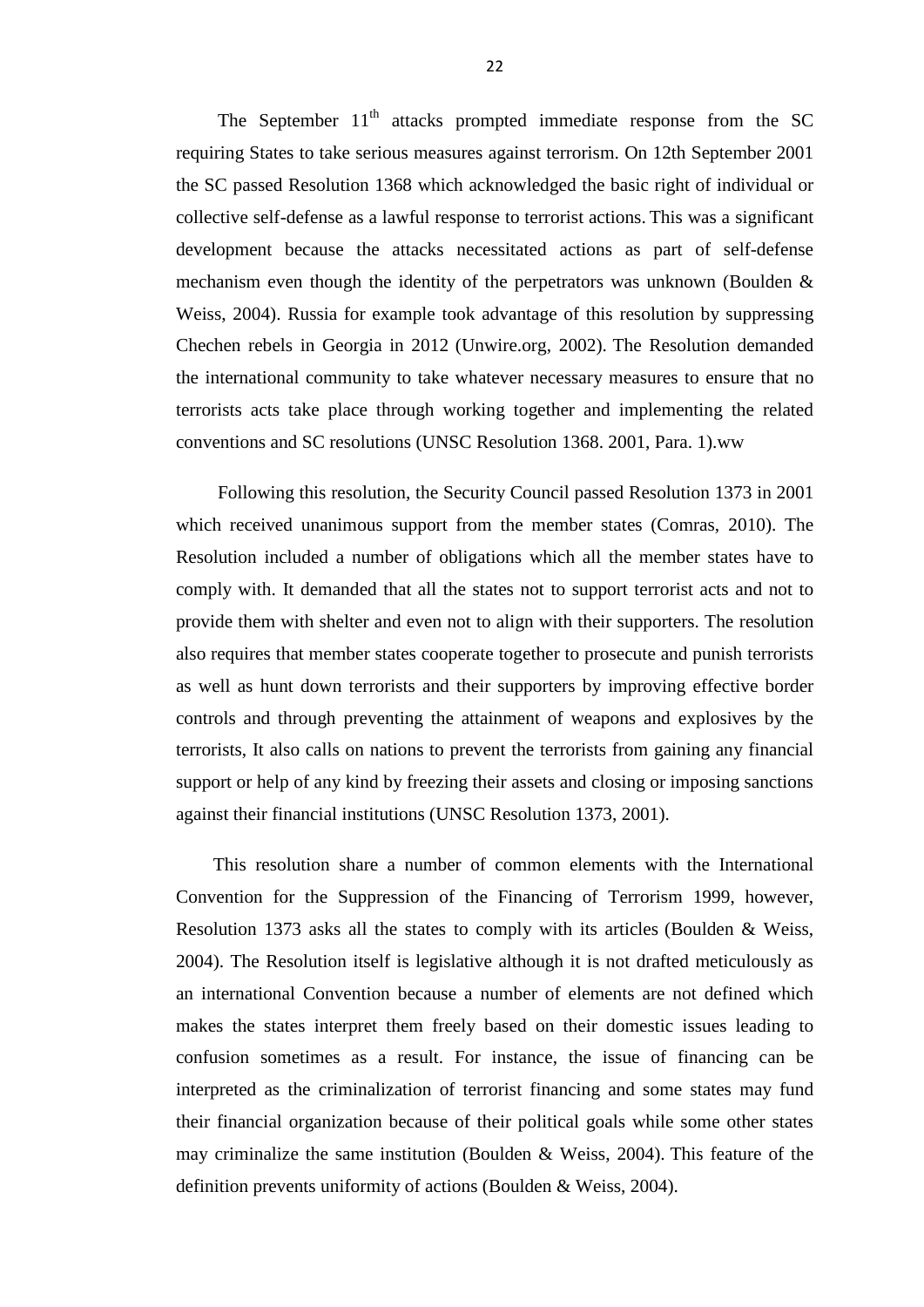The September 11th attacks prompted immediate response from the SC requiring States to take serious measures against terrorism. On 12th September 2001 the SC passed Resolution 1368 which acknowledged the basic right of individual or collective self-defense as a lawful response to terrorist actions. This was a significant development because the attacks necessitated actions as part of self-defense mechanism even though the identity of the perpetrators was unknown (Boulden & Weiss, 2004). Russia for example took advantage of this resolution by suppressing Chechen rebels in Georgia in 2012 (Unwire.org, 2002). The Resolution demanded the international community to take whatever necessary measures to ensure that no terrorists acts take place through working together and implementing the related conventions and SC resolutions (UNSC Resolution 1368. 2001, Para. 1).ww

Following this resolution, the Security Council passed Resolution 1373 in 2001 which received unanimous support from the member states (Comras, 2010). The Resolution included a number of obligations which all the member states have to comply with. It demanded that all the states not to support terrorist acts and not to provide them with shelter and even not to align with their supporters. The resolution also requires that member states cooperate together to prosecute and punish terrorists as well as hunt down terrorists and their supporters by improving effective border controls and through preventing the attainment of weapons and explosives by the terrorists, It also calls on nations to prevent the terrorists from gaining any financial support or help of any kind by freezing their assets and closing or imposing sanctions against their financial institutions (UNSC Resolution 1373, 2001).

This resolution share a number of common elements with the International Convention for the Suppression of the Financing of Terrorism 1999, however, Resolution 1373 asks all the states to comply with its articles (Boulden & Weiss, 2004). The Resolution itself is legislative although it is not drafted meticulously as an international Convention because a number of elements are not defined which makes the states interpret them freely based on their domestic issues leading to confusion sometimes as a result. For instance, the issue of financing can be interpreted as the criminalization of terrorist financing and some states may fund their financial organization because of their political goals while some other states may criminalize the same institution (Boulden & Weiss, 2004). This feature of the definition prevents uniformity of actions (Boulden & Weiss, 2004).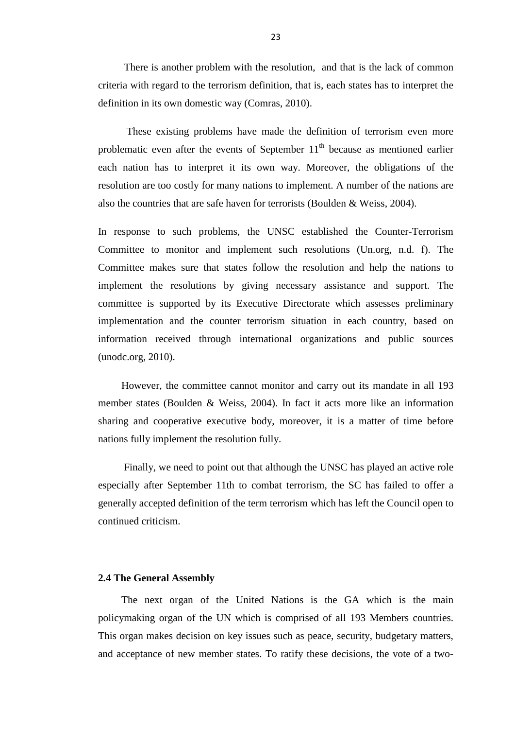There is another problem with the resolution, and that is the lack of common criteria with regard to the terrorism definition, that is, each states has to interpret the definition in its own domestic way (Comras, 2010).

These existing problems have made the definition of terrorism even more problematic even after the events of September 11th because as mentioned earlier each nation has to interpret it its own way. Moreover, the obligations of the resolution are too costly for many nations to implement. A number of the nations are also the countries that are safe haven for terrorists (Boulden & Weiss, 2004).

In response to such problems, the UNSC established the Counter-Terrorism Committee to monitor and implement such resolutions (Un.org, n.d. f). The Committee makes sure that states follow the resolution and help the nations to implement the resolutions by giving necessary assistance and support. The committee is supported by its Executive Directorate which assesses preliminary implementation and the counter terrorism situation in each country, based on information received through international organizations and public sources (unodc.org, 2010).

However, the committee cannot monitor and carry out its mandate in all 193 member states (Boulden & Weiss, 2004). In fact it acts more like an information sharing and cooperative executive body, moreover, it is a matter of time before nations fully implement the resolution fully.

Finally, we need to point out that although the UNSC has played an active role especially after September 11th to combat terrorism, the SC has failed to offer a generally accepted definition of the term terrorism which has left the Council open to continued criticism.

### 2.4 The General Assembly

The next organ of the United Nations is the GA which is the main policymaking organ of the UN which is comprised of all 193 Members countries. This organ makes decision on key issues such as peace, security, budgetary matters, and acceptance of new member states. To ratify these decisions, the vote of a two-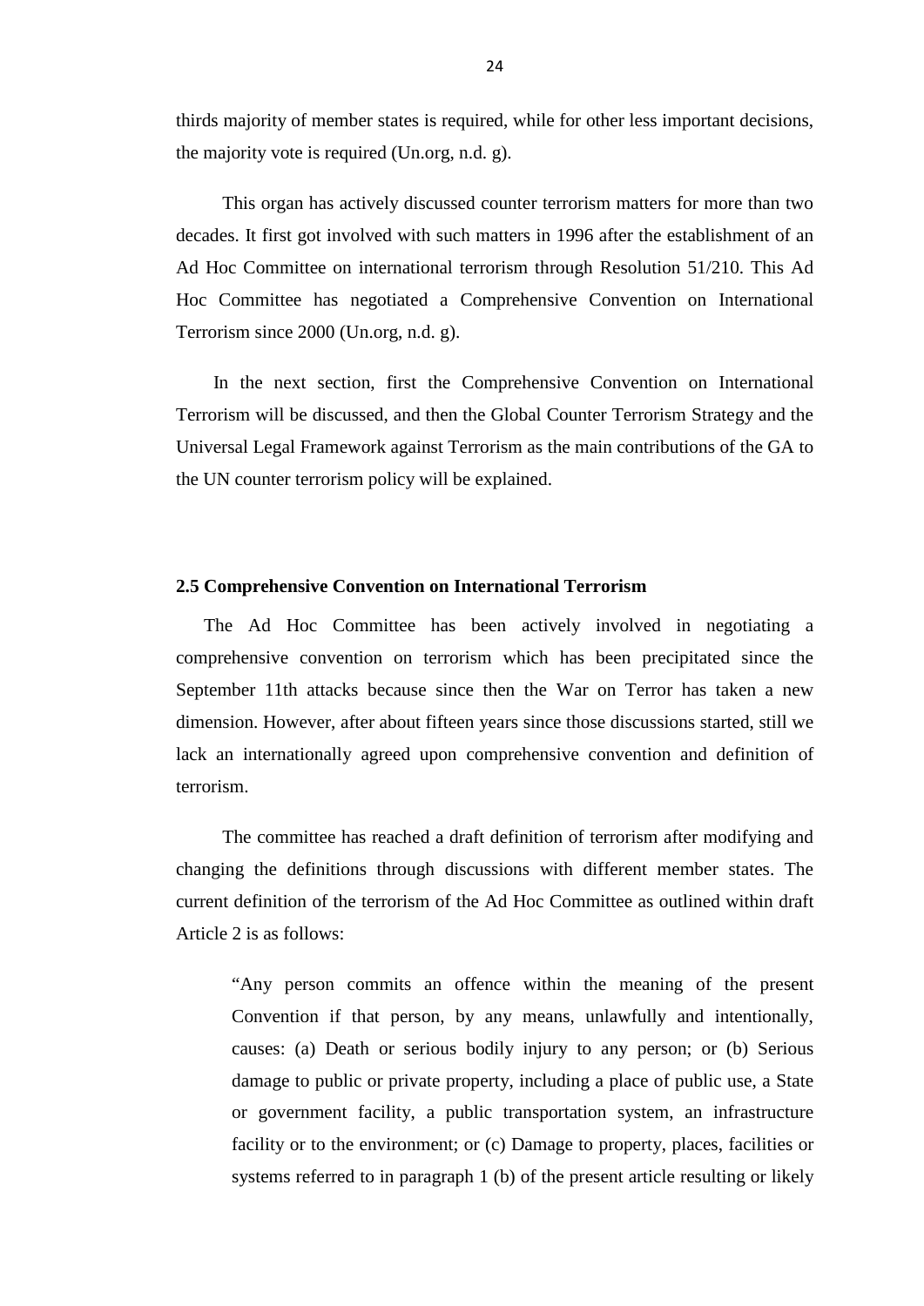thirds majority of member states is required, while for other less important decisions, the majority vote is required (Un.org, n.d. g).

This organ has actively discussed counter terrorism matters for more than two decades. It first got involved with such matters in 1996 after the establishment of an Ad Hoc Committee on international terrorism through Resolution 51/210. This Ad Hoc Committee has negotiated a Comprehensive Convention on International Terrorism since 2000 (Un.org, n.d. g).

In the next section, first the Comprehensive Convention on International Terrorism will be discussed, and then the Global Counter Terrorism Strategy and the Universal Legal Framework against Terrorism as the main contributions of the GA to the UN counter terrorism policy will be explained.

### 2.5 Comprehensive Convention on International Terrorism

The Ad Hoc Committee has been actively involved in negotiating a comprehensive convention on terrorism which has been precipitated since the September 11th attacks because since then the War on Terror has taken a new dimension. However, after about fifteen years since those discussions started, still we lack an internationally agreed upon comprehensive convention and definition of terrorism.

The committee has reached a draft definition of terrorism after modifying and changing the definitions through discussions with different member states. The current definition of the terrorism of the Ad Hoc Committee as outlined within draft Article 2 is as follows:

> "Any person commits an offence within the meaning of the present Convention if that person, by any means, unlawfully and intentionally, causes: (a) Death or serious bodily injury to any person; or (b) Serious damage to public or private property, including a place of public use, a State or government facility, a public transportation system, an infrastructure facility or to the environment; or (c) Damage to property, places, facilities or systems referred to in paragraph 1 (b) of the present article resulting or likely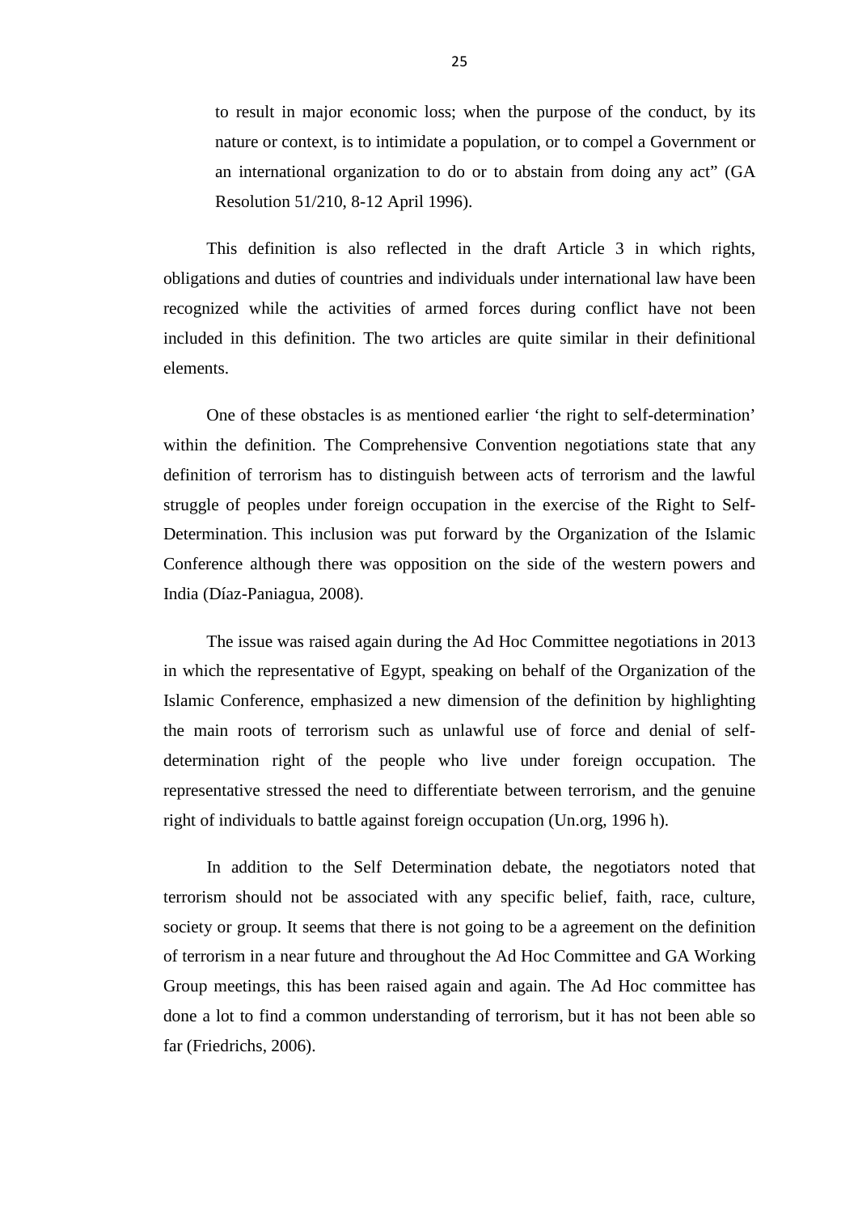> to result in major economic loss; when the purpose of the conduct, by its nature or context, is to intimidate a population, or to compel a Government or an international organization to do or to abstain from doing any act" (GA Resolution 51/210, 8-12 April 1996).

This definition is also reflected in the draft Article 3 in which rights, obligations and duties of countries and individuals under international law have been recognized while the activities of armed forces during conflict have not been included in this definition. The two articles are quite similar in their definitional elements.

One of these obstacles is as mentioned earlier 'the right to self-determination' within the definition. The Comprehensive Convention negotiations state that any definition of terrorism has to distinguish between acts of terrorism and the lawful struggle of peoples under foreign occupation in the exercise of the Right to Self-Determination. This inclusion was put forward by the Organization of the Islamic Conference although there was opposition on the side of the western powers and India (Díaz-Paniagua, 2008).

The issue was raised again during the Ad Hoc Committee negotiations in 2013 in which the representative of Egypt, speaking on behalf of the Organization of the Islamic Conference, emphasized a new dimension of the definition by highlighting the main roots of terrorism such as unlawful use of force and denial of self-determination right of the people who live under foreign occupation. The representative stressed the need to differentiate between terrorism, and the genuine right of individuals to battle against foreign occupation (Un.org, 1996 h).

In addition to the Self Determination debate, the negotiators noted that terrorism should not be associated with any specific belief, faith, race, culture, society or group. It seems that there is not going to be a agreement on the definition of terrorism in a near future and throughout the Ad Hoc Committee and GA Working Group meetings, this has been raised again and again. The Ad Hoc committee has done a lot to find a common understanding of terrorism, but it has not been able so far (Friedrichs, 2006).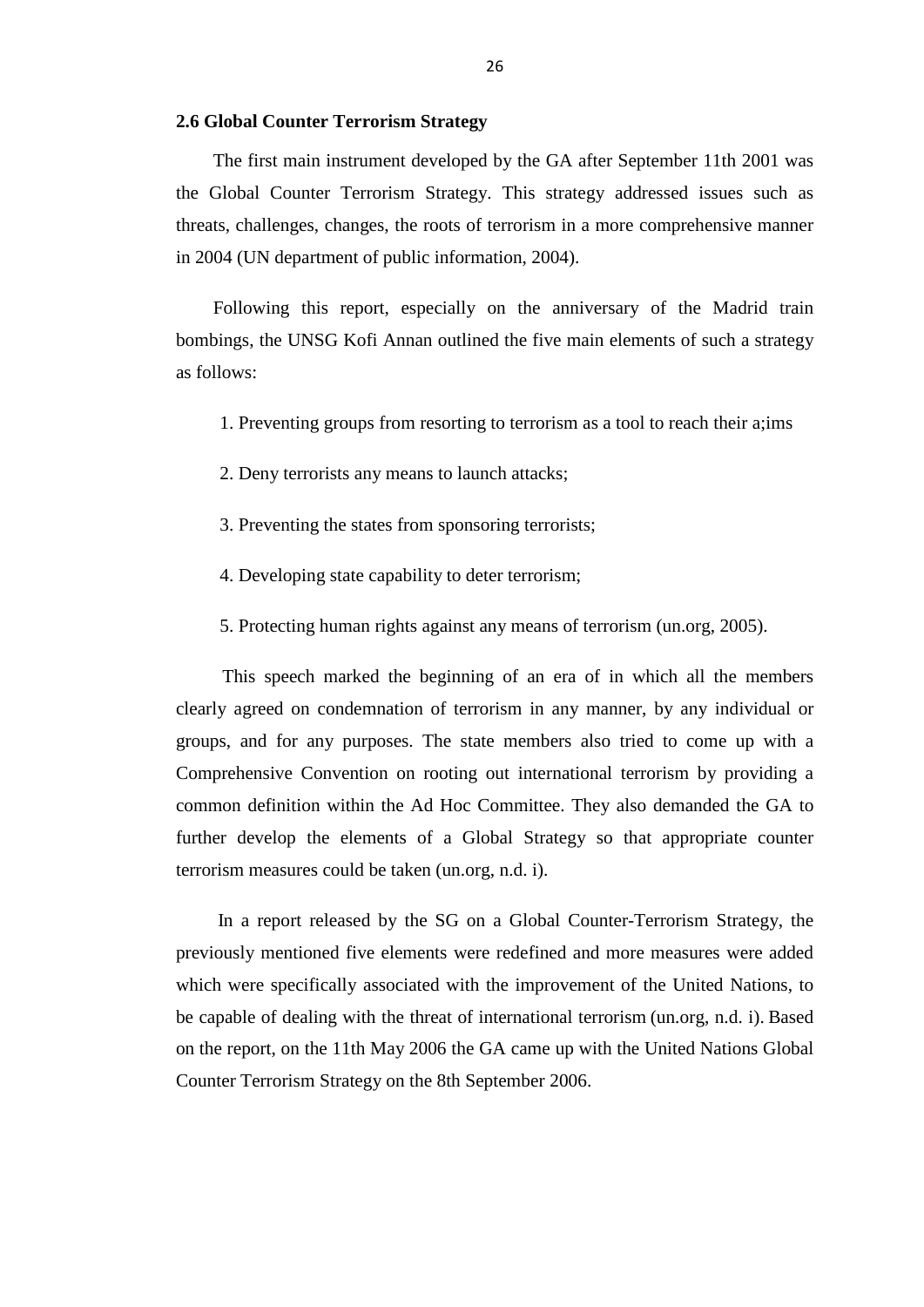## 2.6 Global Counter Terrorism Strategy

The first main instrument developed by the GA after September 11th 2001 was the Global Counter Terrorism Strategy. This strategy addressed issues such as threats, challenges, changes, the roots of terrorism in a more comprehensive manner in 2004 (UN department of public information, 2004).

Following this report, especially on the anniversary of the Madrid train bombings, the UNSG Kofi Annan outlined the five main elements of such a strategy as follows:

1. Preventing groups from resorting to terrorism as a tool to reach their a;ims
2. Deny terrorists any means to launch attacks;
3. Preventing the states from sponsoring terrorists;
4. Developing state capability to deter terrorism;
5. Protecting human rights against any means of terrorism (un.org, 2005).

This speech marked the beginning of an era of in which all the members clearly agreed on condemnation of terrorism in any manner, by any individual or groups, and for any purposes. The state members also tried to come up with a Comprehensive Convention on rooting out international terrorism by providing a common definition within the Ad Hoc Committee. They also demanded the GA to further develop the elements of a Global Strategy so that appropriate counter terrorism measures could be taken (un.org, n.d. i).

In a report released by the SG on a Global Counter-Terrorism Strategy, the previously mentioned five elements were redefined and more measures were added which were specifically associated with the improvement of the United Nations, to be capable of dealing with the threat of international terrorism (un.org, n.d. i). Based on the report, on the 11th May 2006 the GA came up with the United Nations Global Counter Terrorism Strategy on the 8th September 2006.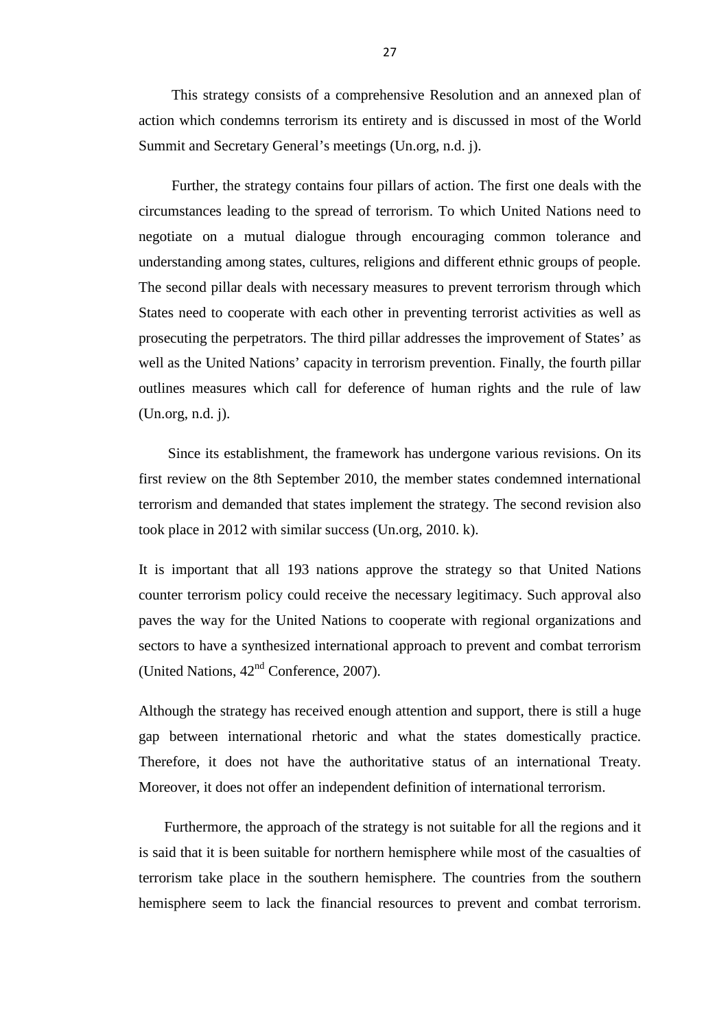This strategy consists of a comprehensive Resolution and an annexed plan of action which condemns terrorism its entirety and is discussed in most of the World Summit and Secretary General's meetings (Un.org, n.d. j).

Further, the strategy contains four pillars of action. The first one deals with the circumstances leading to the spread of terrorism. To which United Nations need to negotiate on a mutual dialogue through encouraging common tolerance and understanding among states, cultures, religions and different ethnic groups of people. The second pillar deals with necessary measures to prevent terrorism through which States need to cooperate with each other in preventing terrorist activities as well as prosecuting the perpetrators. The third pillar addresses the improvement of States' as well as the United Nations' capacity in terrorism prevention. Finally, the fourth pillar outlines measures which call for deference of human rights and the rule of law (Un.org, n.d. j).

Since its establishment, the framework has undergone various revisions. On its first review on the 8th September 2010, the member states condemned international terrorism and demanded that states implement the strategy. The second revision also took place in 2012 with similar success (Un.org, 2010. k).

It is important that all 193 nations approve the strategy so that United Nations counter terrorism policy could receive the necessary legitimacy. Such approval also paves the way for the United Nations to cooperate with regional organizations and sectors to have a synthesized international approach to prevent and combat terrorism (United Nations, 42nd Conference, 2007).

Although the strategy has received enough attention and support, there is still a huge gap between international rhetoric and what the states domestically practice. Therefore, it does not have the authoritative status of an international Treaty. Moreover, it does not offer an independent definition of international terrorism.

Furthermore, the approach of the strategy is not suitable for all the regions and it is said that it is been suitable for northern hemisphere while most of the casualties of terrorism take place in the southern hemisphere. The countries from the southern hemisphere seem to lack the financial resources to prevent and combat terrorism.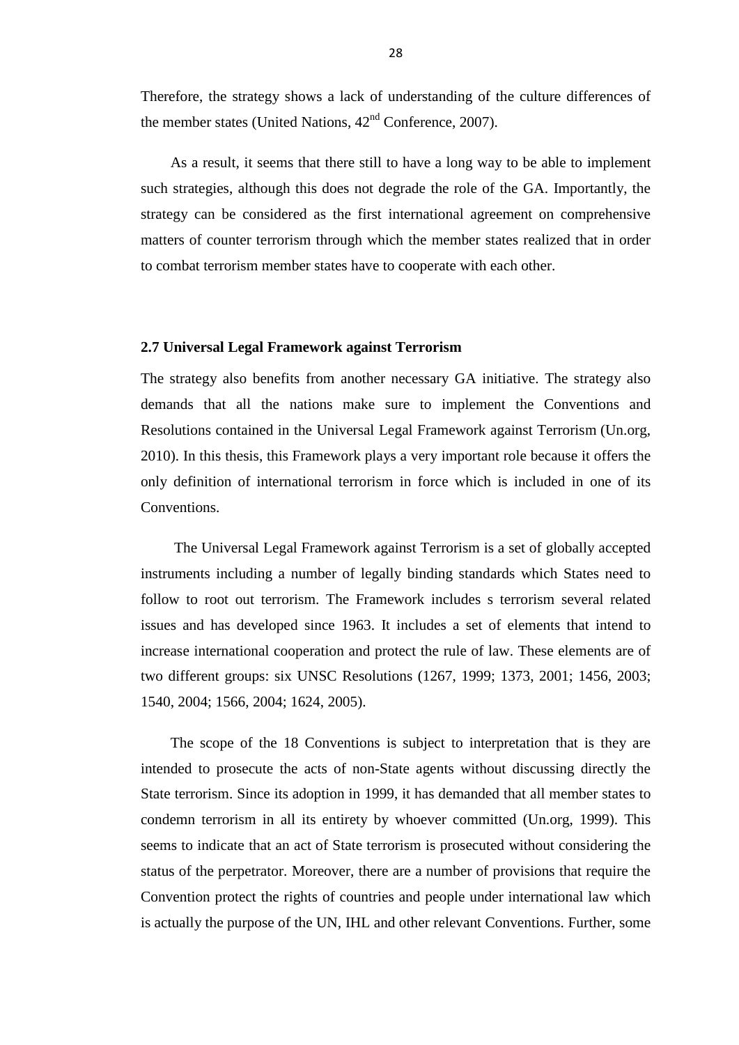Therefore, the strategy shows a lack of understanding of the culture differences of the member states (United Nations, 42nd Conference, 2007).

As a result, it seems that there still to have a long way to be able to implement such strategies, although this does not degrade the role of the GA. Importantly, the strategy can be considered as the first international agreement on comprehensive matters of counter terrorism through which the member states realized that in order to combat terrorism member states have to cooperate with each other.

### 2.7 Universal Legal Framework against Terrorism

The strategy also benefits from another necessary GA initiative. The strategy also demands that all the nations make sure to implement the Conventions and Resolutions contained in the Universal Legal Framework against Terrorism (Un.org, 2010). In this thesis, this Framework plays a very important role because it offers the only definition of international terrorism in force which is included in one of its Conventions.

The Universal Legal Framework against Terrorism is a set of globally accepted instruments including a number of legally binding standards which States need to follow to root out terrorism. The Framework includes s terrorism several related issues and has developed since 1963. It includes a set of elements that intend to increase international cooperation and protect the rule of law. These elements are of two different groups: six UNSC Resolutions (1267, 1999; 1373, 2001; 1456, 2003; 1540, 2004; 1566, 2004; 1624, 2005).

The scope of the 18 Conventions is subject to interpretation that is they are intended to prosecute the acts of non-State agents without discussing directly the State terrorism. Since its adoption in 1999, it has demanded that all member states to condemn terrorism in all its entirety by whoever committed (Un.org, 1999). This seems to indicate that an act of State terrorism is prosecuted without considering the status of the perpetrator. Moreover, there are a number of provisions that require the Convention protect the rights of countries and people under international law which is actually the purpose of the UN, IHL and other relevant Conventions. Further, some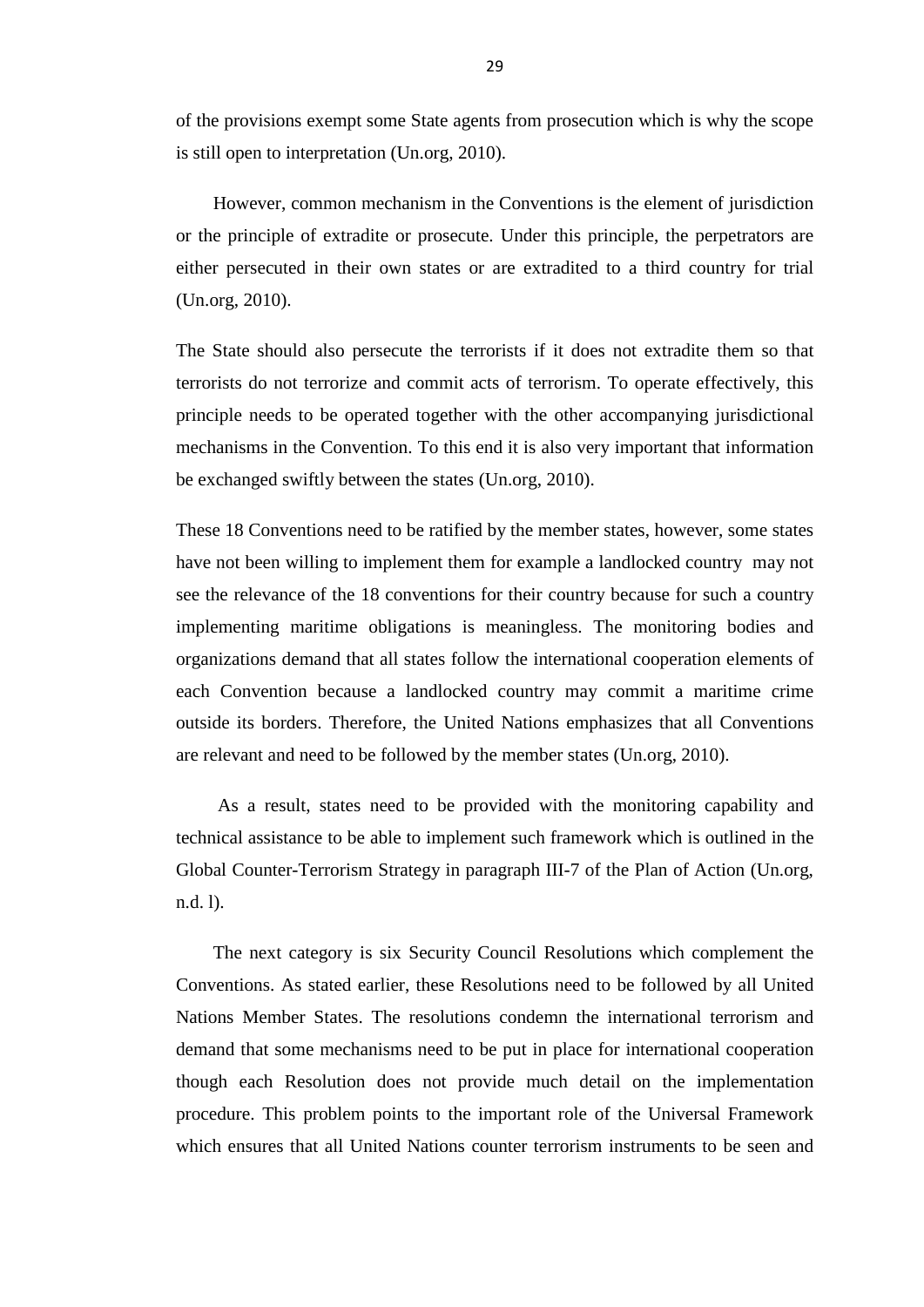of the provisions exempt some State agents from prosecution which is why the scope is still open to interpretation (Un.org, 2010).

However, common mechanism in the Conventions is the element of jurisdiction or the principle of extradite or prosecute. Under this principle, the perpetrators are either persecuted in their own states or are extradited to a third country for trial (Un.org, 2010).

The State should also persecute the terrorists if it does not extradite them so that terrorists do not terrorize and commit acts of terrorism. To operate effectively, this principle needs to be operated together with the other accompanying jurisdictional mechanisms in the Convention. To this end it is also very important that information be exchanged swiftly between the states (Un.org, 2010).

These 18 Conventions need to be ratified by the member states, however, some states have not been willing to implement them for example a landlocked country may not see the relevance of the 18 conventions for their country because for such a country implementing maritime obligations is meaningless. The monitoring bodies and organizations demand that all states follow the international cooperation elements of each Convention because a landlocked country may commit a maritime crime outside its borders. Therefore, the United Nations emphasizes that all Conventions are relevant and need to be followed by the member states (Un.org, 2010).

As a result, states need to be provided with the monitoring capability and technical assistance to be able to implement such framework which is outlined in the Global Counter-Terrorism Strategy in paragraph III-7 of the Plan of Action (Un.org, n.d. l).

The next category is six Security Council Resolutions which complement the Conventions. As stated earlier, these Resolutions need to be followed by all United Nations Member States. The resolutions condemn the international terrorism and demand that some mechanisms need to be put in place for international cooperation though each Resolution does not provide much detail on the implementation procedure. This problem points to the important role of the Universal Framework which ensures that all United Nations counter terrorism instruments to be seen and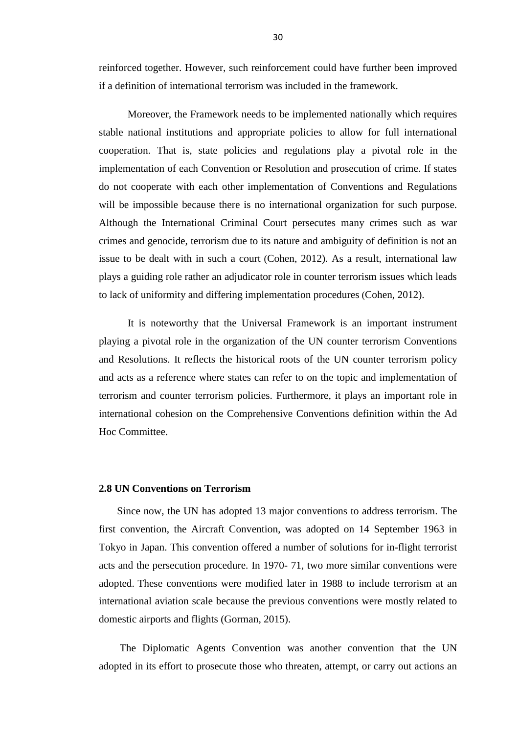reinforced together. However, such reinforcement could have further been improved if a definition of international terrorism was included in the framework.

Moreover, the Framework needs to be implemented nationally which requires stable national institutions and appropriate policies to allow for full international cooperation. That is, state policies and regulations play a pivotal role in the implementation of each Convention or Resolution and prosecution of crime. If states do not cooperate with each other implementation of Conventions and Regulations will be impossible because there is no international organization for such purpose. Although the International Criminal Court persecutes many crimes such as war crimes and genocide, terrorism due to its nature and ambiguity of definition is not an issue to be dealt with in such a court (Cohen, 2012). As a result, international law plays a guiding role rather an adjudicator role in counter terrorism issues which leads to lack of uniformity and differing implementation procedures (Cohen, 2012).

It is noteworthy that the Universal Framework is an important instrument playing a pivotal role in the organization of the UN counter terrorism Conventions and Resolutions. It reflects the historical roots of the UN counter terrorism policy and acts as a reference where states can refer to on the topic and implementation of terrorism and counter terrorism policies. Furthermore, it plays an important role in international cohesion on the Comprehensive Conventions definition within the Ad Hoc Committee.

### 2.8 UN Conventions on Terrorism

Since now, the UN has adopted 13 major conventions to address terrorism. The first convention, the Aircraft Convention, was adopted on 14 September 1963 in Tokyo in Japan. This convention offered a number of solutions for in-flight terrorist acts and the persecution procedure. In 1970- 71, two more similar conventions were adopted. These conventions were modified later in 1988 to include terrorism at an international aviation scale because the previous conventions were mostly related to domestic airports and flights (Gorman, 2015).

The Diplomatic Agents Convention was another convention that the UN adopted in its effort to prosecute those who threaten, attempt, or carry out actions an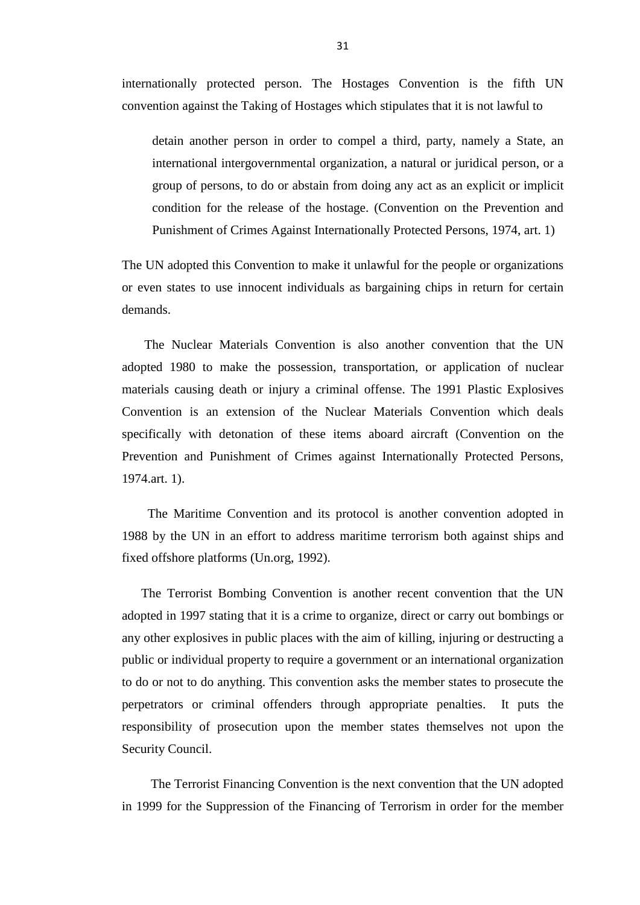internationally protected person. The Hostages Convention is the fifth UN convention against the Taking of Hostages which stipulates that it is not lawful to

> detain another person in order to compel a third, party, namely a State, an international intergovernmental organization, a natural or juridical person, or a group of persons, to do or abstain from doing any act as an explicit or implicit condition for the release of the hostage. (Convention on the Prevention and Punishment of Crimes Against Internationally Protected Persons, 1974, art. 1)

The UN adopted this Convention to make it unlawful for the people or organizations or even states to use innocent individuals as bargaining chips in return for certain demands.

The Nuclear Materials Convention is also another convention that the UN adopted 1980 to make the possession, transportation, or application of nuclear materials causing death or injury a criminal offense. The 1991 Plastic Explosives Convention is an extension of the Nuclear Materials Convention which deals specifically with detonation of these items aboard aircraft (Convention on the Prevention and Punishment of Crimes against Internationally Protected Persons, 1974.art. 1).

The Maritime Convention and its protocol is another convention adopted in 1988 by the UN in an effort to address maritime terrorism both against ships and fixed offshore platforms (Un.org, 1992).

The Terrorist Bombing Convention is another recent convention that the UN adopted in 1997 stating that it is a crime to organize, direct or carry out bombings or any other explosives in public places with the aim of killing, injuring or destructing a public or individual property to require a government or an international organization to do or not to do anything. This convention asks the member states to prosecute the perpetrators or criminal offenders through appropriate penalties. It puts the responsibility of prosecution upon the member states themselves not upon the Security Council.

The Terrorist Financing Convention is the next convention that the UN adopted in 1999 for the Suppression of the Financing of Terrorism in order for the member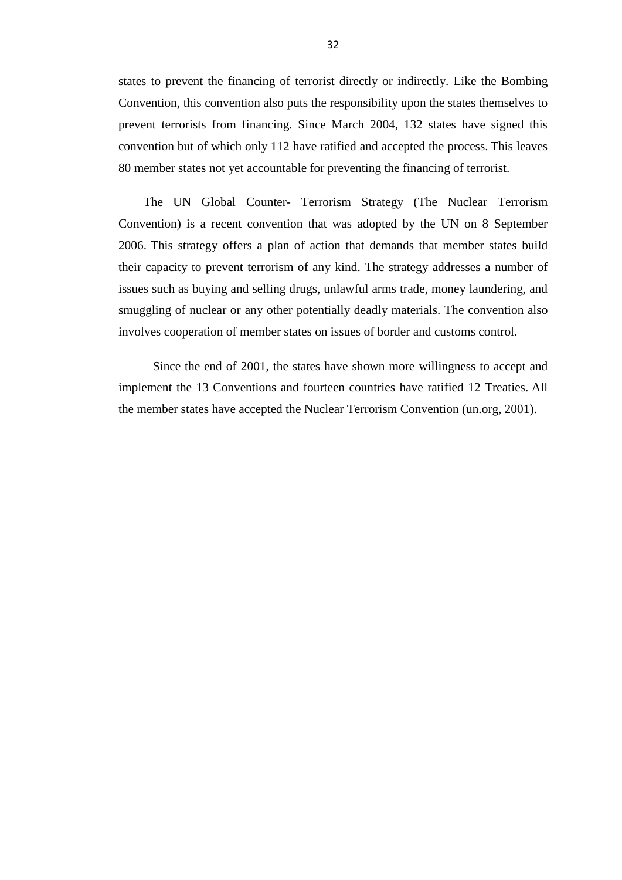states to prevent the financing of terrorist directly or indirectly. Like the Bombing Convention, this convention also puts the responsibility upon the states themselves to prevent terrorists from financing. Since March 2004, 132 states have signed this convention but of which only 112 have ratified and accepted the process. This leaves 80 member states not yet accountable for preventing the financing of terrorist.

The UN Global Counter- Terrorism Strategy (The Nuclear Terrorism Convention) is a recent convention that was adopted by the UN on 8 September 2006. This strategy offers a plan of action that demands that member states build their capacity to prevent terrorism of any kind. The strategy addresses a number of issues such as buying and selling drugs, unlawful arms trade, money laundering, and smuggling of nuclear or any other potentially deadly materials. The convention also involves cooperation of member states on issues of border and customs control.

Since the end of 2001, the states have shown more willingness to accept and implement the 13 Conventions and fourteen countries have ratified 12 Treaties. All the member states have accepted the Nuclear Terrorism Convention (un.org, 2001).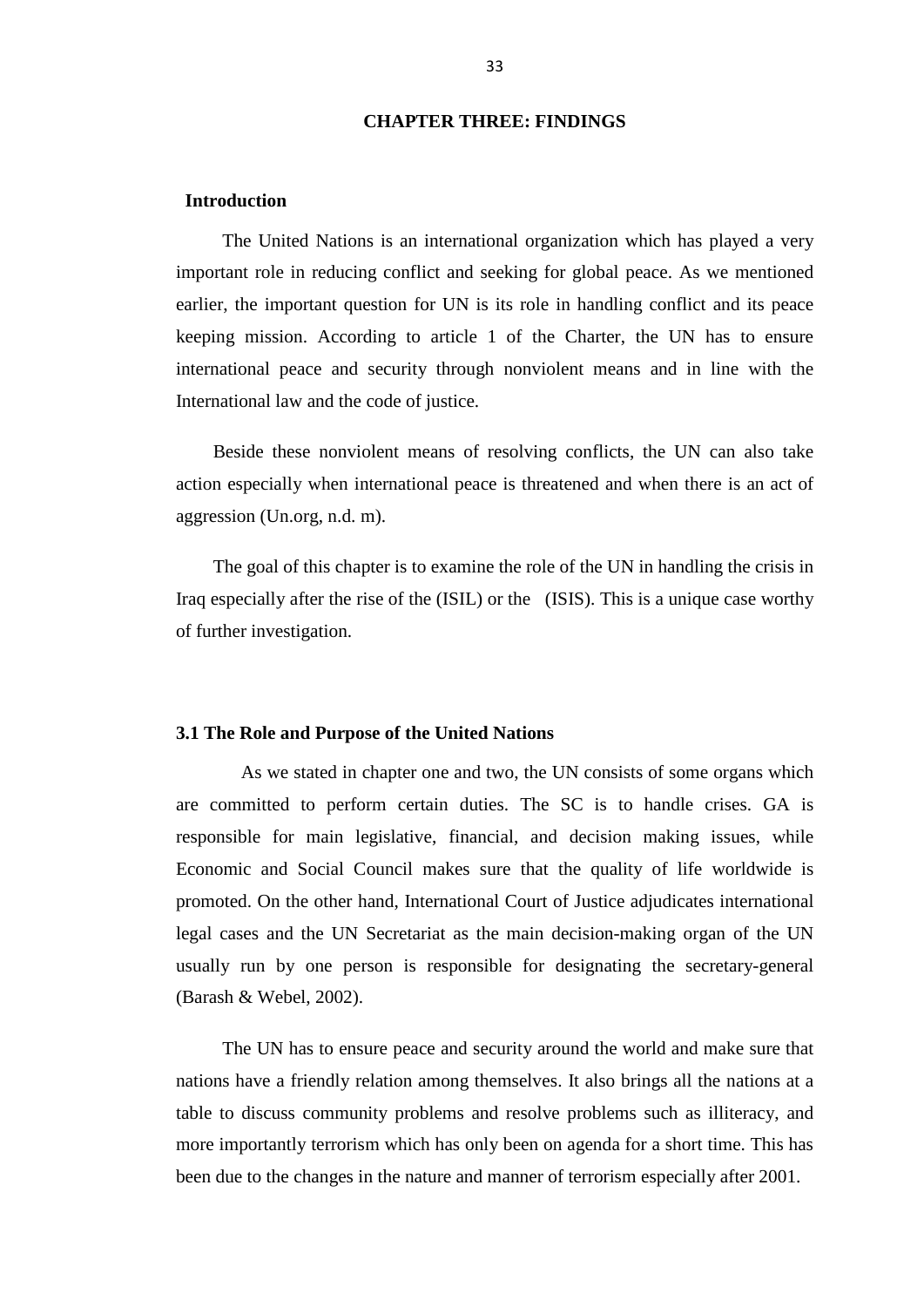# CHAPTER THREE: FINDINGS

## Introduction

The United Nations is an international organization which has played a very important role in reducing conflict and seeking for global peace. As we mentioned earlier, the important question for UN is its role in handling conflict and its peace keeping mission. According to article 1 of the Charter, the UN has to ensure international peace and security through nonviolent means and in line with the International law and the code of justice.

Beside these nonviolent means of resolving conflicts, the UN can also take action especially when international peace is threatened and when there is an act of aggression (Un.org, n.d. m).

The goal of this chapter is to examine the role of the UN in handling the crisis in Iraq especially after the rise of the (ISIL) or the (ISIS). This is a unique case worthy of further investigation.

## 3.1 The Role and Purpose of the United Nations

As we stated in chapter one and two, the UN consists of some organs which are committed to perform certain duties. The SC is to handle crises. GA is responsible for main legislative, financial, and decision making issues, while Economic and Social Council makes sure that the quality of life worldwide is promoted. On the other hand, International Court of Justice adjudicates international legal cases and the UN Secretariat as the main decision-making organ of the UN usually run by one person is responsible for designating the secretary-general (Barash & Webel, 2002).

The UN has to ensure peace and security around the world and make sure that nations have a friendly relation among themselves. It also brings all the nations at a table to discuss community problems and resolve problems such as illiteracy, and more importantly terrorism which has only been on agenda for a short time. This has been due to the changes in the nature and manner of terrorism especially after 2001.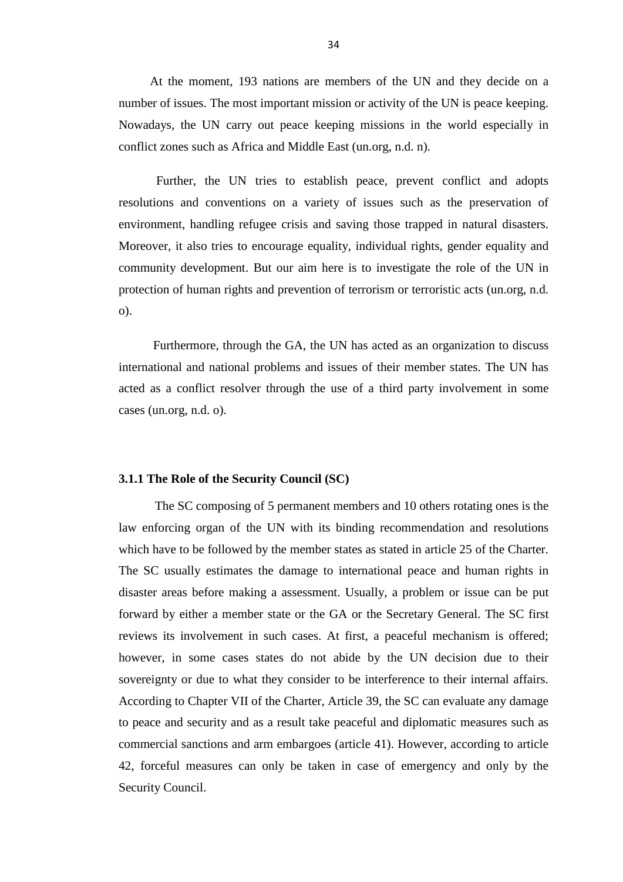At the moment, 193 nations are members of the UN and they decide on a number of issues. The most important mission or activity of the UN is peace keeping. Nowadays, the UN carry out peace keeping missions in the world especially in conflict zones such as Africa and Middle East (un.org, n.d. n).

Further, the UN tries to establish peace, prevent conflict and adopts resolutions and conventions on a variety of issues such as the preservation of environment, handling refugee crisis and saving those trapped in natural disasters. Moreover, it also tries to encourage equality, individual rights, gender equality and community development. But our aim here is to investigate the role of the UN in protection of human rights and prevention of terrorism or terroristic acts (un.org, n.d. o).

Furthermore, through the GA, the UN has acted as an organization to discuss international and national problems and issues of their member states. The UN has acted as a conflict resolver through the use of a third party involvement in some cases (un.org, n.d. o).

### 3.1.1 The Role of the Security Council (SC)

The SC composing of 5 permanent members and 10 others rotating ones is the law enforcing organ of the UN with its binding recommendation and resolutions which have to be followed by the member states as stated in article 25 of the Charter. The SC usually estimates the damage to international peace and human rights in disaster areas before making a assessment. Usually, a problem or issue can be put forward by either a member state or the GA or the Secretary General. The SC first reviews its involvement in such cases. At first, a peaceful mechanism is offered; however, in some cases states do not abide by the UN decision due to their sovereignty or due to what they consider to be interference to their internal affairs. According to Chapter VII of the Charter, Article 39, the SC can evaluate any damage to peace and security and as a result take peaceful and diplomatic measures such as commercial sanctions and arm embargoes (article 41). However, according to article 42, forceful measures can only be taken in case of emergency and only by the Security Council.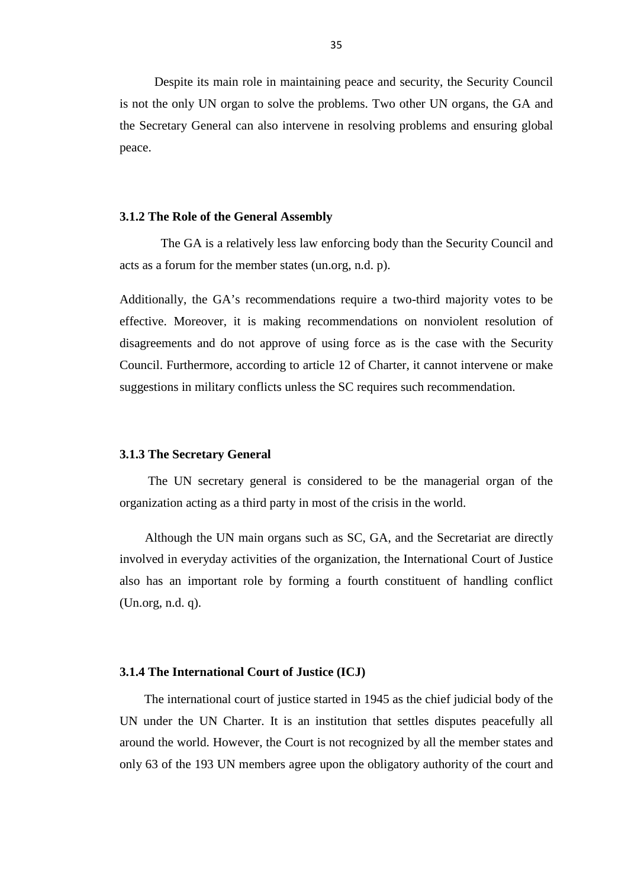Despite its main role in maintaining peace and security, the Security Council is not the only UN organ to solve the problems. Two other UN organs, the GA and the Secretary General can also intervene in resolving problems and ensuring global peace.

### 3.1.2 The Role of the General Assembly

The GA is a relatively less law enforcing body than the Security Council and acts as a forum for the member states (un.org, n.d. p).

Additionally, the GA's recommendations require a two-third majority votes to be effective. Moreover, it is making recommendations on nonviolent resolution of disagreements and do not approve of using force as is the case with the Security Council. Furthermore, according to article 12 of Charter, it cannot intervene or make suggestions in military conflicts unless the SC requires such recommendation.

### 3.1.3 The Secretary General

The UN secretary general is considered to be the managerial organ of the organization acting as a third party in most of the crisis in the world.

Although the UN main organs such as SC, GA, and the Secretariat are directly involved in everyday activities of the organization, the International Court of Justice also has an important role by forming a fourth constituent of handling conflict (Un.org, n.d. q).

### 3.1.4 The International Court of Justice (ICJ)

The international court of justice started in 1945 as the chief judicial body of the UN under the UN Charter. It is an institution that settles disputes peacefully all around the world. However, the Court is not recognized by all the member states and only 63 of the 193 UN members agree upon the obligatory authority of the court and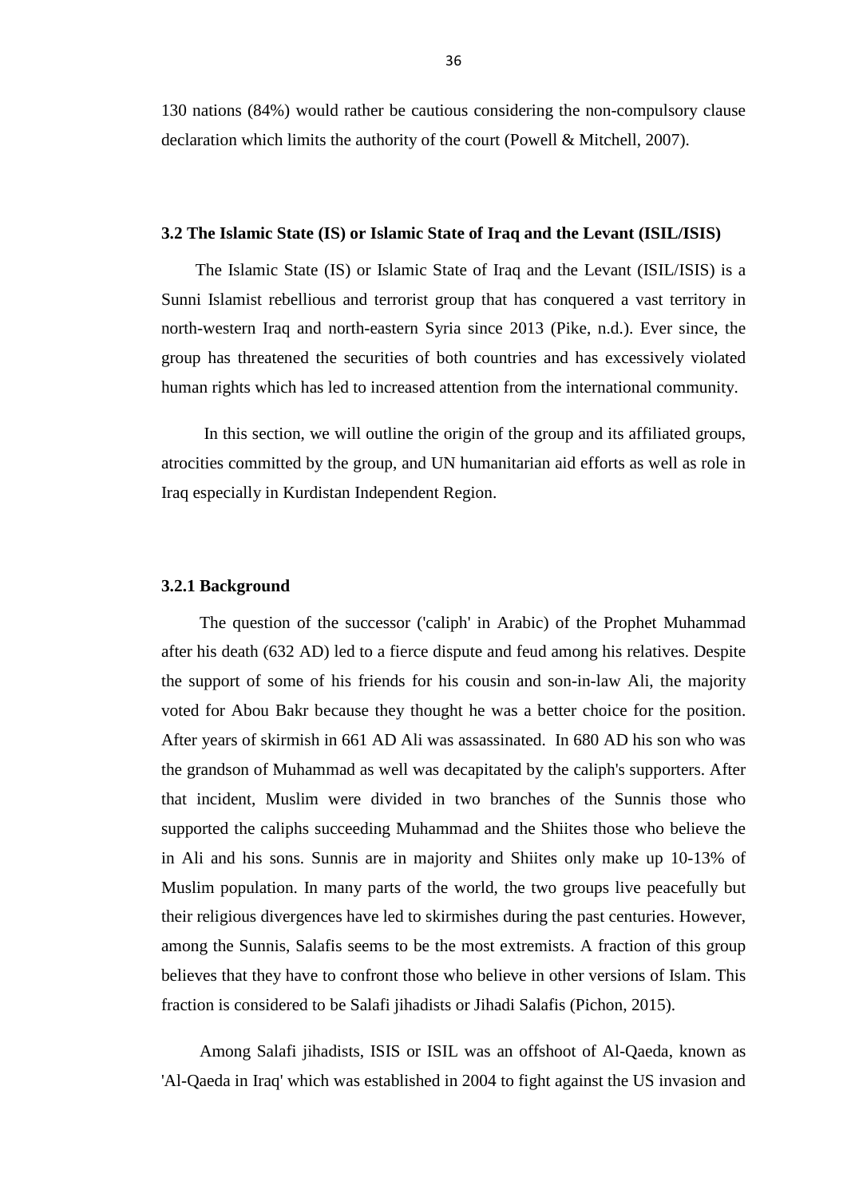130 nations (84%) would rather be cautious considering the non-compulsory clause declaration which limits the authority of the court (Powell & Mitchell, 2007).

### 3.2 The Islamic State (IS) or Islamic State of Iraq and the Levant (ISIL/ISIS)

The Islamic State (IS) or Islamic State of Iraq and the Levant (ISIL/ISIS) is a Sunni Islamist rebellious and terrorist group that has conquered a vast territory in north-western Iraq and north-eastern Syria since 2013 (Pike, n.d.). Ever since, the group has threatened the securities of both countries and has excessively violated human rights which has led to increased attention from the international community.

In this section, we will outline the origin of the group and its affiliated groups, atrocities committed by the group, and UN humanitarian aid efforts as well as role in Iraq especially in Kurdistan Independent Region.

#### 3.2.1 Background

The question of the successor ('caliph' in Arabic) of the Prophet Muhammad after his death (632 AD) led to a fierce dispute and feud among his relatives. Despite the support of some of his friends for his cousin and son-in-law Ali, the majority voted for Abou Bakr because they thought he was a better choice for the position. After years of skirmish in 661 AD Ali was assassinated. In 680 AD his son who was the grandson of Muhammad as well was decapitated by the caliph's supporters. After that incident, Muslim were divided in two branches of the Sunnis those who supported the caliphs succeeding Muhammad and the Shiites those who believe the in Ali and his sons. Sunnis are in majority and Shiites only make up 10-13% of Muslim population. In many parts of the world, the two groups live peacefully but their religious divergences have led to skirmishes during the past centuries. However, among the Sunnis, Salafis seems to be the most extremists. A fraction of this group believes that they have to confront those who believe in other versions of Islam. This fraction is considered to be Salafi jihadists or Jihadi Salafis (Pichon, 2015).

Among Salafi jihadists, ISIS or ISIL was an offshoot of Al-Qaeda, known as 'Al-Qaeda in Iraq' which was established in 2004 to fight against the US invasion and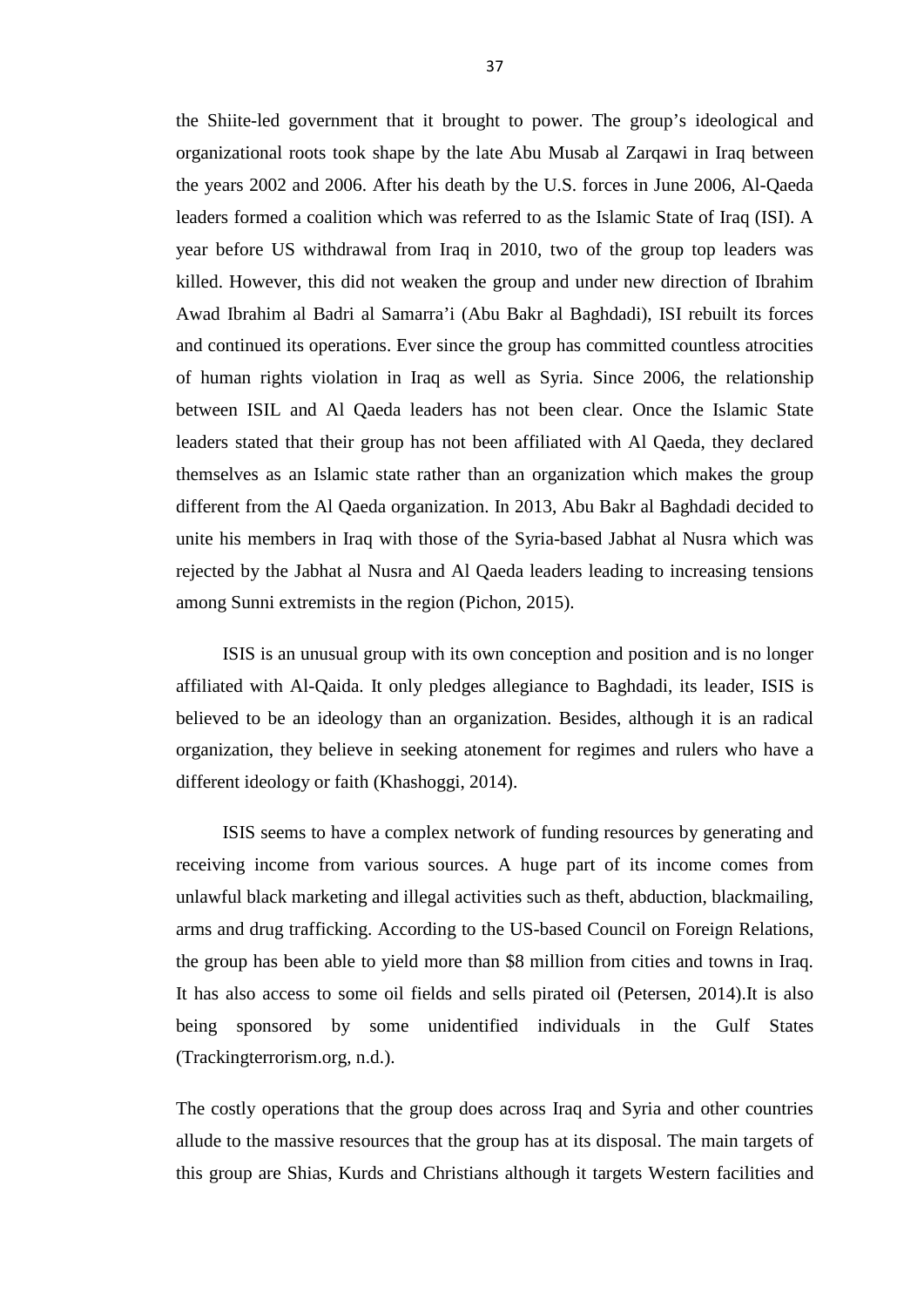the Shiite-led government that it brought to power. The group's ideological and organizational roots took shape by the late Abu Musab al Zarqawi in Iraq between the years 2002 and 2006. After his death by the U.S. forces in June 2006, Al-Qaeda leaders formed a coalition which was referred to as the Islamic State of Iraq (ISI). A year before US withdrawal from Iraq in 2010, two of the group top leaders was killed. However, this did not weaken the group and under new direction of Ibrahim Awad Ibrahim al Badri al Samarra'i (Abu Bakr al Baghdadi), ISI rebuilt its forces and continued its operations. Ever since the group has committed countless atrocities of human rights violation in Iraq as well as Syria. Since 2006, the relationship between ISIL and Al Qaeda leaders has not been clear. Once the Islamic State leaders stated that their group has not been affiliated with Al Qaeda, they declared themselves as an Islamic state rather than an organization which makes the group different from the Al Qaeda organization. In 2013, Abu Bakr al Baghdadi decided to unite his members in Iraq with those of the Syria-based Jabhat al Nusra which was rejected by the Jabhat al Nusra and Al Qaeda leaders leading to increasing tensions among Sunni extremists in the region (Pichon, 2015).

ISIS is an unusual group with its own conception and position and is no longer affiliated with Al-Qaida. It only pledges allegiance to Baghdadi, its leader, ISIS is believed to be an ideology than an organization. Besides, although it is an radical organization, they believe in seeking atonement for regimes and rulers who have a different ideology or faith (Khashoggi, 2014).

ISIS seems to have a complex network of funding resources by generating and receiving income from various sources. A huge part of its income comes from unlawful black marketing and illegal activities such as theft, abduction, blackmailing, arms and drug trafficking. According to the US-based Council on Foreign Relations, the group has been able to yield more than $8 million from cities and towns in Iraq. It has also access to some oil fields and sells pirated oil (Petersen, 2014).It is also being sponsored by some unidentified individuals in the Gulf States (Trackingterrorism.org, n.d.).

The costly operations that the group does across Iraq and Syria and other countries allude to the massive resources that the group has at its disposal. The main targets of this group are Shias, Kurds and Christians although it targets Western facilities and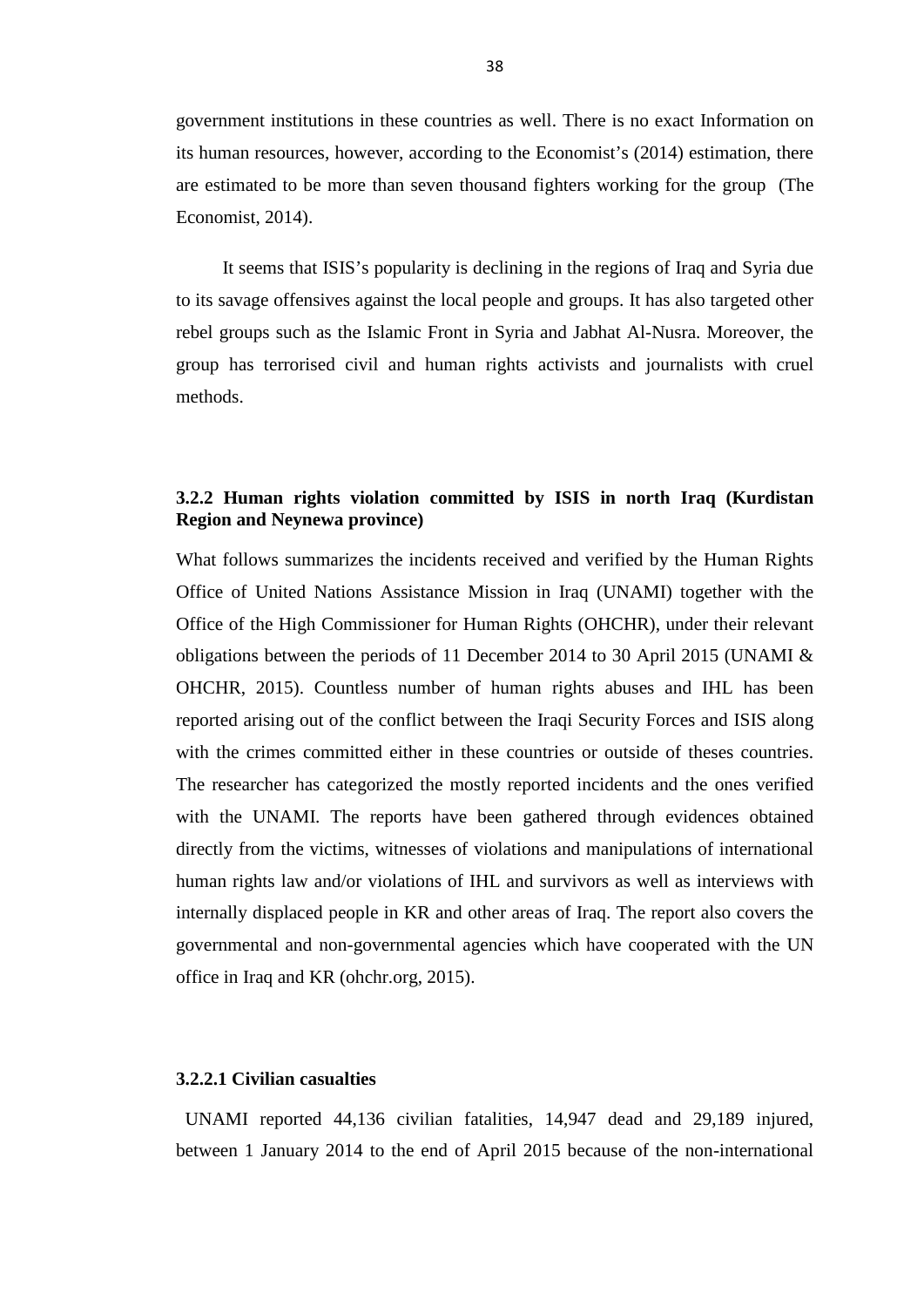government institutions in these countries as well. There is no exact Information on its human resources, however, according to the Economist's (2014) estimation, there are estimated to be more than seven thousand fighters working for the group (The Economist, 2014).

It seems that ISIS's popularity is declining in the regions of Iraq and Syria due to its savage offensives against the local people and groups. It has also targeted other rebel groups such as the Islamic Front in Syria and Jabhat Al-Nusra. Moreover, the group has terrorised civil and human rights activists and journalists with cruel methods.

### 3.2.2 Human rights violation committed by ISIS in north Iraq (Kurdistan Region and Neynewa province)

What follows summarizes the incidents received and verified by the Human Rights Office of United Nations Assistance Mission in Iraq (UNAMI) together with the Office of the High Commissioner for Human Rights (OHCHR), under their relevant obligations between the periods of 11 December 2014 to 30 April 2015 (UNAMI & OHCHR, 2015). Countless number of human rights abuses and IHL has been reported arising out of the conflict between the Iraqi Security Forces and ISIS along with the crimes committed either in these countries or outside of theses countries. The researcher has categorized the mostly reported incidents and the ones verified with the UNAMI. The reports have been gathered through evidences obtained directly from the victims, witnesses of violations and manipulations of international human rights law and/or violations of IHL and survivors as well as interviews with internally displaced people in KR and other areas of Iraq. The report also covers the governmental and non-governmental agencies which have cooperated with the UN office in Iraq and KR (ohchr.org, 2015).

#### 3.2.2.1 Civilian casualties

UNAMI reported 44,136 civilian fatalities, 14,947 dead and 29,189 injured, between 1 January 2014 to the end of April 2015 because of the non-international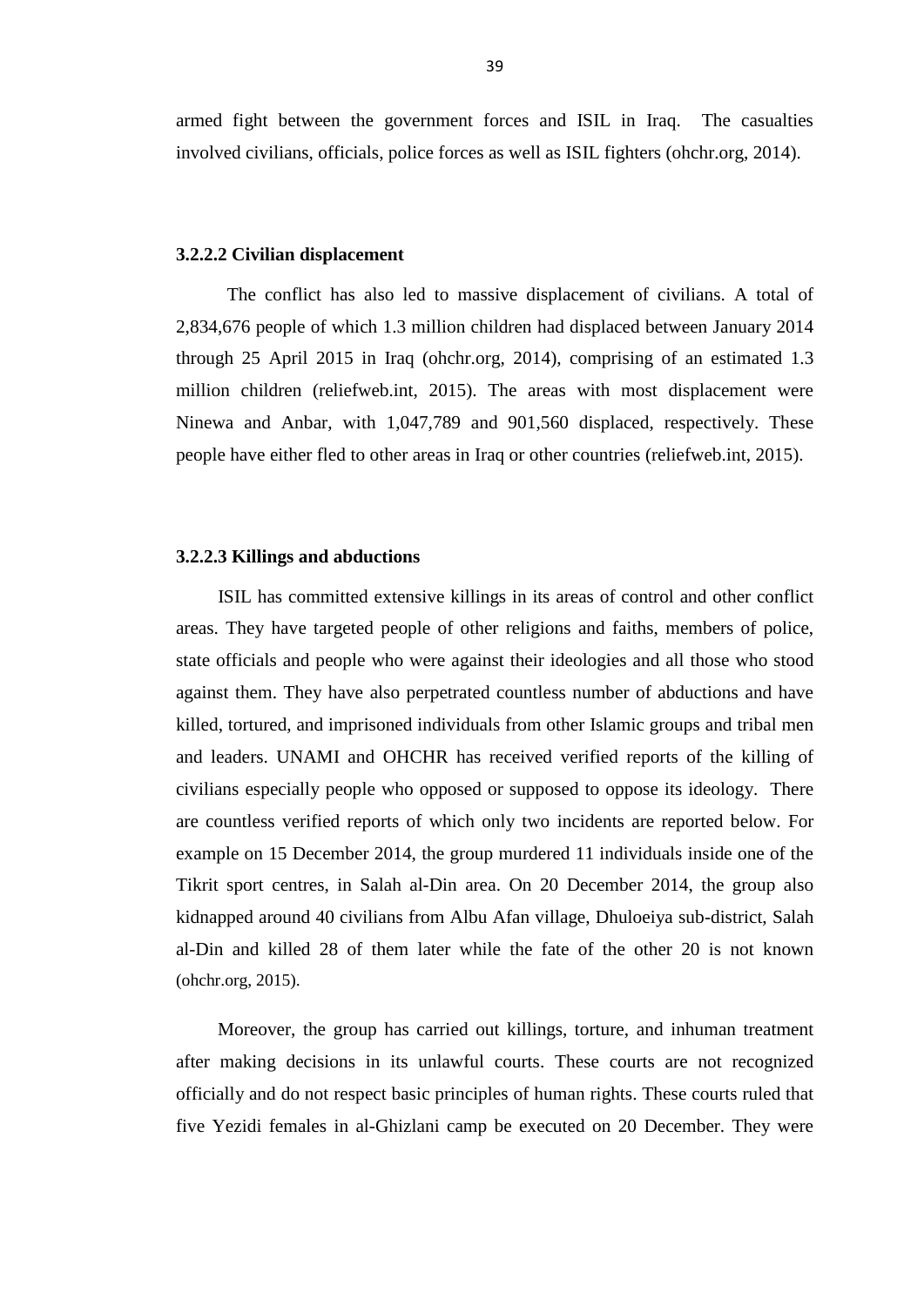armed fight between the government forces and ISIL in Iraq. The casualties involved civilians, officials, police forces as well as ISIL fighters (ohchr.org, 2014).

#### 3.2.2.2 Civilian displacement

The conflict has also led to massive displacement of civilians. A total of 2,834,676 people of which 1.3 million children had displaced between January 2014 through 25 April 2015 in Iraq (ohchr.org, 2014), comprising of an estimated 1.3 million children (reliefweb.int, 2015). The areas with most displacement were Ninewa and Anbar, with 1,047,789 and 901,560 displaced, respectively. These people have either fled to other areas in Iraq or other countries (reliefweb.int, 2015).

#### 3.2.2.3 Killings and abductions

ISIL has committed extensive killings in its areas of control and other conflict areas. They have targeted people of other religions and faiths, members of police, state officials and people who were against their ideologies and all those who stood against them. They have also perpetrated countless number of abductions and have killed, tortured, and imprisoned individuals from other Islamic groups and tribal men and leaders. UNAMI and OHCHR has received verified reports of the killing of civilians especially people who opposed or supposed to oppose its ideology. There are countless verified reports of which only two incidents are reported below. For example on 15 December 2014, the group murdered 11 individuals inside one of the Tikrit sport centres, in Salah al-Din area. On 20 December 2014, the group also kidnapped around 40 civilians from Albu Afan village, Dhuloeiya sub-district, Salah al-Din and killed 28 of them later while the fate of the other 20 is not known (ohchr.org, 2015).

Moreover, the group has carried out killings, torture, and inhuman treatment after making decisions in its unlawful courts. These courts are not recognized officially and do not respect basic principles of human rights. These courts ruled that five Yezidi females in al-Ghizlani camp be executed on 20 December. They were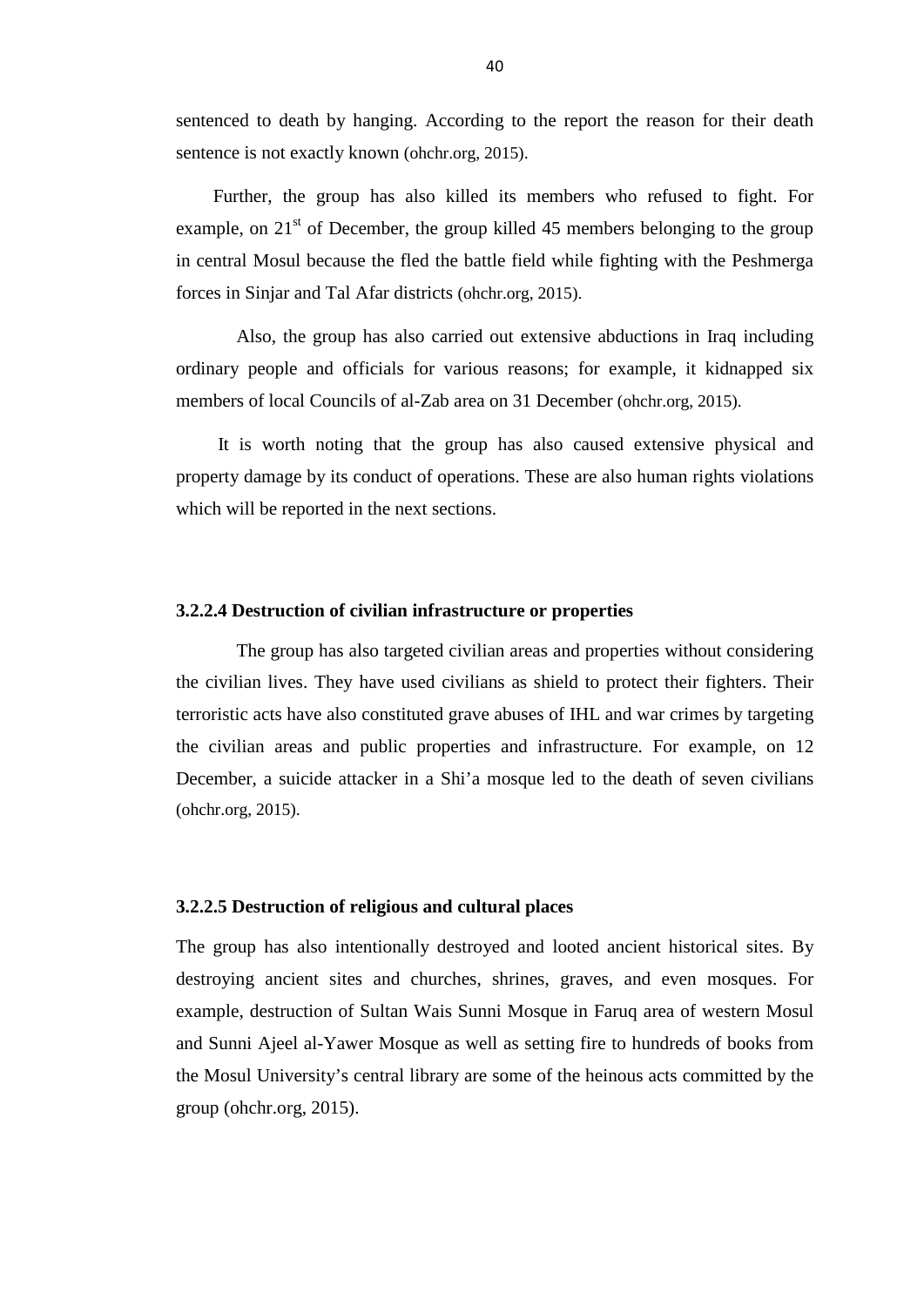sentenced to death by hanging. According to the report the reason for their death sentence is not exactly known (ohchr.org, 2015).

Further, the group has also killed its members who refused to fight. For example, on 21st of December, the group killed 45 members belonging to the group in central Mosul because the fled the battle field while fighting with the Peshmerga forces in Sinjar and Tal Afar districts (ohchr.org, 2015).

Also, the group has also carried out extensive abductions in Iraq including ordinary people and officials for various reasons; for example, it kidnapped six members of local Councils of al-Zab area on 31 December (ohchr.org, 2015).

It is worth noting that the group has also caused extensive physical and property damage by its conduct of operations. These are also human rights violations which will be reported in the next sections.

#### 3.2.2.4 Destruction of civilian infrastructure or properties

The group has also targeted civilian areas and properties without considering the civilian lives. They have used civilians as shield to protect their fighters. Their terroristic acts have also constituted grave abuses of IHL and war crimes by targeting the civilian areas and public properties and infrastructure. For example, on 12 December, a suicide attacker in a Shi'a mosque led to the death of seven civilians (ohchr.org, 2015).

#### 3.2.2.5 Destruction of religious and cultural places

The group has also intentionally destroyed and looted ancient historical sites. By destroying ancient sites and churches, shrines, graves, and even mosques. For example, destruction of Sultan Wais Sunni Mosque in Faruq area of western Mosul and Sunni Ajeel al-Yawer Mosque as well as setting fire to hundreds of books from the Mosul University's central library are some of the heinous acts committed by the group (ohchr.org, 2015).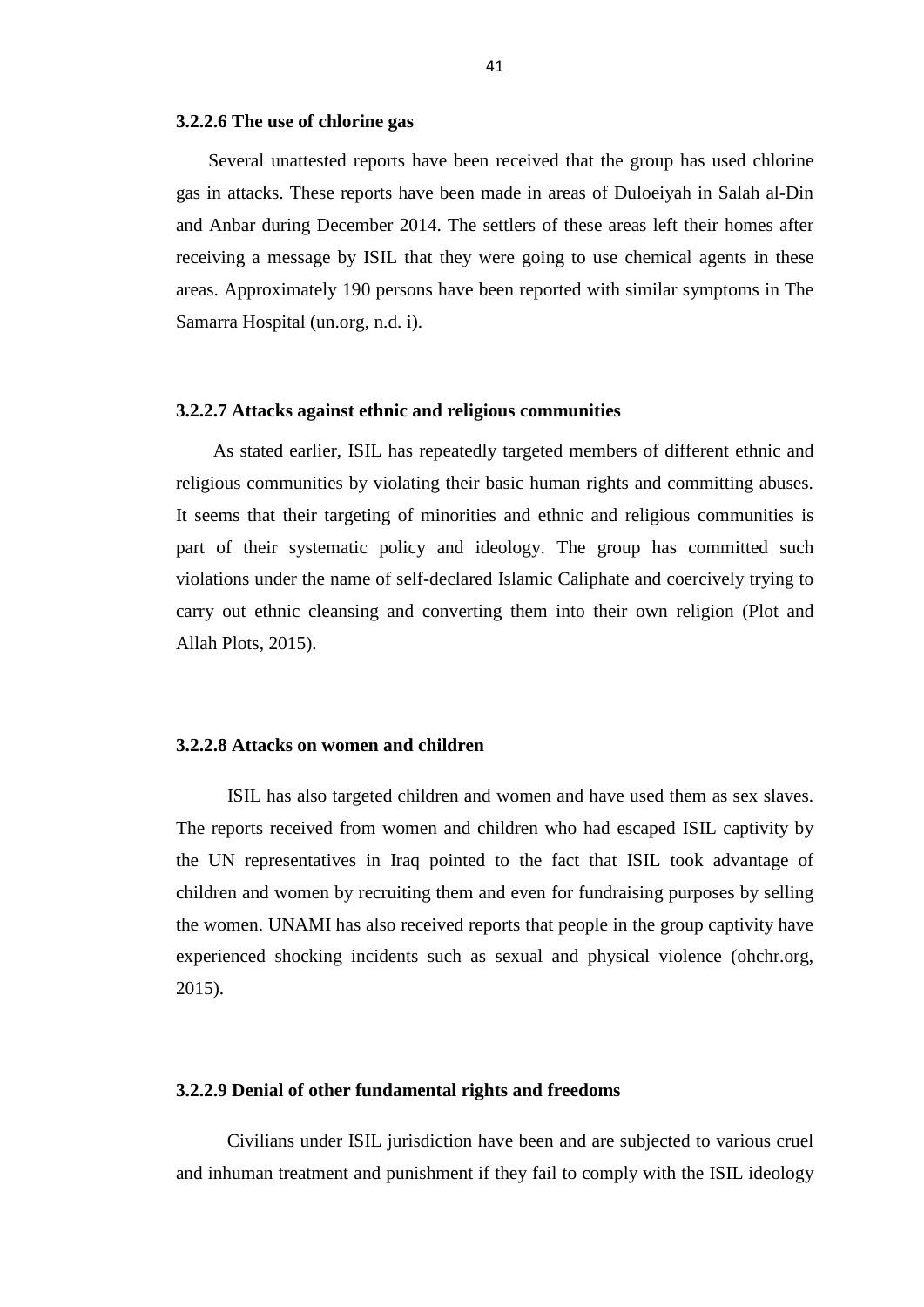#### 3.2.2.6 The use of chlorine gas

Several unattested reports have been received that the group has used chlorine gas in attacks. These reports have been made in areas of Duloeiyah in Salah al-Din and Anbar during December 2014. The settlers of these areas left their homes after receiving a message by ISIL that they were going to use chemical agents in these areas. Approximately 190 persons have been reported with similar symptoms in The Samarra Hospital (un.org, n.d. i).

#### 3.2.2.7 Attacks against ethnic and religious communities

As stated earlier, ISIL has repeatedly targeted members of different ethnic and religious communities by violating their basic human rights and committing abuses. It seems that their targeting of minorities and ethnic and religious communities is part of their systematic policy and ideology. The group has committed such violations under the name of self-declared Islamic Caliphate and coercively trying to carry out ethnic cleansing and converting them into their own religion (Plot and Allah Plots, 2015).

#### 3.2.2.8 Attacks on women and children

ISIL has also targeted children and women and have used them as sex slaves. The reports received from women and children who had escaped ISIL captivity by the UN representatives in Iraq pointed to the fact that ISIL took advantage of children and women by recruiting them and even for fundraising purposes by selling the women. UNAMI has also received reports that people in the group captivity have experienced shocking incidents such as sexual and physical violence (ohchr.org, 2015).

#### 3.2.2.9 Denial of other fundamental rights and freedoms

Civilians under ISIL jurisdiction have been and are subjected to various cruel and inhuman treatment and punishment if they fail to comply with the ISIL ideology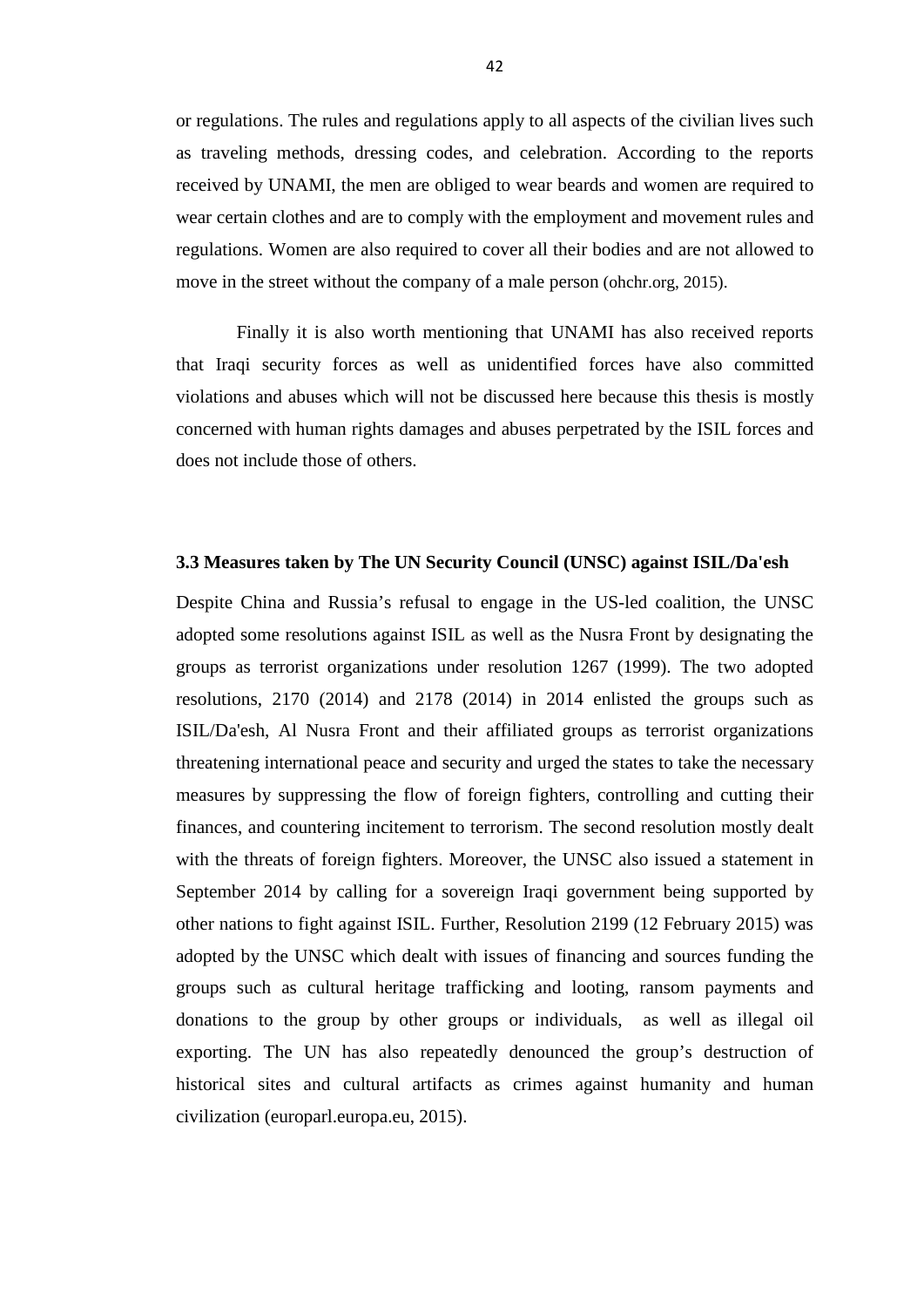or regulations. The rules and regulations apply to all aspects of the civilian lives such as traveling methods, dressing codes, and celebration. According to the reports received by UNAMI, the men are obliged to wear beards and women are required to wear certain clothes and are to comply with the employment and movement rules and regulations. Women are also required to cover all their bodies and are not allowed to move in the street without the company of a male person (ohchr.org, 2015).

Finally it is also worth mentioning that UNAMI has also received reports that Iraqi security forces as well as unidentified forces have also committed violations and abuses which will not be discussed here because this thesis is mostly concerned with human rights damages and abuses perpetrated by the ISIL forces and does not include those of others.

### 3.3 Measures taken by The UN Security Council (UNSC) against ISIL/Da'esh

Despite China and Russia's refusal to engage in the US-led coalition, the UNSC adopted some resolutions against ISIL as well as the Nusra Front by designating the groups as terrorist organizations under resolution 1267 (1999). The two adopted resolutions, 2170 (2014) and 2178 (2014) in 2014 enlisted the groups such as ISIL/Da'esh, Al Nusra Front and their affiliated groups as terrorist organizations threatening international peace and security and urged the states to take the necessary measures by suppressing the flow of foreign fighters, controlling and cutting their finances, and countering incitement to terrorism. The second resolution mostly dealt with the threats of foreign fighters. Moreover, the UNSC also issued a statement in September 2014 by calling for a sovereign Iraqi government being supported by other nations to fight against ISIL. Further, Resolution 2199 (12 February 2015) was adopted by the UNSC which dealt with issues of financing and sources funding the groups such as cultural heritage trafficking and looting, ransom payments and donations to the group by other groups or individuals, as well as illegal oil exporting. The UN has also repeatedly denounced the group's destruction of historical sites and cultural artifacts as crimes against humanity and human civilization (europarl.europa.eu, 2015).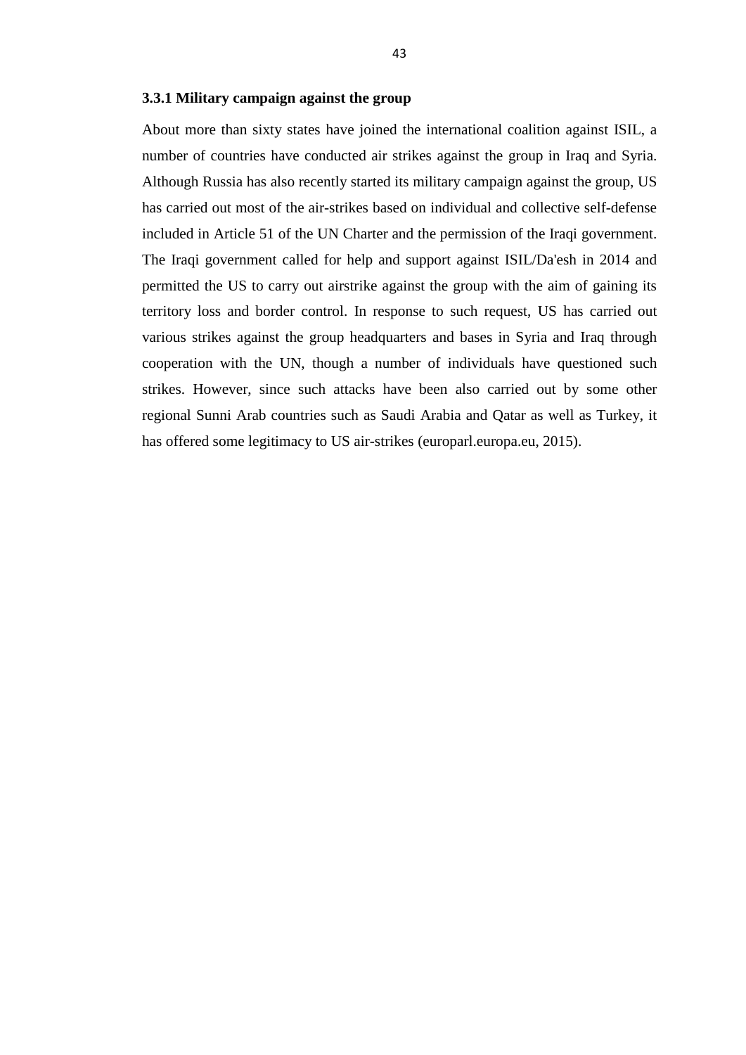### 3.3.1 Military campaign against the group

About more than sixty states have joined the international coalition against ISIL, a number of countries have conducted air strikes against the group in Iraq and Syria. Although Russia has also recently started its military campaign against the group, US has carried out most of the air-strikes based on individual and collective self-defense included in Article 51 of the UN Charter and the permission of the Iraqi government. The Iraqi government called for help and support against ISIL/Da'esh in 2014 and permitted the US to carry out airstrike against the group with the aim of gaining its territory loss and border control. In response to such request, US has carried out various strikes against the group headquarters and bases in Syria and Iraq through cooperation with the UN, though a number of individuals have questioned such strikes. However, since such attacks have been also carried out by some other regional Sunni Arab countries such as Saudi Arabia and Qatar as well as Turkey, it has offered some legitimacy to US air-strikes (europarl.europa.eu, 2015).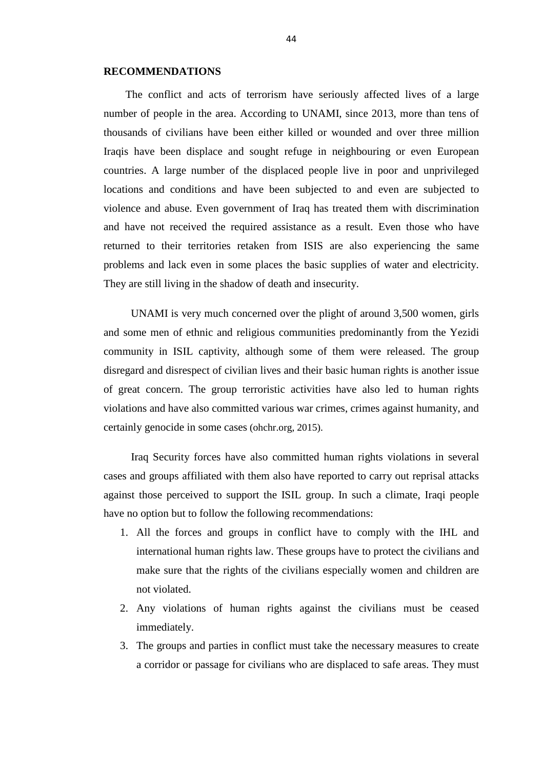## RECOMMENDATIONS

The conflict and acts of terrorism have seriously affected lives of a large number of people in the area. According to UNAMI, since 2013, more than tens of thousands of civilians have been either killed or wounded and over three million Iraqis have been displace and sought refuge in neighbouring or even European countries. A large number of the displaced people live in poor and unprivileged locations and conditions and have been subjected to and even are subjected to violence and abuse. Even government of Iraq has treated them with discrimination and have not received the required assistance as a result. Even those who have returned to their territories retaken from ISIS are also experiencing the same problems and lack even in some places the basic supplies of water and electricity. They are still living in the shadow of death and insecurity.

UNAMI is very much concerned over the plight of around 3,500 women, girls and some men of ethnic and religious communities predominantly from the Yezidi community in ISIL captivity, although some of them were released. The group disregard and disrespect of civilian lives and their basic human rights is another issue of great concern. The group terroristic activities have also led to human rights violations and have also committed various war crimes, crimes against humanity, and certainly genocide in some cases (ohchr.org, 2015).

Iraq Security forces have also committed human rights violations in several cases and groups affiliated with them also have reported to carry out reprisal attacks against those perceived to support the ISIL group. In such a climate, Iraqi people have no option but to follow the following recommendations:

1. All the forces and groups in conflict have to comply with the IHL and international human rights law. These groups have to protect the civilians and make sure that the rights of the civilians especially women and children are not violated.
2. Any violations of human rights against the civilians must be ceased immediately.
3. The groups and parties in conflict must take the necessary measures to create a corridor or passage for civilians who are displaced to safe areas. They must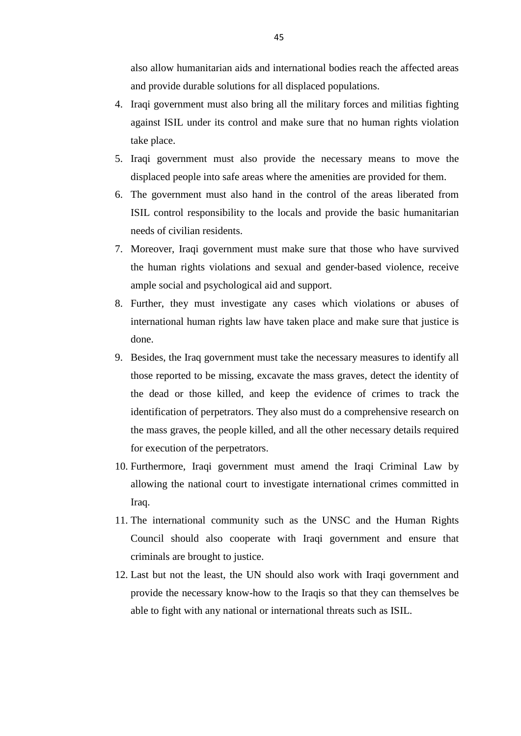also allow humanitarian aids and international bodies reach the affected areas and provide durable solutions for all displaced populations.

4. Iraqi government must also bring all the military forces and militias fighting against ISIL under its control and make sure that no human rights violation take place.
5. Iraqi government must also provide the necessary means to move the displaced people into safe areas where the amenities are provided for them.
6. The government must also hand in the control of the areas liberated from ISIL control responsibility to the locals and provide the basic humanitarian needs of civilian residents.
7. Moreover, Iraqi government must make sure that those who have survived the human rights violations and sexual and gender-based violence, receive ample social and psychological aid and support.
8. Further, they must investigate any cases which violations or abuses of international human rights law have taken place and make sure that justice is done.
9. Besides, the Iraq government must take the necessary measures to identify all those reported to be missing, excavate the mass graves, detect the identity of the dead or those killed, and keep the evidence of crimes to track the identification of perpetrators. They also must do a comprehensive research on the mass graves, the people killed, and all the other necessary details required for execution of the perpetrators.
10. Furthermore, Iraqi government must amend the Iraqi Criminal Law by allowing the national court to investigate international crimes committed in Iraq.
11. The international community such as the UNSC and the Human Rights Council should also cooperate with Iraqi government and ensure that criminals are brought to justice.
12. Last but not the least, the UN should also work with Iraqi government and provide the necessary know-how to the Iraqis so that they can themselves be able to fight with any national or international threats such as ISIL.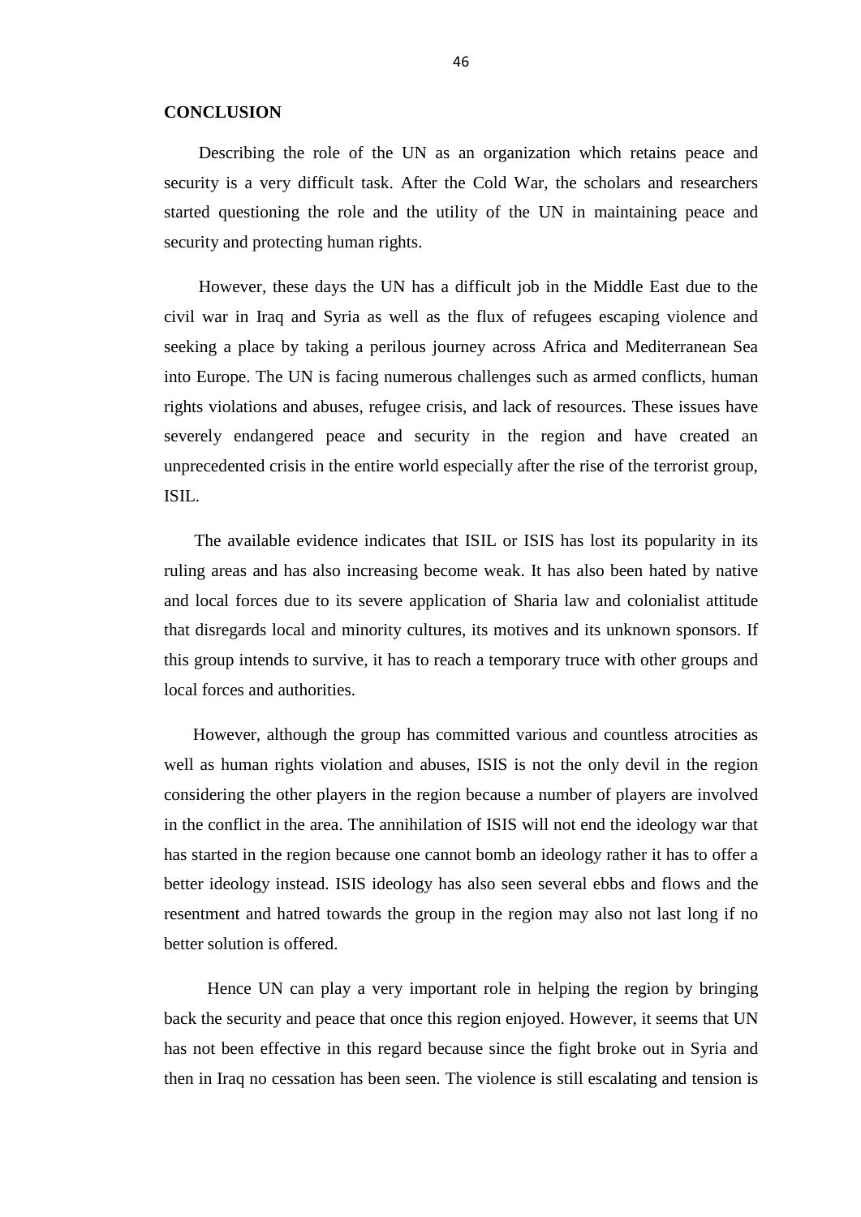**CONCLUSION**

Describing the role of the UN as an organization which retains peace and security is a very difficult task. After the Cold War, the scholars and researchers started questioning the role and the utility of the UN in maintaining peace and security and protecting human rights.

However, these days the UN has a difficult job in the Middle East due to the civil war in Iraq and Syria as well as the flux of refugees escaping violence and seeking a place by taking a perilous journey across Africa and Mediterranean Sea into Europe. The UN is facing numerous challenges such as armed conflicts, human rights violations and abuses, refugee crisis, and lack of resources. These issues have severely endangered peace and security in the region and have created an unprecedented crisis in the entire world especially after the rise of the terrorist group, ISIL.

The available evidence indicates that ISIL or ISIS has lost its popularity in its ruling areas and has also increasing become weak. It has also been hated by native and local forces due to its severe application of Sharia law and colonialist attitude that disregards local and minority cultures, its motives and its unknown sponsors. If this group intends to survive, it has to reach a temporary truce with other groups and local forces and authorities.

However, although the group has committed various and countless atrocities as well as human rights violation and abuses, ISIS is not the only devil in the region considering the other players in the region because a number of players are involved in the conflict in the area. The annihilation of ISIS will not end the ideology war that has started in the region because one cannot bomb an ideology rather it has to offer a better ideology instead. ISIS ideology has also seen several ebbs and flows and the resentment and hatred towards the group in the region may also not last long if no better solution is offered.

Hence UN can play a very important role in helping the region by bringing back the security and peace that once this region enjoyed. However, it seems that UN has not been effective in this regard because since the fight broke out in Syria and then in Iraq no cessation has been seen. The violence is still escalating and tension is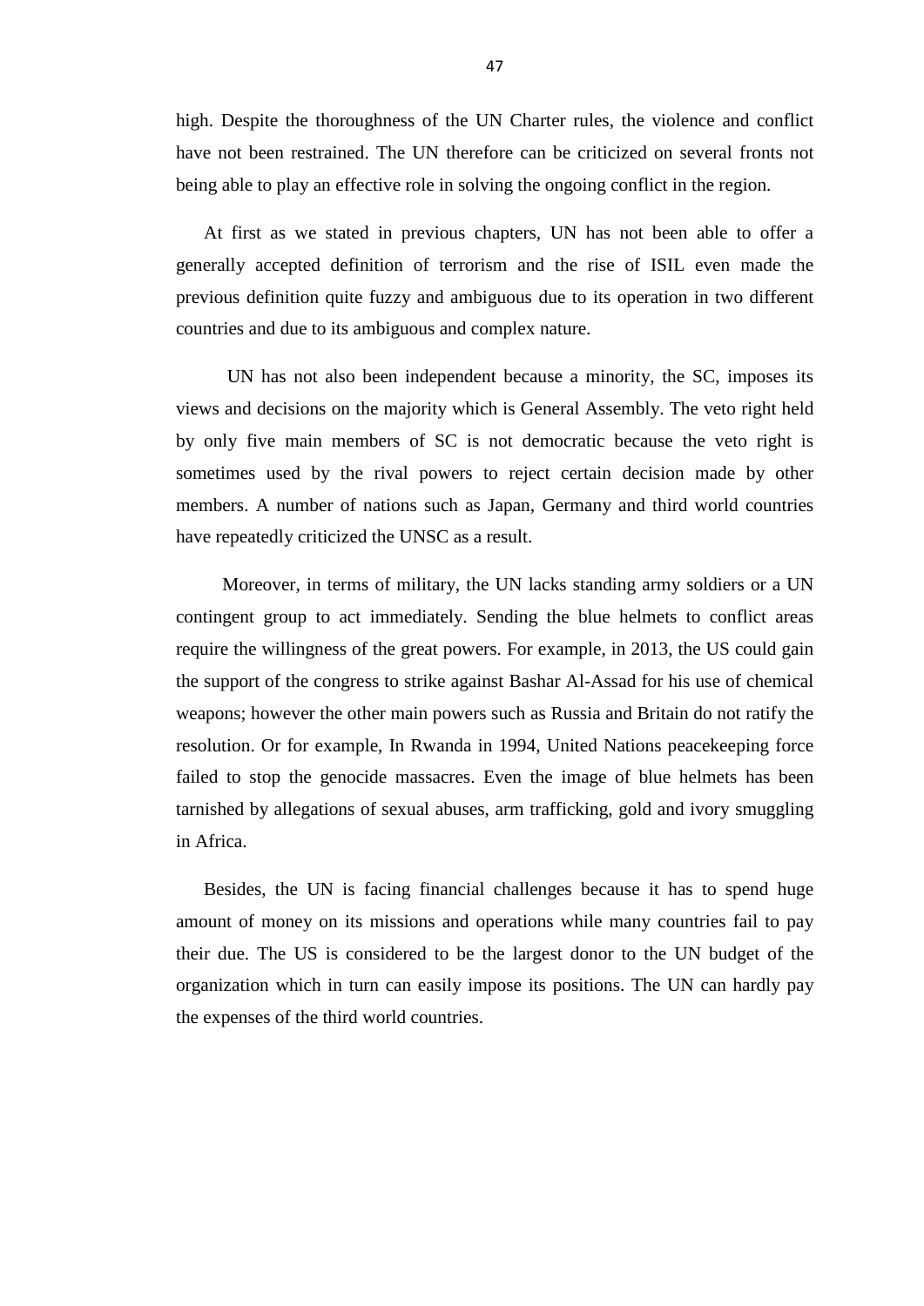high. Despite the thoroughness of the UN Charter rules, the violence and conflict have not been restrained. The UN therefore can be criticized on several fronts not being able to play an effective role in solving the ongoing conflict in the region.

At first as we stated in previous chapters, UN has not been able to offer a generally accepted definition of terrorism and the rise of ISIL even made the previous definition quite fuzzy and ambiguous due to its operation in two different countries and due to its ambiguous and complex nature.

UN has not also been independent because a minority, the SC, imposes its views and decisions on the majority which is General Assembly. The veto right held by only five main members of SC is not democratic because the veto right is sometimes used by the rival powers to reject certain decision made by other members. A number of nations such as Japan, Germany and third world countries have repeatedly criticized the UNSC as a result.

Moreover, in terms of military, the UN lacks standing army soldiers or a UN contingent group to act immediately. Sending the blue helmets to conflict areas require the willingness of the great powers. For example, in 2013, the US could gain the support of the congress to strike against Bashar Al-Assad for his use of chemical weapons; however the other main powers such as Russia and Britain do not ratify the resolution. Or for example, In Rwanda in 1994, United Nations peacekeeping force failed to stop the genocide massacres. Even the image of blue helmets has been tarnished by allegations of sexual abuses, arm trafficking, gold and ivory smuggling in Africa.

Besides, the UN is facing financial challenges because it has to spend huge amount of money on its missions and operations while many countries fail to pay their due. The US is considered to be the largest donor to the UN budget of the organization which in turn can easily impose its positions. The UN can hardly pay the expenses of the third world countries.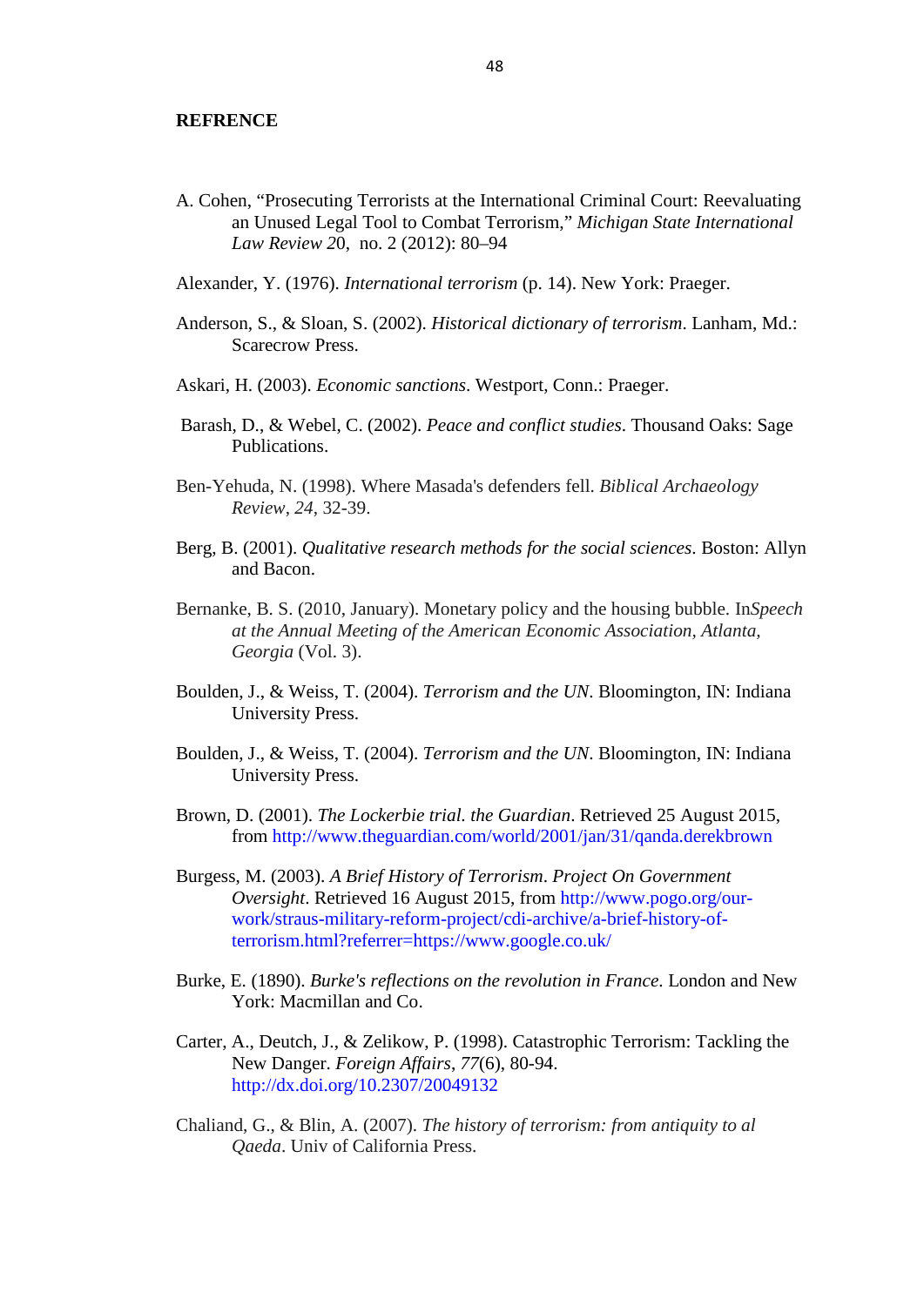**REFRENCE**

A. Cohen, "Prosecuting Terrorists at the International Criminal Court: Reevaluating an Unused Legal Tool to Combat Terrorism," *Michigan State International Law Review 2*0, no. 2 (2012): 80–94

Alexander, Y. (1976). *International terrorism* (p. 14). New York: Praeger.

Anderson, S., & Sloan, S. (2002). *Historical dictionary of terrorism*. Lanham, Md.: Scarecrow Press.

Askari, H. (2003). *Economic sanctions*. Westport, Conn.: Praeger.

Barash, D., & Webel, C. (2002). *Peace and conflict studies*. Thousand Oaks: Sage Publications.

Ben-Yehuda, N. (1998). Where Masada's defenders fell. *Biblical Archaeology Review*, *24*, 32-39.

Berg, B. (2001). *Qualitative research methods for the social sciences*. Boston: Allyn and Bacon.

Bernanke, B. S. (2010, January). Monetary policy and the housing bubble. In*Speech at the Annual Meeting of the American Economic Association, Atlanta, Georgia* (Vol. 3).

Boulden, J., & Weiss, T. (2004). *Terrorism and the UN*. Bloomington, IN: Indiana University Press.

Boulden, J., & Weiss, T. (2004). *Terrorism and the UN*. Bloomington, IN: Indiana University Press.

Brown, D. (2001). *The Lockerbie trial. the Guardian*. Retrieved 25 August 2015, from http://www.theguardian.com/world/2001/jan/31/qanda.derekbrown

Burgess, M. (2003). *A Brief History of Terrorism*. *Project On Government Oversight*. Retrieved 16 August 2015, from http://www.pogo.org/our-work/straus-military-reform-project/cdi-archive/a-brief-history-of-terrorism.html?referrer=https://www.google.co.uk/

Burke, E. (1890). *Burke's reflections on the revolution in France.* London and New York: Macmillan and Co.

Carter, A., Deutch, J., & Zelikow, P. (1998). Catastrophic Terrorism: Tackling the New Danger. *Foreign Affairs*, *77*(6), 80-94. http://dx.doi.org/10.2307/20049132

Chaliand, G., & Blin, A. (2007). *The history of terrorism: from antiquity to al Qaeda*. Univ of California Press.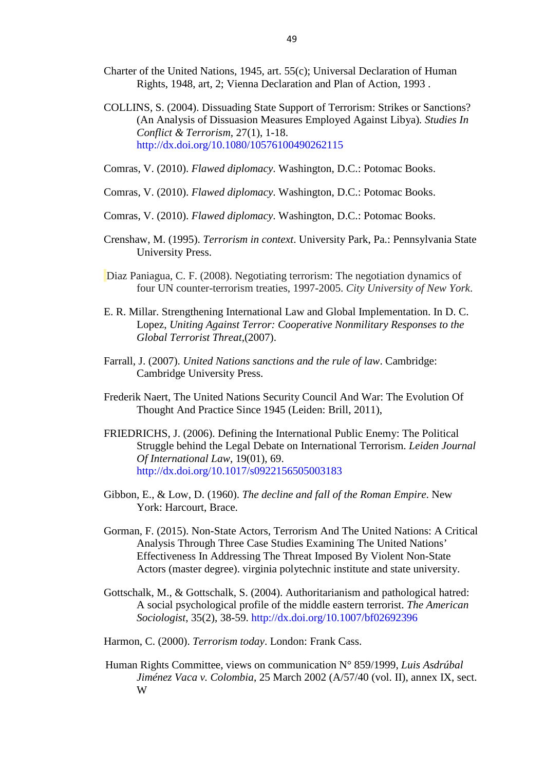Charter of the United Nations, 1945, art. 55(c); Universal Declaration of Human Rights, 1948, art, 2; Vienna Declaration and Plan of Action, 1993 .

COLLINS, S. (2004). Dissuading State Support of Terrorism: Strikes or Sanctions? (An Analysis of Dissuasion Measures Employed Against Libya)*. Studies In Conflict & Terrorism*, 27(1), 1-18. http://dx.doi.org/10.1080/10576100490262115

Comras, V. (2010). *Flawed diplomacy*. Washington, D.C.: Potomac Books.

Comras, V. (2010). *Flawed diplomacy*. Washington, D.C.: Potomac Books.

Comras, V. (2010). *Flawed diplomacy*. Washington, D.C.: Potomac Books.

Crenshaw, M. (1995). *Terrorism in context*. University Park, Pa.: Pennsylvania State University Press.

Diaz Paniagua, C. F. (2008). Negotiating terrorism: The negotiation dynamics of four UN counter-terrorism treaties, 1997-2005. *City University of New York*.

E. R. Millar. Strengthening International Law and Global Implementation. In D. C. Lopez, *Uniting Against Terror: Cooperative Nonmilitary Responses to the Global Terrorist Threat*,(2007).

Farrall, J. (2007). *United Nations sanctions and the rule of law*. Cambridge: Cambridge University Press.

Frederik Naert, The United Nations Security Council And War: The Evolution Of Thought And Practice Since 1945 (Leiden: Brill, 2011),

FRIEDRICHS, J. (2006). Defining the International Public Enemy: The Political Struggle behind the Legal Debate on International Terrorism. *Leiden Journal Of International Law*, 19(01), 69. http://dx.doi.org/10.1017/s0922156505003183

Gibbon, E., & Low, D. (1960). *The decline and fall of the Roman Empire*. New York: Harcourt, Brace.

Gorman, F. (2015). Non-State Actors, Terrorism And The United Nations: A Critical Analysis Through Three Case Studies Examining The United Nations' Effectiveness In Addressing The Threat Imposed By Violent Non-State Actors (master degree). virginia polytechnic institute and state university.

Gottschalk, M., & Gottschalk, S. (2004). Authoritarianism and pathological hatred: A social psychological profile of the middle eastern terrorist. *The American Sociologist*, 35(2), 38-59. http://dx.doi.org/10.1007/bf02692396

Harmon, C. (2000). *Terrorism today*. London: Frank Cass.

Human Rights Committee, views on communication N° 859/1999, *Luis Asdrúbal Jiménez Vaca v. Colombia*, 25 March 2002 (A/57/40 (vol. II), annex IX, sect. W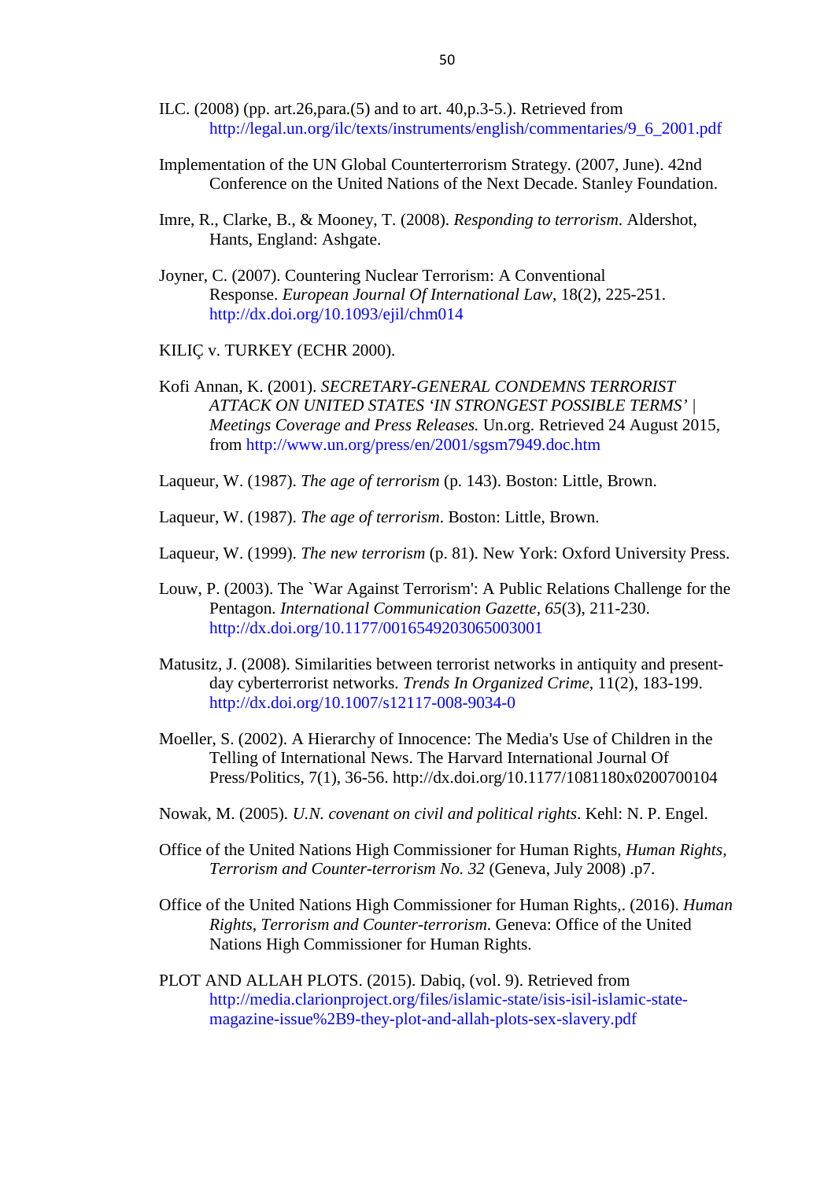ILC. (2008) (pp. art.26,para.(5) and to art. 40,p.3-5.). Retrieved from http://legal.un.org/ilc/texts/instruments/english/commentaries/9_6_2001.pdf

Implementation of the UN Global Counterterrorism Strategy. (2007, June). 42nd Conference on the United Nations of the Next Decade. Stanley Foundation.

Imre, R., Clarke, B., & Mooney, T. (2008). *Responding to terrorism*. Aldershot, Hants, England: Ashgate.

Joyner, C. (2007). Countering Nuclear Terrorism: A Conventional Response. *European Journal Of International Law*, 18(2), 225-251. http://dx.doi.org/10.1093/ejil/chm014

KILIÇ v. TURKEY (ECHR 2000).

Kofi Annan, K. (2001). *SECRETARY-GENERAL CONDEMNS TERRORIST ATTACK ON UNITED STATES 'IN STRONGEST POSSIBLE TERMS' | Meetings Coverage and Press Releases*. Un.org. Retrieved 24 August 2015, from http://www.un.org/press/en/2001/sgsm7949.doc.htm

Laqueur, W. (1987). *The age of terrorism* (p. 143). Boston: Little, Brown.

Laqueur, W. (1987). *The age of terrorism*. Boston: Little, Brown.

Laqueur, W. (1999). *The new terrorism* (p. 81). New York: Oxford University Press.

Louw, P. (2003). The `War Against Terrorism': A Public Relations Challenge for the Pentagon. *International Communication Gazette*, *65*(3), 211-230. http://dx.doi.org/10.1177/0016549203065003001

Matusitz, J. (2008). Similarities between terrorist networks in antiquity and present-day cyberterrorist networks. *Trends In Organized Crime*, 11(2), 183-199. http://dx.doi.org/10.1007/s12117-008-9034-0

Moeller, S. (2002). A Hierarchy of Innocence: The Media's Use of Children in the Telling of International News. The Harvard International Journal Of Press/Politics, 7(1), 36-56. http://dx.doi.org/10.1177/1081180x0200700104

Nowak, M. (2005). *U.N. covenant on civil and political rights*. Kehl: N. P. Engel.

Office of the United Nations High Commissioner for Human Rights, *Human Rights, Terrorism and Counter-terrorism No. 32* (Geneva, July 2008) .p7.

Office of the United Nations High Commissioner for Human Rights,. (2016). *Human Rights, Terrorism and Counter-terrorism*. Geneva: Office of the United Nations High Commissioner for Human Rights.

PLOT AND ALLAH PLOTS. (2015). Dabiq, (vol. 9). Retrieved from http://media.clarionproject.org/files/islamic-state/isis-isil-islamic-state-magazine-issue%2B9-they-plot-and-allah-plots-sex-slavery.pdf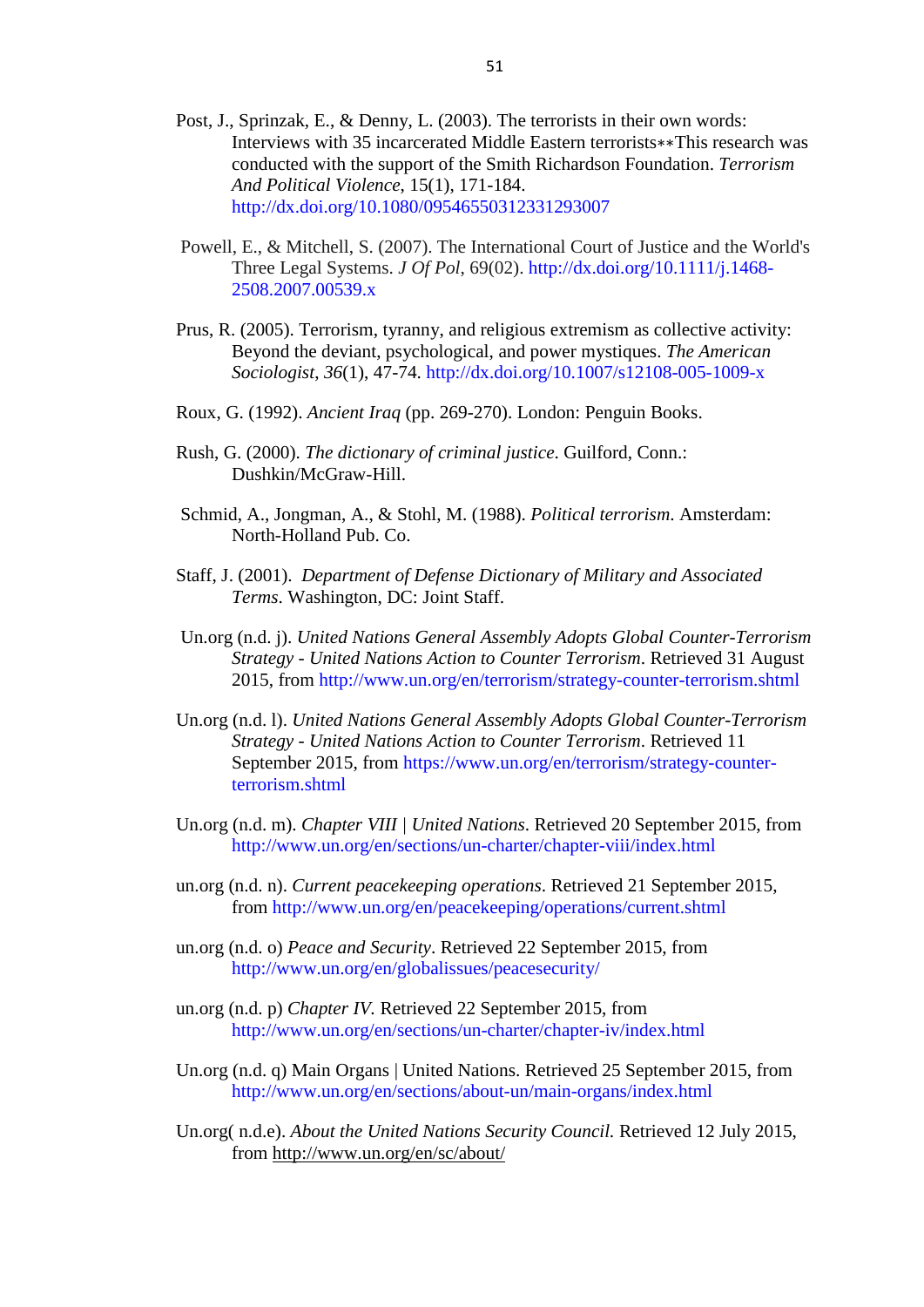Post, J., Sprinzak, E., & Denny, L. (2003). The terrorists in their own words: Interviews with 35 incarcerated Middle Eastern terrorists∗∗This research was conducted with the support of the Smith Richardson Foundation. *Terrorism And Political Violence*, 15(1), 171-184. http://dx.doi.org/10.1080/09546550312331293007

Powell, E., & Mitchell, S. (2007). The International Court of Justice and the World's Three Legal Systems. *J Of Pol*, 69(02). http://dx.doi.org/10.1111/j.1468-2508.2007.00539.x

Prus, R. (2005). Terrorism, tyranny, and religious extremism as collective activity: Beyond the deviant, psychological, and power mystiques. *The American Sociologist, 36*(1), 47-74. http://dx.doi.org/10.1007/s12108-005-1009-x

Roux, G. (1992). *Ancient Iraq* (pp. 269-270). London: Penguin Books.

Rush, G. (2000). *The dictionary of criminal justice*. Guilford, Conn.: Dushkin/McGraw-Hill.

Schmid, A., Jongman, A., & Stohl, M. (1988). *Political terrorism*. Amsterdam: North-Holland Pub. Co.

Staff, J. (2001). *Department of Defense Dictionary of Military and Associated Terms*. Washington, DC: Joint Staff.

Un.org (n.d. j). *United Nations General Assembly Adopts Global Counter-Terrorism Strategy - United Nations Action to Counter Terrorism*. Retrieved 31 August 2015, from http://www.un.org/en/terrorism/strategy-counter-terrorism.shtml

Un.org (n.d. l). *United Nations General Assembly Adopts Global Counter-Terrorism Strategy - United Nations Action to Counter Terrorism*. Retrieved 11 September 2015, from https://www.un.org/en/terrorism/strategy-counter-terrorism.shtml

Un.org (n.d. m). *Chapter VIII | United Nations*. Retrieved 20 September 2015, from http://www.un.org/en/sections/un-charter/chapter-viii/index.html

un.org (n.d. n). *Current peacekeeping operations*. Retrieved 21 September 2015, from http://www.un.org/en/peacekeeping/operations/current.shtml

un.org (n.d. o) *Peace and Security*. Retrieved 22 September 2015, from http://www.un.org/en/globalissues/peacesecurity/

un.org (n.d. p) *Chapter IV*. Retrieved 22 September 2015, from http://www.un.org/en/sections/un-charter/chapter-iv/index.html

Un.org (n.d. q) Main Organs | United Nations. Retrieved 25 September 2015, from http://www.un.org/en/sections/about-un/main-organs/index.html

Un.org( n.d.e). *About the United Nations Security Council.* Retrieved 12 July 2015, from http://www.un.org/en/sc/about/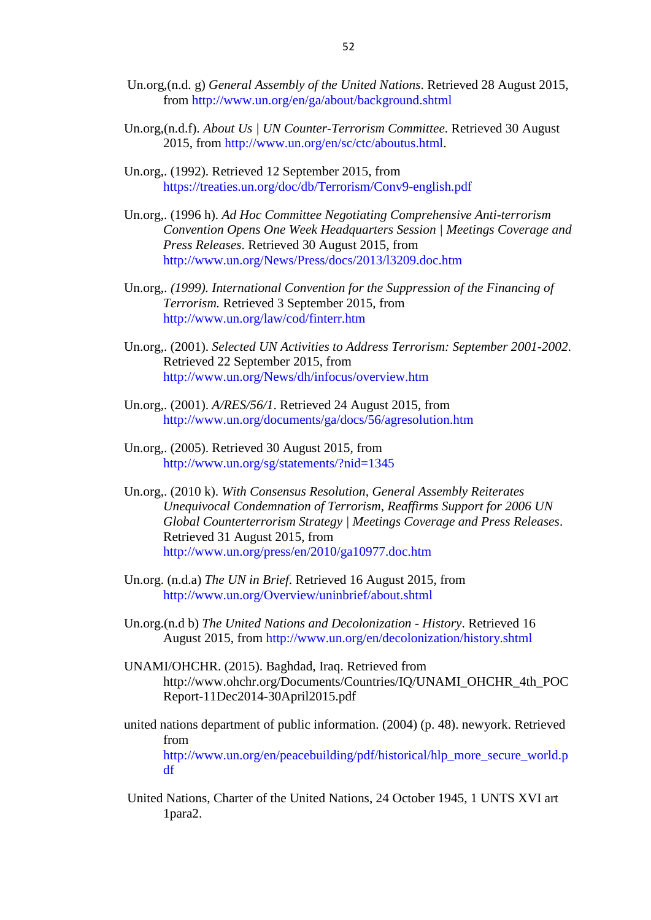Un.org,(n.d. g) *General Assembly of the United Nations*. Retrieved 28 August 2015, from http://www.un.org/en/ga/about/background.shtml

Un.org,(n.d.f). *About Us | UN Counter-Terrorism Committee*. Retrieved 30 August 2015, from http://www.un.org/en/sc/ctc/aboutus.html.

Un.org,. (1992). Retrieved 12 September 2015, from https://treaties.un.org/doc/db/Terrorism/Conv9-english.pdf

Un.org,. (1996 h). *Ad Hoc Committee Negotiating Comprehensive Anti-terrorism Convention Opens One Week Headquarters Session | Meetings Coverage and Press Releases*. Retrieved 30 August 2015, from http://www.un.org/News/Press/docs/2013/l3209.doc.htm

Un.org,. *(1999). International Convention for the Suppression of the Financing of Terrorism.* Retrieved 3 September 2015, from http://www.un.org/law/cod/finterr.htm

Un.org,. (2001). *Selected UN Activities to Address Terrorism: September 2001-2002*. Retrieved 22 September 2015, from http://www.un.org/News/dh/infocus/overview.htm

Un.org,. (2001). *A/RES/56/1*. Retrieved 24 August 2015, from http://www.un.org/documents/ga/docs/56/agresolution.htm

Un.org,. (2005). Retrieved 30 August 2015, from http://www.un.org/sg/statements/?nid=1345

Un.org,. (2010 k). *With Consensus Resolution, General Assembly Reiterates Unequivocal Condemnation of Terrorism, Reaffirms Support for 2006 UN Global Counterterrorism Strategy | Meetings Coverage and Press Releases*. Retrieved 31 August 2015, from http://www.un.org/press/en/2010/ga10977.doc.htm

Un.org. (n.d.a) *The UN in Brief*. Retrieved 16 August 2015, from http://www.un.org/Overview/uninbrief/about.shtml

Un.org.(n.d b) *The United Nations and Decolonization - History*. Retrieved 16 August 2015, from http://www.un.org/en/decolonization/history.shtml

UNAMI/OHCHR. (2015). Baghdad, Iraq. Retrieved from http://www.ohchr.org/Documents/Countries/IQ/UNAMI_OHCHR_4th_POCReport-11Dec2014-30April2015.pdf

united nations department of public information. (2004) (p. 48). newyork. Retrieved from http://www.un.org/en/peacebuilding/pdf/historical/hlp_more_secure_world.pdf

United Nations, Charter of the United Nations, 24 October 1945, 1 UNTS XVI art 1para2.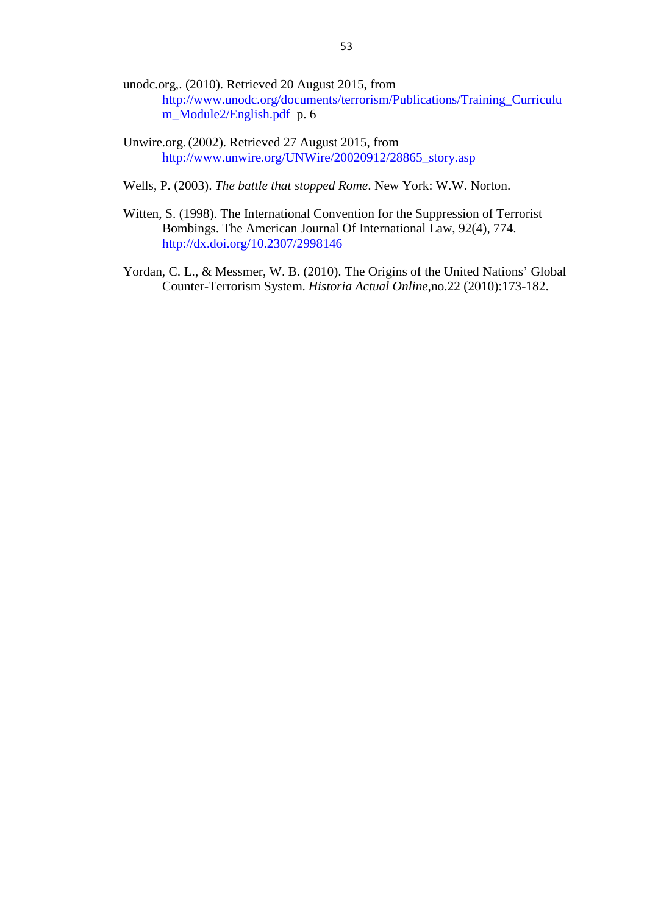unodc.org,. (2010). Retrieved 20 August 2015, from http://www.unodc.org/documents/terrorism/Publications/Training_Curriculum_Module2/English.pdf p. 6

Unwire.org. (2002). Retrieved 27 August 2015, from http://www.unwire.org/UNWire/20020912/28865_story.asp

Wells, P. (2003). *The battle that stopped Rome*. New York: W.W. Norton.

Witten, S. (1998). The International Convention for the Suppression of Terrorist Bombings. The American Journal Of International Law, 92(4), 774. http://dx.doi.org/10.2307/2998146

Yordan, C. L., & Messmer, W. B. (2010). The Origins of the United Nations' Global Counter-Terrorism System. *Historia Actual Online*,no.22 (2010):173-182.